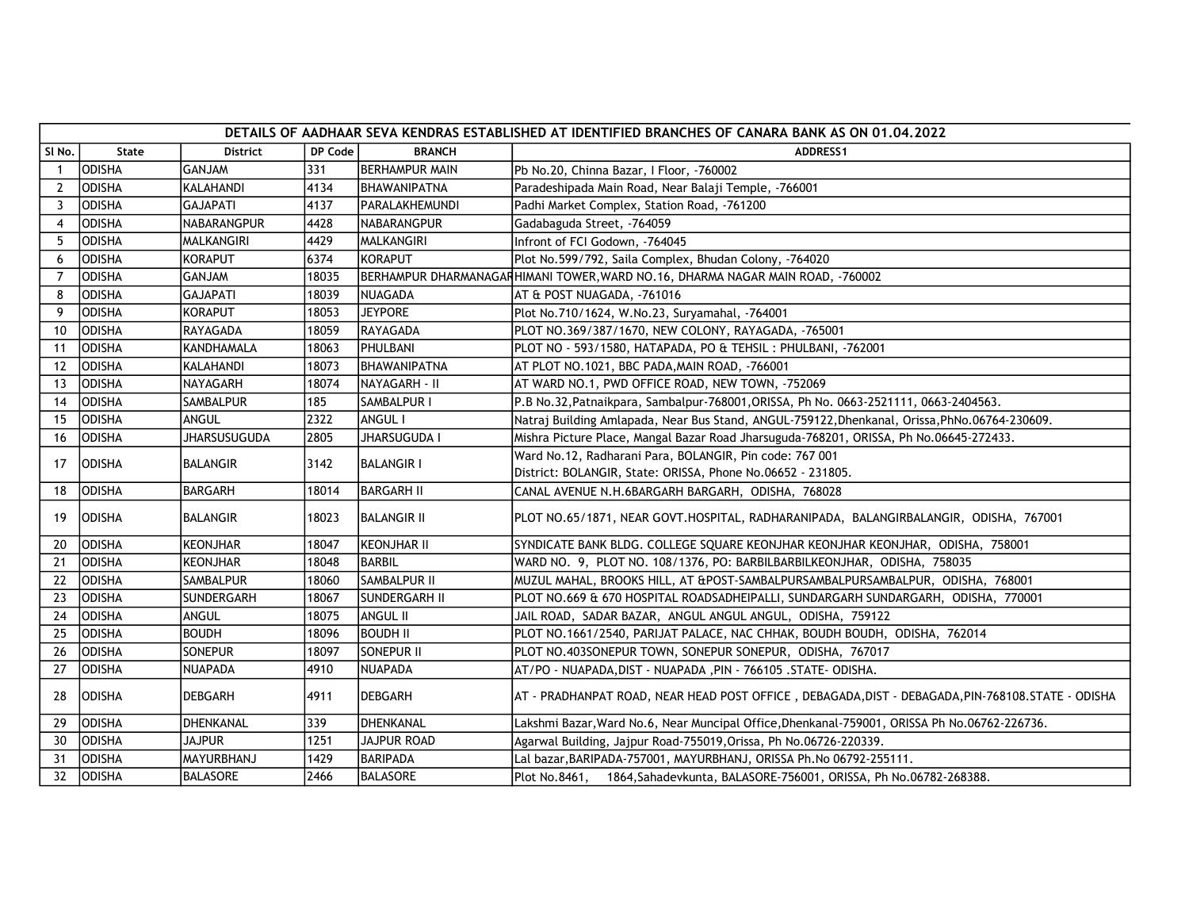| DETAILS OF AADHAAR SEVA KENDRAS ESTABLISHED AT IDENTIFIED BRANCHES OF CANARA BANK AS ON 01.04.2022 | | | | | |
|---|---|---|---|---|---|
| Sl No. | State | District | DP Code | BRANCH | ADDRESS1 |
| 1 | ODISHA | GANJAM | 331 | BERHAMPUR MAIN | Pb No.20, Chinna Bazar, I Floor, -760002 |
| 2 | ODISHA | KALAHANDI | 4134 | BHAWANIPATNA | Paradeshipada Main Road, Near Balaji Temple, -766001 |
| 3 | ODISHA | GAJAPATI | 4137 | PARALAKHEMUNDI | Padhi Market Complex, Station Road, -761200 |
| 4 | ODISHA | NABARANGPUR | 4428 | NABARANGPUR | Gadabaguda Street, -764059 |
| 5 | ODISHA | MALKANGIRI | 4429 | MALKANGIRI | Infront of FCI Godown, -764045 |
| 6 | ODISHA | KORAPUT | 6374 | KORAPUT | Plot No.599/792, Saila Complex, Bhudan Colony, -764020 |
| 7 | ODISHA | GANJAM | 18035 | BERHAMPUR DHARMANAGAR | HIMANI TOWER,WARD NO.16, DHARMA NAGAR MAIN ROAD, -760002 |
| 8 | ODISHA | GAJAPATI | 18039 | NUAGADA | AT & POST NUAGADA, -761016 |
| 9 | ODISHA | KORAPUT | 18053 | JEYPORE | Plot No.710/1624, W.No.23, Suryamahal, -764001 |
| 10 | ODISHA | RAYAGADA | 18059 | RAYAGADA | PLOT NO.369/387/1670, NEW COLONY, RAYAGADA, -765001 |
| 11 | ODISHA | KANDHAMALA | 18063 | PHULBANI | PLOT NO - 593/1580, HATAPADA, PO & TEHSIL : PHULBANI, -762001 |
| 12 | ODISHA | KALAHANDI | 18073 | BHAWANIPATNA | AT PLOT NO.1021, BBC PADA,MAIN ROAD, -766001 |
| 13 | ODISHA | NAYAGARH | 18074 | NAYAGARH - II | AT WARD NO.1, PWD OFFICE ROAD, NEW TOWN, -752069 |
| 14 | ODISHA | SAMBALPUR | 185 | SAMBALPUR I | P.B No.32,Patnaikpara, Sambalpur-768001,ORISSA, Ph No. 0663-2521111, 0663-2404563. |
| 15 | ODISHA | ANGUL | 2322 | ANGUL I | Natraj Building Amlapada, Near Bus Stand, ANGUL-759122,Dhenkanal, Orissa,PhNo.06764-230609. |
| 16 | ODISHA | JHARSUSUGUDA | 2805 | JHARSUGUDA I | Mishra Picture Place, Mangal Bazar Road Jharsuguda-768201, ORISSA, Ph No.06645-272433. |
| 17 | ODISHA | BALANGIR | 3142 | BALANGIR I | Ward No.12, Radharani Para, BOLANGIR, Pin code: 767 001 District: BOLANGIR, State: ORISSA, Phone No.06652 - 231805. |
| 18 | ODISHA | BARGARH | 18014 | BARGARH II | CANAL AVENUE N.H.6BARGARH BARGARH, ODISHA, 768028 |
| 19 | ODISHA | BALANGIR | 18023 | BALANGIR II | PLOT NO.65/1871, NEAR GOVT.HOSPITAL, RADHARANIPADA, BALANGIRBALANGIR, ODISHA, 767001 |
| 20 | ODISHA | KEONJHAR | 18047 | KEONJHAR II | SYNDICATE BANK BLDG. COLLEGE SQUARE KEONJHAR KEONJHAR KEONJHAR, ODISHA, 758001 |
| 21 | ODISHA | KEONJHAR | 18048 | BARBIL | WARD NO. 9, PLOT NO. 108/1376, PO: BARBILBARBILKEONJHAR, ODISHA, 758035 |
| 22 | ODISHA | SAMBALPUR | 18060 | SAMBALPUR II | MUZUL MAHAL, BROOKS HILL, AT &POST-SAMBALPURSAMBALPURSAMBALPUR, ODISHA, 768001 |
| 23 | ODISHA | SUNDERGARH | 18067 | SUNDERGARH II | PLOT NO.669 & 670 HOSPITAL ROADSADHEIPALLI, SUNDARGARH SUNDARGARH, ODISHA, 770001 |
| 24 | ODISHA | ANGUL | 18075 | ANGUL II | JAIL ROAD, SADAR BAZAR, ANGUL ANGUL ANGUL, ODISHA, 759122 |
| 25 | ODISHA | BOUDH | 18096 | BOUDH II | PLOT NO.1661/2540, PARIJAT PALACE, NAC CHHAK, BOUDH BOUDH, ODISHA, 762014 |
| 26 | ODISHA | SONEPUR | 18097 | SONEPUR II | PLOT NO.403SONEPUR TOWN, SONEPUR SONEPUR, ODISHA, 767017 |
| 27 | ODISHA | NUAPADA | 4910 | NUAPADA | AT/PO - NUAPADA,DIST - NUAPADA ,PIN - 766105 .STATE- ODISHA. |
| 28 | ODISHA | DEBGARH | 4911 | DEBGARH | AT - PRADHANPAT ROAD, NEAR HEAD POST OFFICE , DEBAGADA,DIST - DEBAGADA,PIN-768108.STATE - ODISHA |
| 29 | ODISHA | DHENKANAL | 339 | DHENKANAL | Lakshmi Bazar,Ward No.6, Near Muncipal Office,Dhenkanal-759001, ORISSA Ph No.06762-226736. |
| 30 | ODISHA | JAJPUR | 1251 | JAJPUR ROAD | Agarwal Building, Jajpur Road-755019,Orissa, Ph No.06726-220339. |
| 31 | ODISHA | MAYURBHANJ | 1429 | BARIPADA | Lal bazar,BARIPADA-757001, MAYURBHANJ, ORISSA Ph.No 06792-255111. |
| 32 | ODISHA | BALASORE | 2466 | BALASORE | Plot No.8461, 1864,Sahadevkunta, BALASORE-756001, ORISSA, Ph No.06782-268388. |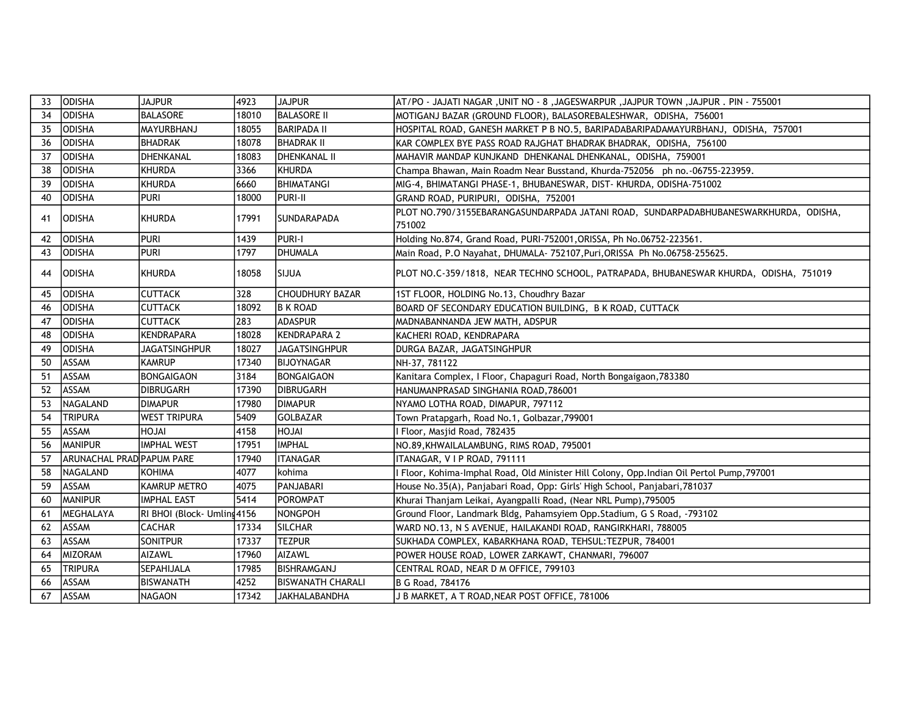| 33 | ODISHA | JAJPUR | 4923 | JAJPUR | AT/PO - JAJATI NAGAR ,UNIT NO - 8 ,JAGESWARPUR ,JAJPUR TOWN ,JAJPUR . PIN - 755001 |
|---|---|---|---|---|---|
| 34 | ODISHA | BALASORE | 18010 | BALASORE II | MOTIGANJ BAZAR (GROUND FLOOR), BALASOREBALESHWAR, ODISHA, 756001 |
| 35 | ODISHA | MAYURBHANJ | 18055 | BARIPADA II | HOSPITAL ROAD, GANESH MARKET P B NO.5, BARIPADABARIPADAMAYURBHANJ, ODISHA, 757001 |
| 36 | ODISHA | BHADRAK | 18078 | BHADRAK II | KAR COMPLEX BYE PASS ROAD RAJGHAT BHADRAK BHADRAK, ODISHA, 756100 |
| 37 | ODISHA | DHENKANAL | 18083 | DHENKANAL II | MAHAVIR MANDAP KUNJKAND DHENKANAL DHENKANAL, ODISHA, 759001 |
| 38 | ODISHA | KHURDA | 3366 | KHURDA | Champa Bhawan, Main Roadm Near Busstand, Khurda-752056 ph no.-06755-223959. |
| 39 | ODISHA | KHURDA | 6660 | BHIMATANGI | MIG-4, BHIMATANGI PHASE-1, BHUBANESWAR, DIST- KHURDA, ODISHA-751002 |
| 40 | ODISHA | PURI | 18000 | PURI-II | GRAND ROAD, PURIPURI, ODISHA, 752001 |
| 41 | ODISHA | KHURDA | 17991 | SUNDARAPADA | PLOT NO.790/3155EBARANGASUNDARPADA JATANI ROAD, SUNDARPADABHUBANESWARKHURDA, ODISHA, 751002 |
| 42 | ODISHA | PURI | 1439 | PURI-I | Holding No.874, Grand Road, PURI-752001,ORISSA, Ph No.06752-223561. |
| 43 | ODISHA | PURI | 1797 | DHUMALA | Main Road, P.O Nayahat, DHUMALA- 752107,Puri,ORISSA Ph No.06758-255625. |
| 44 | ODISHA | KHURDA | 18058 | SIJUA | PLOT NO.C-359/1818, NEAR TECHNO SCHOOL, PATRAPADA, BHUBANESWAR KHURDA, ODISHA, 751019 |
| 45 | ODISHA | CUTTACK | 328 | CHOUDHURY BAZAR | 1ST FLOOR, HOLDING No.13, Choudhry Bazar |
| 46 | ODISHA | CUTTACK | 18092 | B K ROAD | BOARD OF SECONDARY EDUCATION BUILDING, B K ROAD, CUTTACK |
| 47 | ODISHA | CUTTACK | 283 | ADASPUR | MADNABANNANDA JEW MATH, ADSPUR |
| 48 | ODISHA | KENDRAPARA | 18028 | KENDRAPARA 2 | KACHERI ROAD, KENDRAPARA |
| 49 | ODISHA | JAGATSINGHPUR | 18027 | JAGATSINGHPUR | DURGA BAZAR, JAGATSINGHPUR |
| 50 | ASSAM | KAMRUP | 17340 | BIJOYNAGAR | NH-37, 781122 |
| 51 | ASSAM | BONGAIGAON | 3184 | BONGAIGAON | Kanitara Complex, I Floor, Chapaguri Road, North Bongaigaon,783380 |
| 52 | ASSAM | DIBRUGARH | 17390 | DIBRUGARH | HANUMANPRASAD SINGHANIA ROAD,786001 |
| 53 | NAGALAND | DIMAPUR | 17980 | DIMAPUR | NYAMO LOTHA ROAD, DIMAPUR, 797112 |
| 54 | TRIPURA | WEST TRIPURA | 5409 | GOLBAZAR | Town Pratapgarh, Road No.1, Golbazar,799001 |
| 55 | ASSAM | HOJAI | 4158 | HOJAI | I Floor, Masjid Road, 782435 |
| 56 | MANIPUR | IMPHAL WEST | 17951 | IMPHAL | NO.89,KHWAILALAMBUNG, RIMS ROAD, 795001 |
| 57 | ARUNACHAL PRAD | PAPUM PARE | 17940 | ITANAGAR | ITANAGAR, V I P ROAD, 791111 |
| 58 | NAGALAND | KOHIMA | 4077 | kohima | I Floor, Kohima-Imphal Road, Old Minister Hill Colony, Opp.Indian Oil Pertol Pump,797001 |
| 59 | ASSAM | KAMRUP METRO | 4075 | PANJABARI | House No.35(A), Panjabari Road, Opp: Girls' High School, Panjabari,781037 |
| 60 | MANIPUR | IMPHAL EAST | 5414 | POROMPAT | Khurai Thanjam Leikai, Ayangpalli Road, (Near NRL Pump),795005 |
| 61 | MEGHALAYA | RI BHOI (Block- Umling | 4156 | NONGPOH | Ground Floor, Landmark Bldg, Pahamsyiem Opp.Stadium, G S Road, -793102 |
| 62 | ASSAM | CACHAR | 17334 | SILCHAR | WARD NO.13, N S AVENUE, HAILAKANDI ROAD, RANGIRKHARI, 788005 |
| 63 | ASSAM | SONITPUR | 17337 | TEZPUR | SUKHADA COMPLEX, KABARKHANA ROAD, TEHSUL:TEZPUR, 784001 |
| 64 | MIZORAM | AIZAWL | 17960 | AIZAWL | POWER HOUSE ROAD, LOWER ZARKAWT, CHANMARI, 796007 |
| 65 | TRIPURA | SEPAHIJALA | 17985 | BISHRAMGANJ | CENTRAL ROAD, NEAR D M OFFICE, 799103 |
| 66 | ASSAM | BISWANATH | 4252 | BISWANATH CHARALI | B G Road, 784176 |
| 67 | ASSAM | NAGAON | 17342 | JAKHALABANDHA | J B MARKET, A T ROAD,NEAR POST OFFICE, 781006 |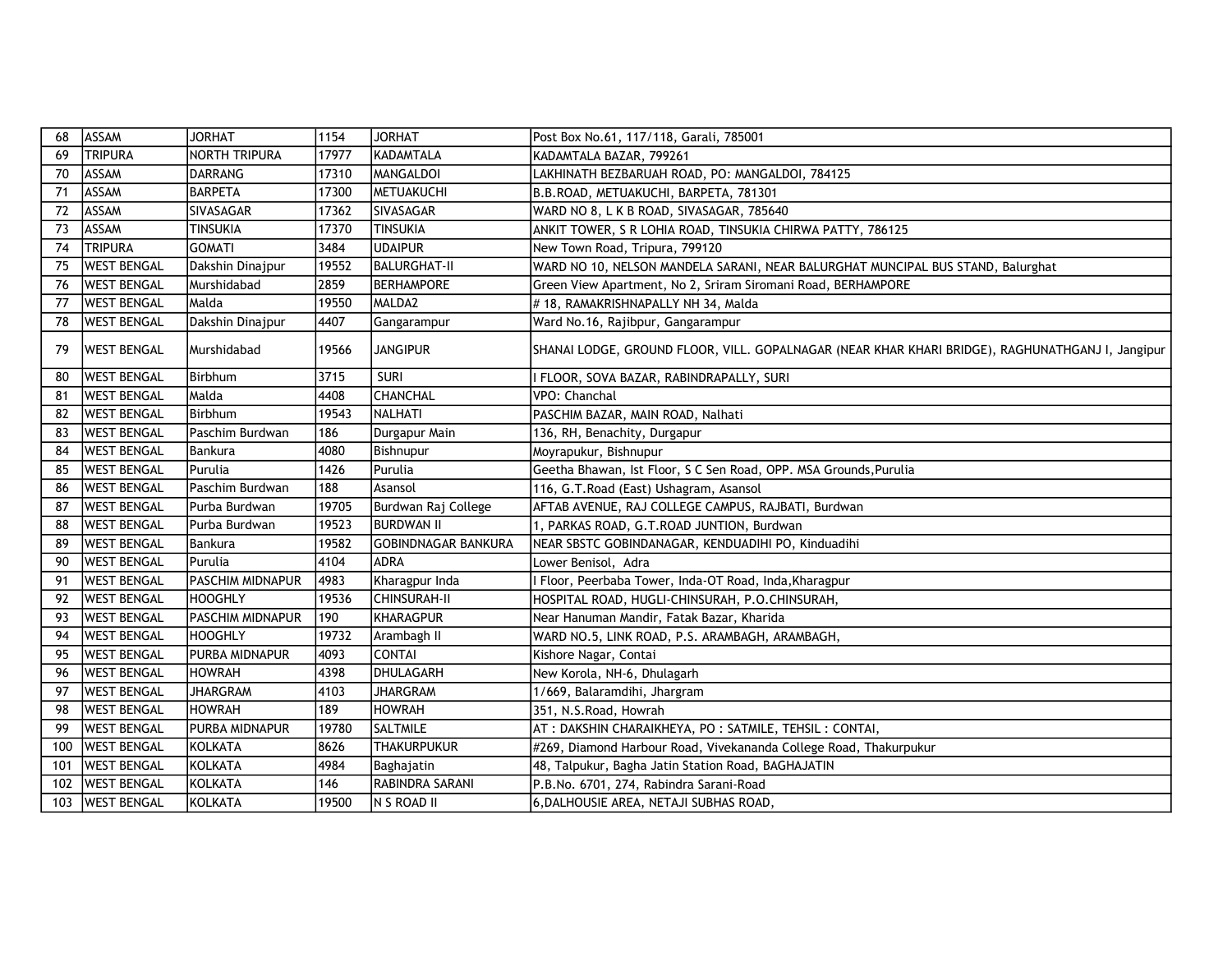| 68 | ASSAM | JORHAT | 1154 | JORHAT | Post Box No.61, 117/118, Garali, 785001 |
|---|---|---|---|---|---|
| 69 | TRIPURA | NORTH TRIPURA | 17977 | KADAMTALA | KADAMTALA BAZAR, 799261 |
| 70 | ASSAM | DARRANG | 17310 | MANGALDOI | LAKHINATH BEZBARUAH ROAD, PO: MANGALDOI, 784125 |
| 71 | ASSAM | BARPETA | 17300 | METUAKUCHI | B.B.ROAD, METUAKUCHI, BARPETA, 781301 |
| 72 | ASSAM | SIVASAGAR | 17362 | SIVASAGAR | WARD NO 8, L K B ROAD, SIVASAGAR, 785640 |
| 73 | ASSAM | TINSUKIA | 17370 | TINSUKIA | ANKIT TOWER, S R LOHIA ROAD, TINSUKIA CHIRWA PATTY, 786125 |
| 74 | TRIPURA | GOMATI | 3484 | UDAIPUR | New Town Road, Tripura, 799120 |
| 75 | WEST BENGAL | Dakshin Dinajpur | 19552 | BALURGHAT-II | WARD NO 10, NELSON MANDELA SARANI, NEAR BALURGHAT MUNCIPAL BUS STAND, Balurghat |
| 76 | WEST BENGAL | Murshidabad | 2859 | BERHAMPORE | Green View Apartment, No 2, Sriram Siromani Road, BERHAMPORE |
| 77 | WEST BENGAL | Malda | 19550 | MALDA2 | # 18, RAMAKRISHNAPALLY NH 34, Malda |
| 78 | WEST BENGAL | Dakshin Dinajpur | 4407 | Gangarampur | Ward No.16, Rajibpur, Gangarampur |
| 79 | WEST BENGAL | Murshidabad | 19566 | JANGIPUR | SHANAI LODGE, GROUND FLOOR, VILL. GOPALNAGAR (NEAR KHAR KHARI BRIDGE), RAGHUNATHGANJ I, Jangipur |
| 80 | WEST BENGAL | Birbhum | 3715 | SURI | I FLOOR, SOVA BAZAR, RABINDRAPALLY, SURI |
| 81 | WEST BENGAL | Malda | 4408 | CHANCHAL | VPO: Chanchal |
| 82 | WEST BENGAL | Birbhum | 19543 | NALHATI | PASCHIM BAZAR, MAIN ROAD, Nalhati |
| 83 | WEST BENGAL | Paschim Burdwan | 186 | Durgapur Main | 136, RH, Benachity, Durgapur |
| 84 | WEST BENGAL | Bankura | 4080 | Bishnupur | Moyrapukur, Bishnupur |
| 85 | WEST BENGAL | Purulia | 1426 | Purulia | Geetha Bhawan, Ist Floor, S C Sen Road, OPP. MSA Grounds,Purulia |
| 86 | WEST BENGAL | Paschim Burdwan | 188 | Asansol | 116, G.T.Road (East) Ushagram, Asansol |
| 87 | WEST BENGAL | Purba Burdwan | 19705 | Burdwan Raj College | AFTAB AVENUE, RAJ COLLEGE CAMPUS, RAJBATI, Burdwan |
| 88 | WEST BENGAL | Purba Burdwan | 19523 | BURDWAN II | 1, PARKAS ROAD, G.T.ROAD JUNTION, Burdwan |
| 89 | WEST BENGAL | Bankura | 19582 | GOBINDNAGAR BANKURA | NEAR SBSTC GOBINDANAGAR, KENDUADIHI PO, Kinduadihi |
| 90 | WEST BENGAL | Purulia | 4104 | ADRA | Lower Benisol, Adra |
| 91 | WEST BENGAL | PASCHIM MIDNAPUR | 4983 | Kharagpur Inda | I Floor, Peerbaba Tower, Inda-OT Road, Inda,Kharagpur |
| 92 | WEST BENGAL | HOOGHLY | 19536 | CHINSURAH-II | HOSPITAL ROAD, HUGLI-CHINSURAH, P.O.CHINSURAH, |
| 93 | WEST BENGAL | PASCHIM MIDNAPUR | 190 | KHARAGPUR | Near Hanuman Mandir, Fatak Bazar, Kharida |
| 94 | WEST BENGAL | HOOGHLY | 19732 | Arambagh II | WARD NO.5, LINK ROAD, P.S. ARAMBAGH, ARAMBAGH, |
| 95 | WEST BENGAL | PURBA MIDNAPUR | 4093 | CONTAI | Kishore Nagar, Contai |
| 96 | WEST BENGAL | HOWRAH | 4398 | DHULAGARH | New Korola, NH-6, Dhulagarh |
| 97 | WEST BENGAL | JHARGRAM | 4103 | JHARGRAM | 1/669, Balaramdihi, Jhargram |
| 98 | WEST BENGAL | HOWRAH | 189 | HOWRAH | 351, N.S.Road, Howrah |
| 99 | WEST BENGAL | PURBA MIDNAPUR | 19780 | SALTMILE | AT : DAKSHIN CHARAIKHEYA, PO : SATMILE, TEHSIL : CONTAI, |
| 100 | WEST BENGAL | KOLKATA | 8626 | THAKURPUKUR | #269, Diamond Harbour Road, Vivekananda College Road, Thakurpukur |
| 101 | WEST BENGAL | KOLKATA | 4984 | Baghajatin | 48, Talpukur, Bagha Jatin Station Road, BAGHAJATIN |
| 102 | WEST BENGAL | KOLKATA | 146 | RABINDRA SARANI | P.B.No. 6701, 274, Rabindra Sarani-Road |
| 103 | WEST BENGAL | KOLKATA | 19500 | N S ROAD II | 6,DALHOUSIE AREA, NETAJI SUBHAS ROAD, |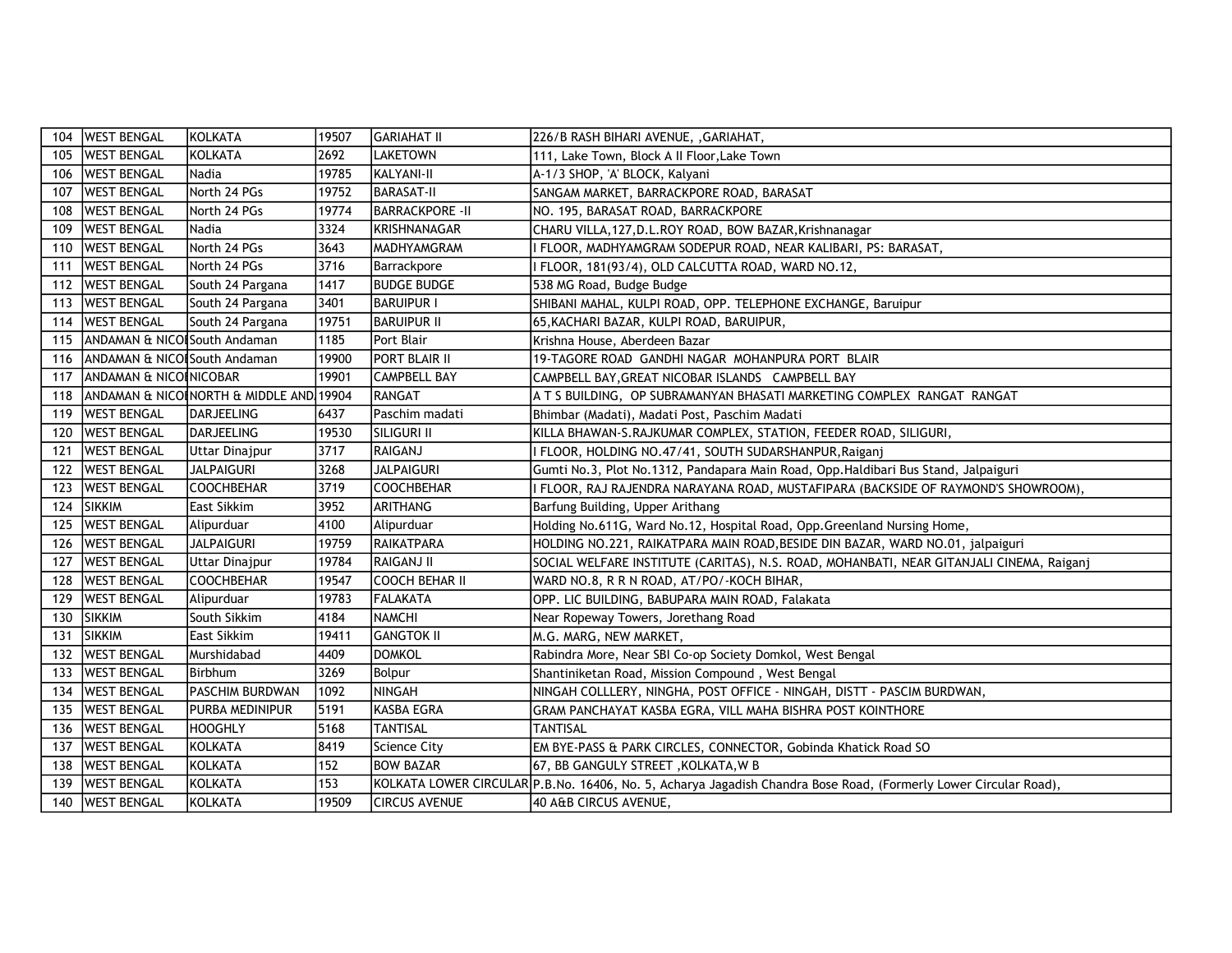| 104 | WEST BENGAL | KOLKATA | 19507 | GARIAHAT II | 226/B RASH BIHARI AVENUE, ,GARIAHAT, |
|---|---|---|---|---|---|
| 105 | WEST BENGAL | KOLKATA | 2692 | LAKETOWN | 111, Lake Town, Block A II Floor,Lake Town |
| 106 | WEST BENGAL | Nadia | 19785 | KALYANI-II | A-1/3 SHOP, 'A' BLOCK, Kalyani |
| 107 | WEST BENGAL | North 24 PGs | 19752 | BARASAT-II | SANGAM MARKET, BARRACKPORE ROAD, BARASAT |
| 108 | WEST BENGAL | North 24 PGs | 19774 | BARRACKPORE -II | NO. 195, BARASAT ROAD, BARRACKPORE |
| 109 | WEST BENGAL | Nadia | 3324 | KRISHNANAGAR | CHARU VILLA,127,D.L.ROY ROAD, BOW BAZAR,Krishnanagar |
| 110 | WEST BENGAL | North 24 PGs | 3643 | MADHYAMGRAM | I FLOOR, MADHYAMGRAM SODEPUR ROAD, NEAR KALIBARI, PS: BARASAT, |
| 111 | WEST BENGAL | North 24 PGs | 3716 | Barrackpore | I FLOOR, 181(93/4), OLD CALCUTTA ROAD, WARD NO.12, |
| 112 | WEST BENGAL | South 24 Pargana | 1417 | BUDGE BUDGE | 538 MG Road, Budge Budge |
| 113 | WEST BENGAL | South 24 Pargana | 3401 | BARUIPUR I | SHIBANI MAHAL, KULPI ROAD, OPP. TELEPHONE EXCHANGE, Baruipur |
| 114 | WEST BENGAL | South 24 Pargana | 19751 | BARUIPUR II | 65,KACHARI BAZAR, KULPI ROAD, BARUIPUR, |
| 115 | ANDAMAN & NICO | South Andaman | 1185 | Port Blair | Krishna House, Aberdeen Bazar |
| 116 | ANDAMAN & NICO | South Andaman | 19900 | PORT BLAIR II | 19-TAGORE ROAD GANDHI NAGAR MOHANPURA PORT BLAIR |
| 117 | ANDAMAN & NICO | NICOBAR | 19901 | CAMPBELL BAY | CAMPBELL BAY,GREAT NICOBAR ISLANDS CAMPBELL BAY |
| 118 | ANDAMAN & NICO | NORTH & MIDDLE AND | 19904 | RANGAT | A T S BUILDING, OP SUBRAMANYAN BHASATI MARKETING COMPLEX RANGAT RANGAT |
| 119 | WEST BENGAL | DARJEELING | 6437 | Paschim madati | Bhimbar (Madati), Madati Post, Paschim Madati |
| 120 | WEST BENGAL | DARJEELING | 19530 | SILIGURI II | KILLA BHAWAN-S.RAJKUMAR COMPLEX, STATION, FEEDER ROAD, SILIGURI, |
| 121 | WEST BENGAL | Uttar Dinajpur | 3717 | RAIGANJ | I FLOOR, HOLDING NO.47/41, SOUTH SUDARSHANPUR,Raiganj |
| 122 | WEST BENGAL | JALPAIGURI | 3268 | JALPAIGURI | Gumti No.3, Plot No.1312, Pandapara Main Road, Opp.Haldibari Bus Stand, Jalpaiguri |
| 123 | WEST BENGAL | COOCHBEHAR | 3719 | COOCHBEHAR | I FLOOR, RAJ RAJENDRA NARAYANA ROAD, MUSTAFIPARA (BACKSIDE OF RAYMOND'S SHOWROOM), |
| 124 | SIKKIM | East Sikkim | 3952 | ARITHANG | Barfung Building, Upper Arithang |
| 125 | WEST BENGAL | Alipurduar | 4100 | Alipurduar | Holding No.611G, Ward No.12, Hospital Road, Opp.Greenland Nursing Home, |
| 126 | WEST BENGAL | JALPAIGURI | 19759 | RAIKATPARA | HOLDING NO.221, RAIKATPARA MAIN ROAD,BESIDE DIN BAZAR, WARD NO.01, jalpaiguri |
| 127 | WEST BENGAL | Uttar Dinajpur | 19784 | RAIGANJ II | SOCIAL WELFARE INSTITUTE (CARITAS), N.S. ROAD, MOHANBATI, NEAR GITANJALI CINEMA, Raiganj |
| 128 | WEST BENGAL | COOCHBEHAR | 19547 | COOCH BEHAR II | WARD NO.8, R R N ROAD, AT/PO/-KOCH BIHAR, |
| 129 | WEST BENGAL | Alipurduar | 19783 | FALAKATA | OPP. LIC BUILDING, BABUPARA MAIN ROAD, Falakata |
| 130 | SIKKIM | South Sikkim | 4184 | NAMCHI | Near Ropeway Towers, Jorethang Road |
| 131 | SIKKIM | East Sikkim | 19411 | GANGTOK II | M.G. MARG, NEW MARKET, |
| 132 | WEST BENGAL | Murshidabad | 4409 | DOMKOL | Rabindra More, Near SBI Co-op Society Domkol, West Bengal |
| 133 | WEST BENGAL | Birbhum | 3269 | Bolpur | Shantiniketan Road, Mission Compound , West Bengal |
| 134 | WEST BENGAL | PASCHIM BURDWAN | 1092 | NINGAH | NINGAH COLLLERY, NINGHA, POST OFFICE - NINGAH, DISTT - PASCIM BURDWAN, |
| 135 | WEST BENGAL | PURBA MEDINIPUR | 5191 | KASBA EGRA | GRAM PANCHAYAT KASBA EGRA, VILL MAHA BISHRA POST KOINTHORE |
| 136 | WEST BENGAL | HOOGHLY | 5168 | TANTISAL | TANTISAL |
| 137 | WEST BENGAL | KOLKATA | 8419 | Science City | EM BYE-PASS & PARK CIRCLES, CONNECTOR, Gobinda Khatick Road SO |
| 138 | WEST BENGAL | KOLKATA | 152 | BOW BAZAR | 67, BB GANGULY STREET ,KOLKATA,W B |
| 139 | WEST BENGAL | KOLKATA | 153 | KOLKATA LOWER CIRCULAR | P.B.No. 16406, No. 5, Acharya Jagadish Chandra Bose Road, (Formerly Lower Circular Road), |
| 140 | WEST BENGAL | KOLKATA | 19509 | CIRCUS AVENUE | 40 A&B CIRCUS AVENUE, |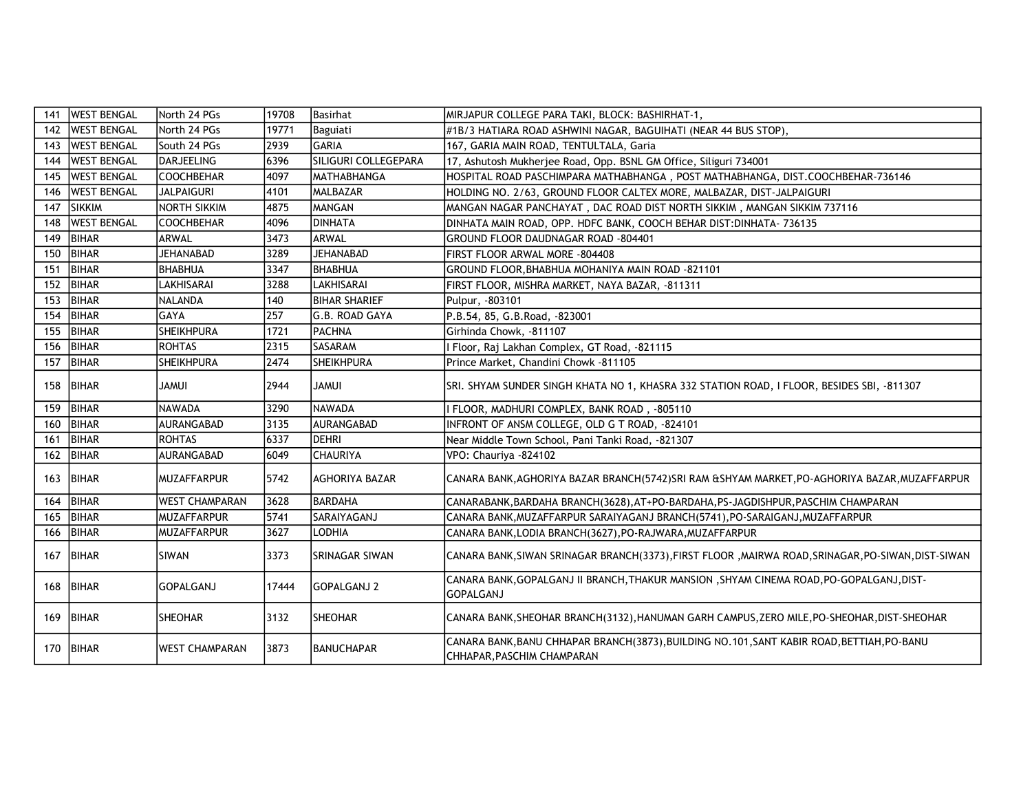| | | | | | |
|---|---|---|---|---|---|
| 141 | WEST BENGAL | North 24 PGs | 19708 | Basirhat | MIRJAPUR COLLEGE PARA TAKI, BLOCK: BASHIRHAT-1, |
| 142 | WEST BENGAL | North 24 PGs | 19771 | Baguiati | #1B/3 HATIARA ROAD ASHWINI NAGAR, BAGUIHATI (NEAR 44 BUS STOP), |
| 143 | WEST BENGAL | South 24 PGs | 2939 | GARIA | 167, GARIA MAIN ROAD, TENTULTALA, Garia |
| 144 | WEST BENGAL | DARJEELING | 6396 | SILIGURI COLLEGEPARA | 17, Ashutosh Mukherjee Road, Opp. BSNL GM Office, Siliguri 734001 |
| 145 | WEST BENGAL | COOCHBEHAR | 4097 | MATHABHANGA | HOSPITAL ROAD PASCHIMPARA MATHABHANGA , POST MATHABHANGA, DIST.COOCHBEHAR-736146 |
| 146 | WEST BENGAL | JALPAIGURI | 4101 | MALBAZAR | HOLDING NO. 2/63, GROUND FLOOR CALTEX MORE, MALBAZAR, DIST-JALPAIGURI |
| 147 | SIKKIM | NORTH SIKKIM | 4875 | MANGAN | MANGAN NAGAR PANCHAYAT , DAC ROAD DIST NORTH SIKKIM , MANGAN SIKKIM 737116 |
| 148 | WEST BENGAL | COOCHBEHAR | 4096 | DINHATA | DINHATA MAIN ROAD, OPP. HDFC BANK, COOCH BEHAR DIST:DINHATA- 736135 |
| 149 | BIHAR | ARWAL | 3473 | ARWAL | GROUND FLOOR DAUDNAGAR ROAD -804401 |
| 150 | BIHAR | JEHANABAD | 3289 | JEHANABAD | FIRST FLOOR ARWAL MORE -804408 |
| 151 | BIHAR | BHABHUA | 3347 | BHABHUA | GROUND FLOOR,BHABHUA MOHANIYA MAIN ROAD -821101 |
| 152 | BIHAR | LAKHISARAI | 3288 | LAKHISARAI | FIRST FLOOR, MISHRA MARKET, NAYA BAZAR, -811311 |
| 153 | BIHAR | NALANDA | 140 | BIHAR SHARIEF | Pulpur, -803101 |
| 154 | BIHAR | GAYA | 257 | G.B. ROAD GAYA | P.B.54, 85, G.B.Road, -823001 |
| 155 | BIHAR | SHEIKHPURA | 1721 | PACHNA | Girhinda Chowk, -811107 |
| 156 | BIHAR | ROHTAS | 2315 | SASARAM | I Floor, Raj Lakhan Complex, GT Road, -821115 |
| 157 | BIHAR | SHEIKHPURA | 2474 | SHEIKHPURA | Prince Market, Chandini Chowk -811105 |
| 158 | BIHAR | JAMUI | 2944 | JAMUI | SRI. SHYAM SUNDER SINGH KHATA NO 1, KHASRA 332 STATION ROAD, I FLOOR, BESIDES SBI, -811307 |
| 159 | BIHAR | NAWADA | 3290 | NAWADA | I FLOOR, MADHURI COMPLEX, BANK ROAD , -805110 |
| 160 | BIHAR | AURANGABAD | 3135 | AURANGABAD | INFRONT OF ANSM COLLEGE, OLD G T ROAD, -824101 |
| 161 | BIHAR | ROHTAS | 6337 | DEHRI | Near Middle Town School, Pani Tanki Road, -821307 |
| 162 | BIHAR | AURANGABAD | 6049 | CHAURIYA | VPO: Chauriya -824102 |
| 163 | BIHAR | MUZAFFARPUR | 5742 | AGHORIYA BAZAR | CANARA BANK,AGHORIYA BAZAR BRANCH(5742)SRI RAM &SHYAM MARKET,PO-AGHORIYA BAZAR,MUZAFFARPUR |
| 164 | BIHAR | WEST CHAMPARAN | 3628 | BARDAHA | CANARABANK,BARDAHA BRANCH(3628),AT+PO-BARDAHA,PS-JAGDISHPUR,PASCHIM CHAMPARAN |
| 165 | BIHAR | MUZAFFARPUR | 5741 | SARAIYAGANJ | CANARA BANK,MUZAFFARPUR SARAIYAGANJ BRANCH(5741),PO-SARAIGANJ,MUZAFFARPUR |
| 166 | BIHAR | MUZAFFARPUR | 3627 | LODHIA | CANARA BANK,LODIA BRANCH(3627),PO-RAJWARA,MUZAFFARPUR |
| 167 | BIHAR | SIWAN | 3373 | SRINAGAR SIWAN | CANARA BANK,SIWAN SRINAGAR BRANCH(3373),FIRST FLOOR ,MAIRWA ROAD,SRINAGAR,PO-SIWAN,DIST-SIWAN |
| 168 | BIHAR | GOPALGANJ | 17444 | GOPALGANJ 2 | CANARA BANK,GOPALGANJ II BRANCH,THAKUR MANSION ,SHYAM CINEMA ROAD,PO-GOPALGANJ,DIST-GOPALGANJ |
| 169 | BIHAR | SHEOHAR | 3132 | SHEOHAR | CANARA BANK,SHEOHAR BRANCH(3132),HANUMAN GARH CAMPUS,ZERO MILE,PO-SHEOHAR,DIST-SHEOHAR |
| 170 | BIHAR | WEST CHAMPARAN | 3873 | BANUCHAPAR | CANARA BANK,BANU CHHAPAR BRANCH(3873),BUILDING NO.101,SANT KABIR ROAD,BETTIAH,PO-BANU CHHAPAR,PASCHIM CHAMPARAN |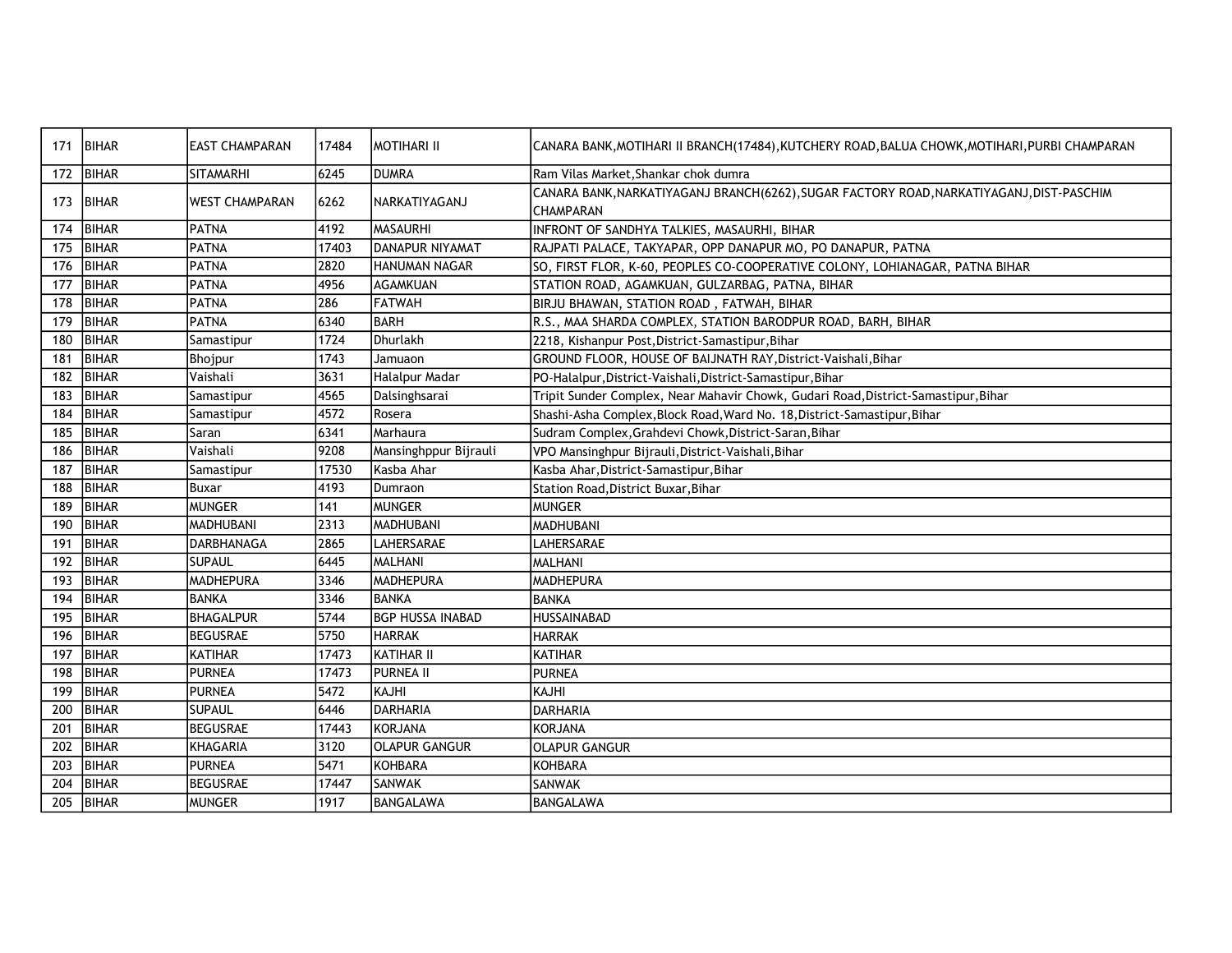| 171 | BIHAR | EAST CHAMPARAN | 17484 | MOTIHARI II | CANARA BANK,MOTIHARI II BRANCH(17484),KUTCHERY ROAD,BALUA CHOWK,MOTIHARI,PURBI CHAMPARAN |
|---|---|---|---|---|---|
| 172 | BIHAR | SITAMARHI | 6245 | DUMRA | Ram Vilas Market,Shankar chok dumra |
| 173 | BIHAR | WEST CHAMPARAN | 6262 | NARKATIYAGANJ | CANARA BANK,NARKATIYAGANJ BRANCH(6262),SUGAR FACTORY ROAD,NARKATIYAGANJ,DIST-PASCHIM CHAMPARAN |
| 174 | BIHAR | PATNA | 4192 | MASAURHI | INFRONT OF SANDHYA TALKIES, MASAURHI, BIHAR |
| 175 | BIHAR | PATNA | 17403 | DANAPUR NIYAMAT | RAJPATI PALACE, TAKYAPAR, OPP DANAPUR MO, PO DANAPUR, PATNA |
| 176 | BIHAR | PATNA | 2820 | HANUMAN NAGAR | SO, FIRST FLOR, K-60, PEOPLES CO-COOPERATIVE COLONY, LOHIANAGAR, PATNA BIHAR |
| 177 | BIHAR | PATNA | 4956 | AGAMKUAN | STATION ROAD, AGAMKUAN, GULZARBAG, PATNA, BIHAR |
| 178 | BIHAR | PATNA | 286 | FATWAH | BIRJU BHAWAN, STATION ROAD , FATWAH, BIHAR |
| 179 | BIHAR | PATNA | 6340 | BARH | R.S., MAA SHARDA COMPLEX, STATION BARODPUR ROAD, BARH, BIHAR |
| 180 | BIHAR | Samastipur | 1724 | Dhurlakh | 2218, Kishanpur Post,District-Samastipur,Bihar |
| 181 | BIHAR | Bhojpur | 1743 | Jamuaon | GROUND FLOOR, HOUSE OF BAIJNATH RAY,District-Vaishali,Bihar |
| 182 | BIHAR | Vaishali | 3631 | Halalpur Madar | PO-Halalpur,District-Vaishali,District-Samastipur,Bihar |
| 183 | BIHAR | Samastipur | 4565 | Dalsinghsarai | Tripit Sunder Complex, Near Mahavir Chowk, Gudari Road,District-Samastipur,Bihar |
| 184 | BIHAR | Samastipur | 4572 | Rosera | Shashi-Asha Complex,Block Road,Ward No. 18,District-Samastipur,Bihar |
| 185 | BIHAR | Saran | 6341 | Marhaura | Sudram Complex,Grahdevi Chowk,District-Saran,Bihar |
| 186 | BIHAR | Vaishali | 9208 | Mansinghppur Bijrauli | VPO Mansinghpur Bijrauli,District-Vaishali,Bihar |
| 187 | BIHAR | Samastipur | 17530 | Kasba Ahar | Kasba Ahar,District-Samastipur,Bihar |
| 188 | BIHAR | Buxar | 4193 | Dumraon | Station Road,District Buxar,Bihar |
| 189 | BIHAR | MUNGER | 141 | MUNGER | MUNGER |
| 190 | BIHAR | MADHUBANI | 2313 | MADHUBANI | MADHUBANI |
| 191 | BIHAR | DARBHANAGA | 2865 | LAHERSARAE | LAHERSARAE |
| 192 | BIHAR | SUPAUL | 6445 | MALHANI | MALHANI |
| 193 | BIHAR | MADHEPURA | 3346 | MADHEPURA | MADHEPURA |
| 194 | BIHAR | BANKA | 3346 | BANKA | BANKA |
| 195 | BIHAR | BHAGALPUR | 5744 | BGP HUSSA INABAD | HUSSAINABAD |
| 196 | BIHAR | BEGUSRAE | 5750 | HARRAK | HARRAK |
| 197 | BIHAR | KATIHAR | 17473 | KATIHAR II | KATIHAR |
| 198 | BIHAR | PURNEA | 17473 | PURNEA II | PURNEA |
| 199 | BIHAR | PURNEA | 5472 | KAJHI | KAJHI |
| 200 | BIHAR | SUPAUL | 6446 | DARHARIA | DARHARIA |
| 201 | BIHAR | BEGUSRAE | 17443 | KORJANA | KORJANA |
| 202 | BIHAR | KHAGARIA | 3120 | OLAPUR GANGUR | OLAPUR GANGUR |
| 203 | BIHAR | PURNEA | 5471 | KOHBARA | KOHBARA |
| 204 | BIHAR | BEGUSRAE | 17447 | SANWAK | SANWAK |
| 205 | BIHAR | MUNGER | 1917 | BANGALAWA | BANGALAWA |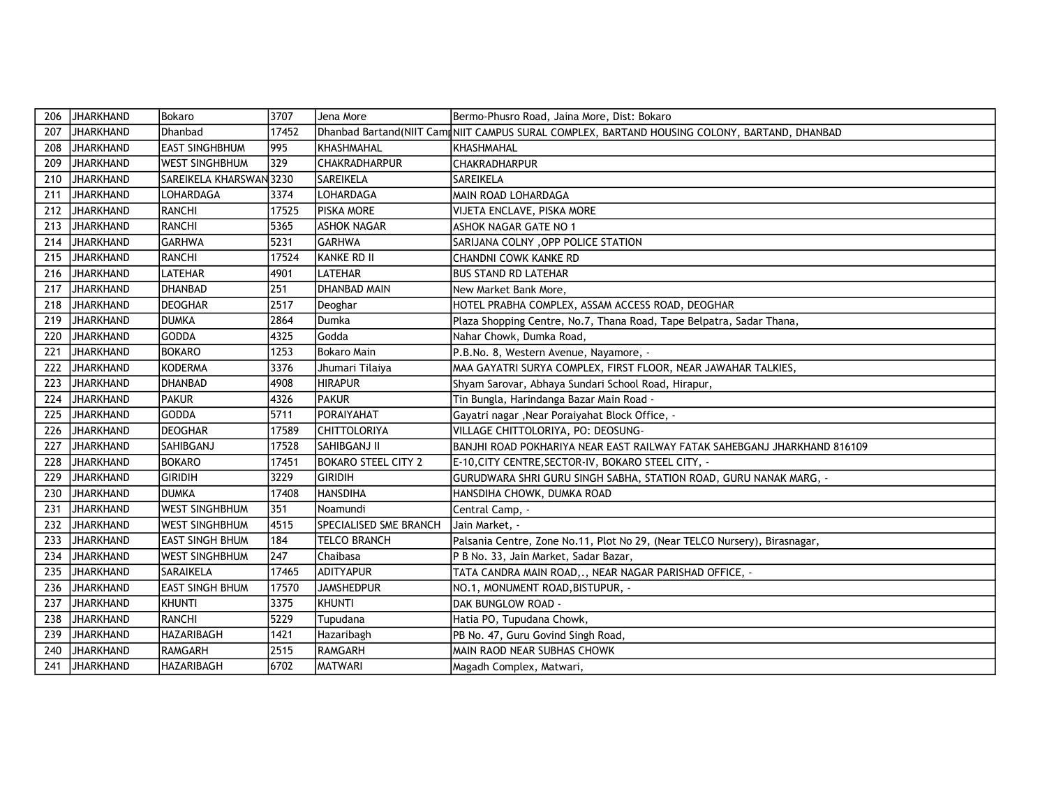| 206 | JHARKHAND | Bokaro | 3707 | Jena More | Bermo-Phusro Road, Jaina More, Dist: Bokaro |
|---|---|---|---|---|---|
| 207 | JHARKHAND | Dhanbad | 17452 | Dhanbad Bartand(NIIT Cam | NIIT CAMPUS SURAL COMPLEX, BARTAND HOUSING COLONY, BARTAND, DHANBAD |
| 208 | JHARKHAND | EAST SINGHBHUM | 995 | KHASHMAHAL | KHASHMAHAL |
| 209 | JHARKHAND | WEST SINGHBHUM | 329 | CHAKRADHARPUR | CHAKRADHARPUR |
| 210 | JHARKHAND | SAREIKELA KHARSWAN | 3230 | SAREIKELA | SAREIKELA |
| 211 | JHARKHAND | LOHARDAGA | 3374 | LOHARDAGA | MAIN ROAD LOHARDAGA |
| 212 | JHARKHAND | RANCHI | 17525 | PISKA MORE | VIJETA ENCLAVE, PISKA MORE |
| 213 | JHARKHAND | RANCHI | 5365 | ASHOK NAGAR | ASHOK NAGAR GATE NO 1 |
| 214 | JHARKHAND | GARHWA | 5231 | GARHWA | SARIJANA COLNY ,OPP POLICE STATION |
| 215 | JHARKHAND | RANCHI | 17524 | KANKE RD II | CHANDNI COWK KANKE RD |
| 216 | JHARKHAND | LATEHAR | 4901 | LATEHAR | BUS STAND RD LATEHAR |
| 217 | JHARKHAND | DHANBAD | 251 | DHANBAD MAIN | New Market Bank More, |
| 218 | JHARKHAND | DEOGHAR | 2517 | Deoghar | HOTEL PRABHA COMPLEX, ASSAM ACCESS ROAD, DEOGHAR |
| 219 | JHARKHAND | DUMKA | 2864 | Dumka | Plaza Shopping Centre, No.7, Thana Road, Tape Belpatra, Sadar Thana, |
| 220 | JHARKHAND | GODDA | 4325 | Godda | Nahar Chowk, Dumka Road, |
| 221 | JHARKHAND | BOKARO | 1253 | Bokaro Main | P.B.No. 8, Western Avenue, Nayamore, - |
| 222 | JHARKHAND | KODERMA | 3376 | Jhumari Tilaiya | MAA GAYATRI SURYA COMPLEX, FIRST FLOOR, NEAR JAWAHAR TALKIES, |
| 223 | JHARKHAND | DHANBAD | 4908 | HIRAPUR | Shyam Sarovar, Abhaya Sundari School Road, Hirapur, |
| 224 | JHARKHAND | PAKUR | 4326 | PAKUR | Tin Bungla, Harindanga Bazar Main Road - |
| 225 | JHARKHAND | GODDA | 5711 | PORAIYAHAT | Gayatri nagar ,Near Poraiyahat Block Office, - |
| 226 | JHARKHAND | DEOGHAR | 17589 | CHITTOLORIYA | VILLAGE CHITTOLORIYA, PO: DEOSUNG- |
| 227 | JHARKHAND | SAHIBGANJ | 17528 | SAHIBGANJ II | BANJHI ROAD POKHARIYA NEAR EAST RAILWAY FATAK SAHEBGANJ JHARKHAND 816109 |
| 228 | JHARKHAND | BOKARO | 17451 | BOKARO STEEL CITY 2 | E-10,CITY CENTRE,SECTOR-IV, BOKARO STEEL CITY, - |
| 229 | JHARKHAND | GIRIDIH | 3229 | GIRIDIH | GURUDWARA SHRI GURU SINGH SABHA, STATION ROAD, GURU NANAK MARG, - |
| 230 | JHARKHAND | DUMKA | 17408 | HANSDIHA | HANSDIHA CHOWK, DUMKA ROAD |
| 231 | JHARKHAND | WEST SINGHBHUM | 351 | Noamundi | Central Camp, - |
| 232 | JHARKHAND | WEST SINGHBHUM | 4515 | SPECIALISED SME BRANCH | Jain Market, - |
| 233 | JHARKHAND | EAST SINGH BHUM | 184 | TELCO BRANCH | Palsania Centre, Zone No.11, Plot No 29, (Near TELCO Nursery), Birasnagar, |
| 234 | JHARKHAND | WEST SINGHBHUM | 247 | Chaibasa | P B No. 33, Jain Market, Sadar Bazar, |
| 235 | JHARKHAND | SARAIKELA | 17465 | ADITYAPUR | TATA CANDRA MAIN ROAD,., NEAR NAGAR PARISHAD OFFICE, - |
| 236 | JHARKHAND | EAST SINGH BHUM | 17570 | JAMSHEDPUR | NO.1, MONUMENT ROAD,BISTUPUR, - |
| 237 | JHARKHAND | KHUNTI | 3375 | KHUNTI | DAK BUNGLOW ROAD - |
| 238 | JHARKHAND | RANCHI | 5229 | Tupudana | Hatia PO, Tupudana Chowk, |
| 239 | JHARKHAND | HAZARIBAGH | 1421 | Hazaribagh | PB No. 47, Guru Govind Singh Road, |
| 240 | JHARKHAND | RAMGARH | 2515 | RAMGARH | MAIN RAOD NEAR SUBHAS CHOWK |
| 241 | JHARKHAND | HAZARIBAGH | 6702 | MATWARI | Magadh Complex, Matwari, |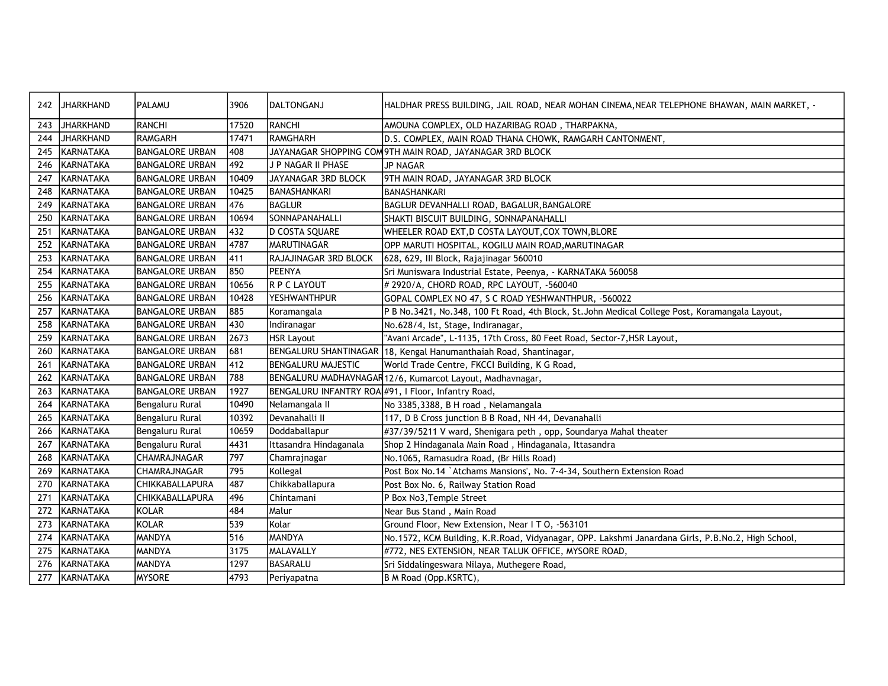| 242 | JHARKHAND | PALAMU | 3906 | DALTONGANJ | HALDHAR PRESS BUILDING, JAIL ROAD, NEAR MOHAN CINEMA,NEAR TELEPHONE BHAWAN, MAIN MARKET, - |
|---|---|---|---|---|---|
| 243 | JHARKHAND | RANCHI | 17520 | RANCHI | AMOUNA COMPLEX, OLD HAZARIBAG ROAD , THARPAKNA, |
| 244 | JHARKHAND | RAMGARH | 17471 | RAMGHARH | D.S. COMPLEX, MAIN ROAD THANA CHOWK, RAMGARH CANTONMENT, |
| 245 | KARNATAKA | BANGALORE URBAN | 408 | JAYANAGAR SHOPPING COM | 9TH MAIN ROAD, JAYANAGAR 3RD BLOCK |
| 246 | KARNATAKA | BANGALORE URBAN | 492 | J P NAGAR II PHASE | JP NAGAR |
| 247 | KARNATAKA | BANGALORE URBAN | 10409 | JAYANAGAR 3RD BLOCK | 9TH MAIN ROAD, JAYANAGAR 3RD BLOCK |
| 248 | KARNATAKA | BANGALORE URBAN | 10425 | BANASHANKARI | BANASHANKARI |
| 249 | KARNATAKA | BANGALORE URBAN | 476 | BAGLUR | BAGLUR DEVANHALLI ROAD, BAGALUR,BANGALORE |
| 250 | KARNATAKA | BANGALORE URBAN | 10694 | SONNAPANAHALLI | SHAKTI BISCUIT BUILDING, SONNAPANAHALLI |
| 251 | KARNATAKA | BANGALORE URBAN | 432 | D COSTA SQUARE | WHEELER ROAD EXT,D COSTA LAYOUT,COX TOWN,BLORE |
| 252 | KARNATAKA | BANGALORE URBAN | 4787 | MARUTINAGAR | OPP MARUTI HOSPITAL, KOGILU MAIN ROAD,MARUTINAGAR |
| 253 | KARNATAKA | BANGALORE URBAN | 411 | RAJAJINAGAR 3RD BLOCK | 628, 629, III Block, Rajajinagar 560010 |
| 254 | KARNATAKA | BANGALORE URBAN | 850 | PEENYA | Sri Muniswara Industrial Estate, Peenya, - KARNATAKA 560058 |
| 255 | KARNATAKA | BANGALORE URBAN | 10656 | R P C LAYOUT | # 2920/A, CHORD ROAD, RPC LAYOUT, -560040 |
| 256 | KARNATAKA | BANGALORE URBAN | 10428 | YESHWANTHPUR | GOPAL COMPLEX NO 47, S C ROAD YESHWANTHPUR, -560022 |
| 257 | KARNATAKA | BANGALORE URBAN | 885 | Koramangala | P B No.3421, No.348, 100 Ft Road, 4th Block, St.John Medical College Post, Koramangala Layout, |
| 258 | KARNATAKA | BANGALORE URBAN | 430 | Indiranagar | No.628/4, Ist, Stage, Indiranagar, |
| 259 | KARNATAKA | BANGALORE URBAN | 2673 | HSR Layout | "Avani Arcade", L-1135, 17th Cross, 80 Feet Road, Sector-7,HSR Layout, |
| 260 | KARNATAKA | BANGALORE URBAN | 681 | BENGALURU SHANTINAGAR | 18, Kengal Hanumanthaiah Road, Shantinagar, |
| 261 | KARNATAKA | BANGALORE URBAN | 412 | BENGALURU MAJESTIC | World Trade Centre, FKCCI Building, K G Road, |
| 262 | KARNATAKA | BANGALORE URBAN | 788 | BENGALURU MADHAVNAGAR | 12/6, Kumarcot Layout, Madhavnagar, |
| 263 | KARNATAKA | BANGALORE URBAN | 1927 | BENGALURU INFANTRY ROA | #91, I Floor, Infantry Road, |
| 264 | KARNATAKA | Bengaluru Rural | 10490 | Nelamangala II | No 3385,3388, B H road , Nelamangala |
| 265 | KARNATAKA | Bengaluru Rural | 10392 | Devanahalli II | 117, D B Cross junction B B Road, NH 44, Devanahalli |
| 266 | KARNATAKA | Bengaluru Rural | 10659 | Doddaballapur | #37/39/5211 V ward, Shenigara peth , opp, Soundarya Mahal theater |
| 267 | KARNATAKA | Bengaluru Rural | 4431 | Ittasandra Hindaganala | Shop 2 Hindaganala Main Road , Hindaganala, Ittasandra |
| 268 | KARNATAKA | CHAMRAJNAGAR | 797 | Chamrajnagar | No.1065, Ramasudra Road, (Br Hills Road) |
| 269 | KARNATAKA | CHAMRAJNAGAR | 795 | Kollegal | Post Box No.14 `Atchams Mansions', No. 7-4-34, Southern Extension Road |
| 270 | KARNATAKA | CHIKKABALLAPURA | 487 | Chikkaballapura | Post Box No. 6, Railway Station Road |
| 271 | KARNATAKA | CHIKKABALLAPURA | 496 | Chintamani | P Box No3,Temple Street |
| 272 | KARNATAKA | KOLAR | 484 | Malur | Near Bus Stand , Main Road |
| 273 | KARNATAKA | KOLAR | 539 | Kolar | Ground Floor, New Extension, Near I T O, -563101 |
| 274 | KARNATAKA | MANDYA | 516 | MANDYA | No.1572, KCM Building, K.R.Road, Vidyanagar, OPP. Lakshmi Janardana Girls, P.B.No.2, High School, |
| 275 | KARNATAKA | MANDYA | 3175 | MALAVALLY | #772, NES EXTENSION, NEAR TALUK OFFICE, MYSORE ROAD, |
| 276 | KARNATAKA | MANDYA | 1297 | BASARALU | Sri Siddalingeswara Nilaya, Muthegere Road, |
| 277 | KARNATAKA | MYSORE | 4793 | Periyapatna | B M Road (Opp.KSRTC), |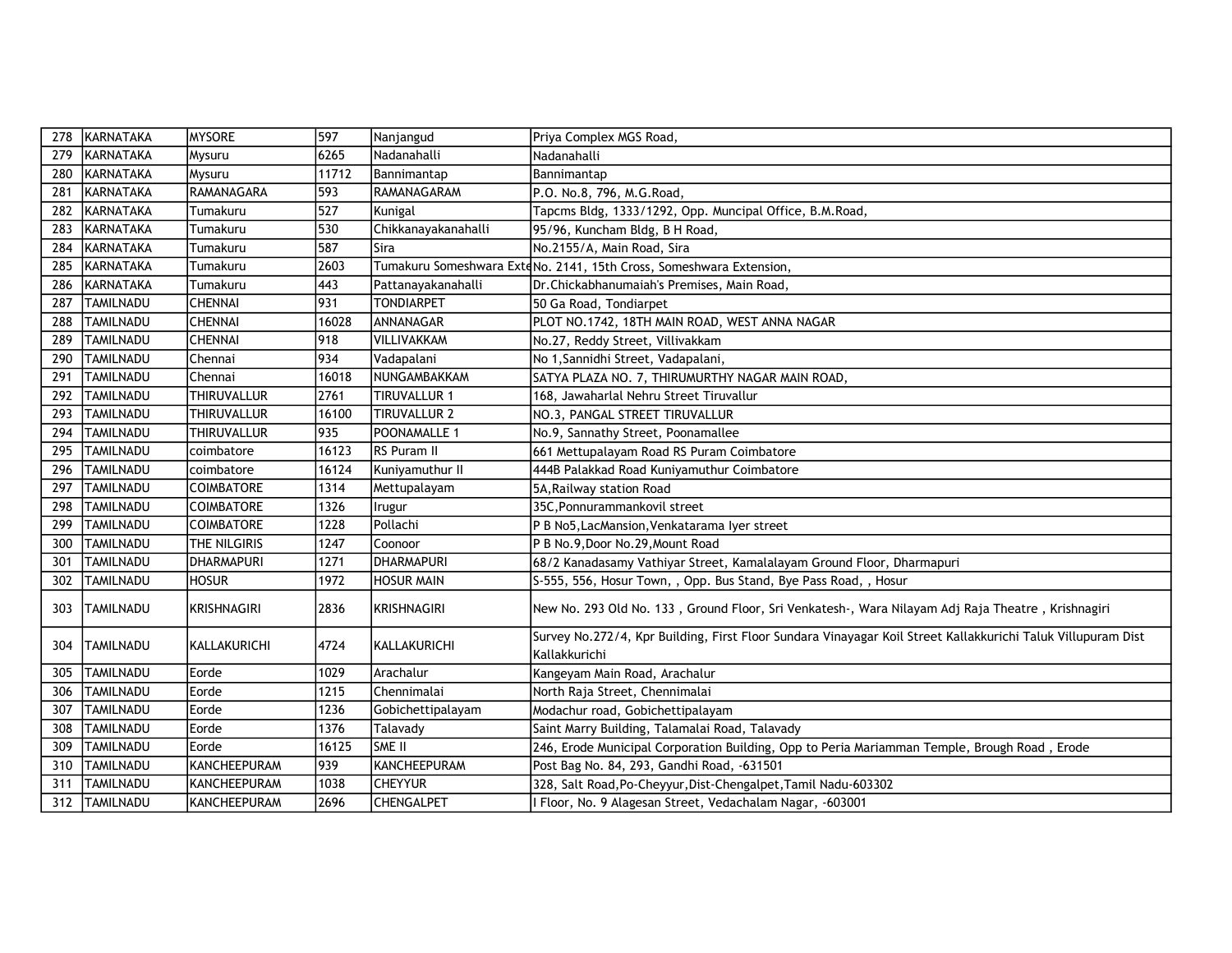| 278 | KARNATAKA | MYSORE | 597 | Nanjangud | Priya Complex MGS Road, |
|---|---|---|---|---|---|
| 279 | KARNATAKA | Mysuru | 6265 | Nadanahalli | Nadanahalli |
| 280 | KARNATAKA | Mysuru | 11712 | Bannimantap | Bannimantap |
| 281 | KARNATAKA | RAMANAGARA | 593 | RAMANAGARAM | P.O. No.8, 796, M.G.Road, |
| 282 | KARNATAKA | Tumakuru | 527 | Kunigal | Tapcms Bldg, 1333/1292, Opp. Muncipal Office, B.M.Road, |
| 283 | KARNATAKA | Tumakuru | 530 | Chikkanayakanahalli | 95/96, Kuncham Bldg, B H Road, |
| 284 | KARNATAKA | Tumakuru | 587 | Sira | No.2155/A, Main Road, Sira |
| 285 | KARNATAKA | Tumakuru | 2603 | Tumakuru Someshwara Exte | No. 2141, 15th Cross, Someshwara Extension, |
| 286 | KARNATAKA | Tumakuru | 443 | Pattanayakanahalli | Dr.Chickabhanumaiah's Premises, Main Road, |
| 287 | TAMILNADU | CHENNAI | 931 | TONDIARPET | 50 Ga Road, Tondiarpet |
| 288 | TAMILNADU | CHENNAI | 16028 | ANNANAGAR | PLOT NO.1742, 18TH MAIN ROAD, WEST ANNA NAGAR |
| 289 | TAMILNADU | CHENNAI | 918 | VILLIVAKKAM | No.27, Reddy Street, Villivakkam |
| 290 | TAMILNADU | Chennai | 934 | Vadapalani | No 1,Sannidhi Street, Vadapalani, |
| 291 | TAMILNADU | Chennai | 16018 | NUNGAMBAKKAM | SATYA PLAZA NO. 7, THIRUMURTHY NAGAR MAIN ROAD, |
| 292 | TAMILNADU | THIRUVALLUR | 2761 | TIRUVALLUR 1 | 168, Jawaharlal Nehru Street Tiruvallur |
| 293 | TAMILNADU | THIRUVALLUR | 16100 | TIRUVALLUR 2 | NO.3, PANGAL STREET TIRUVALLUR |
| 294 | TAMILNADU | THIRUVALLUR | 935 | POONAMALLE 1 | No.9, Sannathy Street, Poonamallee |
| 295 | TAMILNADU | coimbatore | 16123 | RS Puram II | 661 Mettupalayam Road RS Puram Coimbatore |
| 296 | TAMILNADU | coimbatore | 16124 | Kuniyamuthur II | 444B Palakkad Road Kuniyamuthur Coimbatore |
| 297 | TAMILNADU | COIMBATORE | 1314 | Mettupalayam | 5A,Railway station Road |
| 298 | TAMILNADU | COIMBATORE | 1326 | Irugur | 35C,Ponnurammankovil street |
| 299 | TAMILNADU | COIMBATORE | 1228 | Pollachi | P B No5,LacMansion,Venkatarama Iyer street |
| 300 | TAMILNADU | THE NILGIRIS | 1247 | Coonoor | P B No.9,Door No.29,Mount Road |
| 301 | TAMILNADU | DHARMAPURI | 1271 | DHARMAPURI | 68/2 Kanadasamy Vathiyar Street, Kamalalayam Ground Floor, Dharmapuri |
| 302 | TAMILNADU | HOSUR | 1972 | HOSUR MAIN | S-555, 556, Hosur Town, , Opp. Bus Stand, Bye Pass Road, , Hosur |
| 303 | TAMILNADU | KRISHNAGIRI | 2836 | KRISHNAGIRI | New No. 293 Old No. 133 , Ground Floor, Sri Venkatesh-, Wara Nilayam Adj Raja Theatre , Krishnagiri |
| 304 | TAMILNADU | KALLAKURICHI | 4724 | KALLAKURICHI | Survey No.272/4, Kpr Building, First Floor Sundara Vinayagar Koil Street Kallakkurichi Taluk Villupuram Dist Kallakkurichi |
| 305 | TAMILNADU | Eorde | 1029 | Arachalur | Kangeyam Main Road, Arachalur |
| 306 | TAMILNADU | Eorde | 1215 | Chennimalai | North Raja Street, Chennimalai |
| 307 | TAMILNADU | Eorde | 1236 | Gobichettipalayam | Modachur road, Gobichettipalayam |
| 308 | TAMILNADU | Eorde | 1376 | Talavady | Saint Marry Building, Talamalai Road, Talavady |
| 309 | TAMILNADU | Eorde | 16125 | SME II | 246, Erode Municipal Corporation Building, Opp to Peria Mariamman Temple, Brough Road , Erode |
| 310 | TAMILNADU | KANCHEEPURAM | 939 | KANCHEEPURAM | Post Bag No. 84, 293, Gandhi Road, -631501 |
| 311 | TAMILNADU | KANCHEEPURAM | 1038 | CHEYYUR | 328, Salt Road,Po-Cheyyur,Dist-Chengalpet,Tamil Nadu-603302 |
| 312 | TAMILNADU | KANCHEEPURAM | 2696 | CHENGALPET | I Floor, No. 9 Alagesan Street, Vedachalam Nagar, -603001 |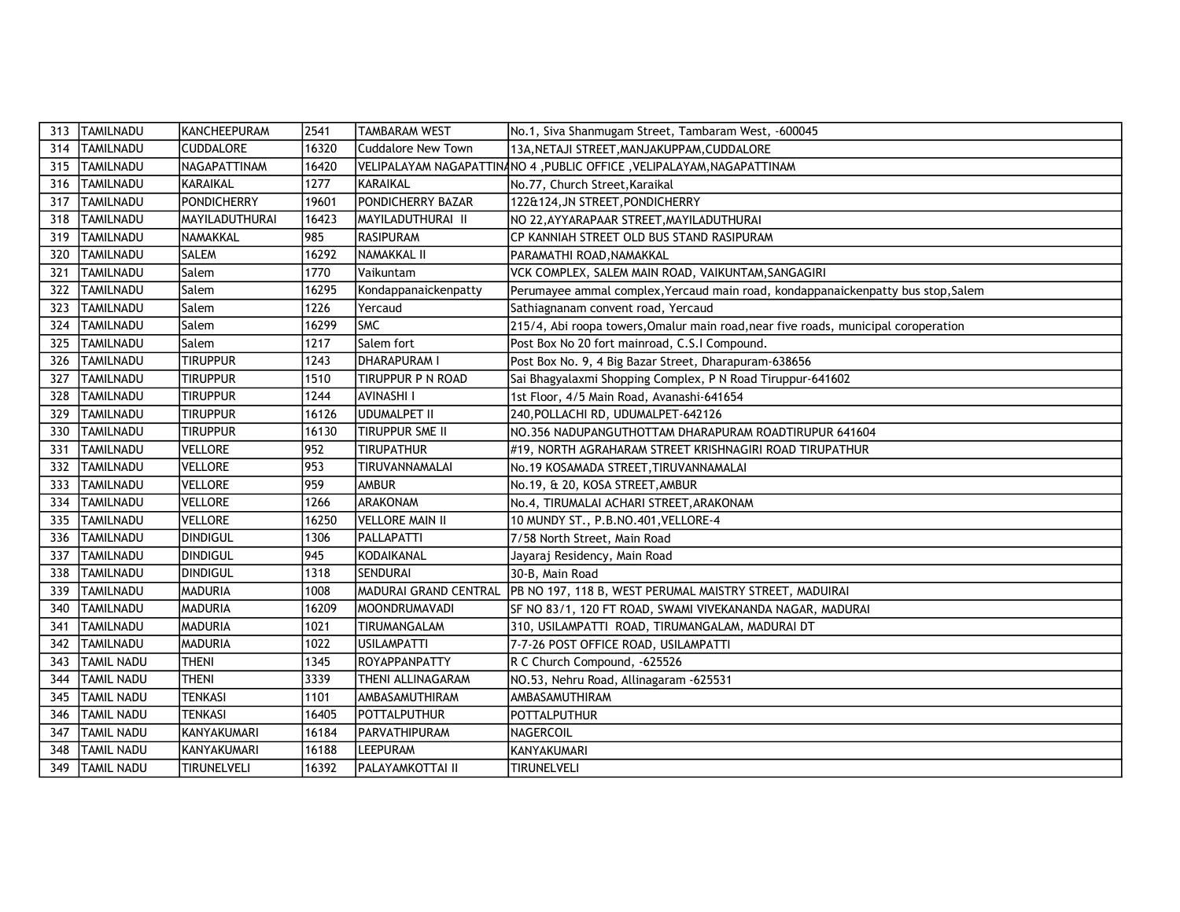| 313 | TAMILNADU | KANCHEEPURAM | 2541 | TAMBARAM WEST | No.1, Siva Shanmugam Street, Tambaram West, -600045 |
|---|---|---|---|---|---|
| 314 | TAMILNADU | CUDDALORE | 16320 | Cuddalore New Town | 13A,NETAJI STREET,MANJAKUPPAM,CUDDALORE |
| 315 | TAMILNADU | NAGAPATTINAM | 16420 | VELIPALAYAM NAGAPATTINA | NO 4 ,PUBLIC OFFICE ,VELIPALAYAM,NAGAPATTINAM |
| 316 | TAMILNADU | KARAIKAL | 1277 | KARAIKAL | No.77, Church Street,Karaikal |
| 317 | TAMILNADU | PONDICHERRY | 19601 | PONDICHERRY BAZAR | 122&124,JN STREET,PONDICHERRY |
| 318 | TAMILNADU | MAYILADUTHURAI | 16423 | MAYILADUTHURAI II | NO 22,AYYARAPAAR STREET,MAYILADUTHURAI |
| 319 | TAMILNADU | NAMAKKAL | 985 | RASIPURAM | CP KANNIAH STREET OLD BUS STAND RASIPURAM |
| 320 | TAMILNADU | SALEM | 16292 | NAMAKKAL II | PARAMATHI ROAD,NAMAKKAL |
| 321 | TAMILNADU | Salem | 1770 | Vaikuntam | VCK COMPLEX, SALEM MAIN ROAD, VAIKUNTAM,SANGAGIRI |
| 322 | TAMILNADU | Salem | 16295 | Kondappanaickenpatty | Perumayee ammal complex,Yercaud main road, kondappanaickenpatty bus stop,Salem |
| 323 | TAMILNADU | Salem | 1226 | Yercaud | Sathiagnanam convent road, Yercaud |
| 324 | TAMILNADU | Salem | 16299 | SMC | 215/4, Abi roopa towers,Omalur main road,near five roads, municipal coroperation |
| 325 | TAMILNADU | Salem | 1217 | Salem fort | Post Box No 20 fort mainroad, C.S.I Compound. |
| 326 | TAMILNADU | TIRUPPUR | 1243 | DHARAPURAM I | Post Box No. 9, 4 Big Bazar Street, Dharapuram-638656 |
| 327 | TAMILNADU | TIRUPPUR | 1510 | TIRUPPUR P N ROAD | Sai Bhagyalaxmi Shopping Complex, P N Road Tiruppur-641602 |
| 328 | TAMILNADU | TIRUPPUR | 1244 | AVINASHI I | 1st Floor, 4/5 Main Road, Avanashi-641654 |
| 329 | TAMILNADU | TIRUPPUR | 16126 | UDUMALPET II | 240,POLLACHI RD, UDUMALPET-642126 |
| 330 | TAMILNADU | TIRUPPUR | 16130 | TIRUPPUR SME II | NO.356 NADUPANGUTHOTTAM DHARAPURAM ROADTIRUPUR 641604 |
| 331 | TAMILNADU | VELLORE | 952 | TIRUPATHUR | #19, NORTH AGRAHARAM STREET KRISHNAGIRI ROAD TIRUPATHUR |
| 332 | TAMILNADU | VELLORE | 953 | TIRUVANNAMALAI | No.19 KOSAMADA STREET,TIRUVANNAMALAI |
| 333 | TAMILNADU | VELLORE | 959 | AMBUR | No.19, & 20, KOSA STREET,AMBUR |
| 334 | TAMILNADU | VELLORE | 1266 | ARAKONAM | No.4, TIRUMALAI ACHARI STREET,ARAKONAM |
| 335 | TAMILNADU | VELLORE | 16250 | VELLORE MAIN II | 10 MUNDY ST., P.B.NO.401,VELLORE-4 |
| 336 | TAMILNADU | DINDIGUL | 1306 | PALLAPATTI | 7/58 North Street, Main Road |
| 337 | TAMILNADU | DINDIGUL | 945 | KODAIKANAL | Jayaraj Residency, Main Road |
| 338 | TAMILNADU | DINDIGUL | 1318 | SENDURAI | 30-B, Main Road |
| 339 | TAMILNADU | MADURIA | 1008 | MADURAI GRAND CENTRAL | PB NO 197, 118 B, WEST PERUMAL MAISTRY STREET, MADUIRAI |
| 340 | TAMILNADU | MADURIA | 16209 | MOONDRUMAVADI | SF NO 83/1, 120 FT ROAD, SWAMI VIVEKANANDA NAGAR, MADURAI |
| 341 | TAMILNADU | MADURIA | 1021 | TIRUMANGALAM | 310, USILAMPATTI ROAD, TIRUMANGALAM, MADURAI DT |
| 342 | TAMILNADU | MADURIA | 1022 | USILAMPATTI | 7-7-26 POST OFFICE ROAD, USILAMPATTI |
| 343 | TAMIL NADU | THENI | 1345 | ROYAPPANPATTY | R C Church Compound, -625526 |
| 344 | TAMIL NADU | THENI | 3339 | THENI ALLINAGARAM | NO.53, Nehru Road, Allinagaram -625531 |
| 345 | TAMIL NADU | TENKASI | 1101 | AMBASAMUTHIRAM | AMBASAMUTHIRAM |
| 346 | TAMIL NADU | TENKASI | 16405 | POTTALPUTHUR | POTTALPUTHUR |
| 347 | TAMIL NADU | KANYAKUMARI | 16184 | PARVATHIPURAM | NAGERCOIL |
| 348 | TAMIL NADU | KANYAKUMARI | 16188 | LEEPURAM | KANYAKUMARI |
| 349 | TAMIL NADU | TIRUNELVELI | 16392 | PALAYAMKOTTAI II | TIRUNELVELI |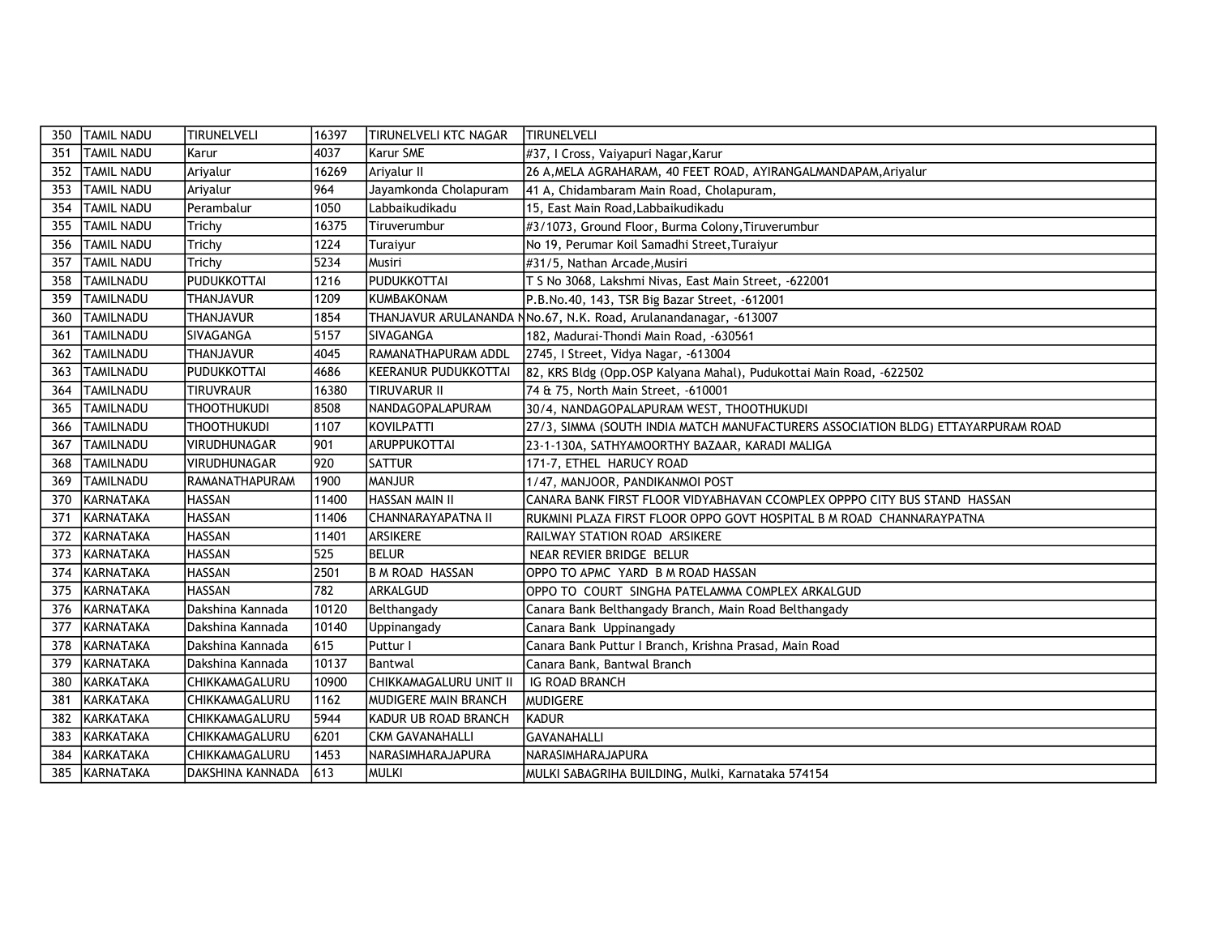| 350 | TAMIL NADU | TIRUNELVELI | 16397 | TIRUNELVELI KTC NAGAR | TIRUNELVELI |
|---|---|---|---|---|---|
| 351 | TAMIL NADU | Karur | 4037 | Karur SME | #37, I Cross, Vaiyapuri Nagar,Karur |
| 352 | TAMIL NADU | Ariyalur | 16269 | Ariyalur II | 26 A,MELA AGRAHARAM, 40 FEET ROAD, AYIRANGALMANDAPAM,Ariyalur |
| 353 | TAMIL NADU | Ariyalur | 964 | Jayamkonda Cholapuram | 41 A, Chidambaram Main Road, Cholapuram, |
| 354 | TAMIL NADU | Perambalur | 1050 | Labbaikudikadu | 15, East Main Road,Labbaikudikadu |
| 355 | TAMIL NADU | Trichy | 16375 | Tiruverumbur | #3/1073, Ground Floor, Burma Colony,Tiruverumbur |
| 356 | TAMIL NADU | Trichy | 1224 | Turaiyur | No 19, Perumar Koil Samadhi Street,Turaiyur |
| 357 | TAMIL NADU | Trichy | 5234 | Musiri | #31/5, Nathan Arcade,Musiri |
| 358 | TAMILNADU | PUDUKKOTTAI | 1216 | PUDUKKOTTAI | T S No 3068, Lakshmi Nivas, East Main Street, -622001 |
| 359 | TAMILNADU | THANJAVUR | 1209 | KUMBAKONAM | P.B.No.40, 143, TSR Big Bazar Street, -612001 |
| 360 | TAMILNADU | THANJAVUR | 1854 | THANJAVUR ARULANANDA N | No.67, N.K. Road, Arulanandanagar, -613007 |
| 361 | TAMILNADU | SIVAGANGA | 5157 | SIVAGANGA | 182, Madurai-Thondi Main Road, -630561 |
| 362 | TAMILNADU | THANJAVUR | 4045 | RAMANATHAPURAM ADDL | 2745, I Street, Vidya Nagar, -613004 |
| 363 | TAMILNADU | PUDUKKOTTAI | 4686 | KEERANUR PUDUKKOTTAI | 82, KRS Bldg (Opp.OSP Kalyana Mahal), Pudukottai Main Road, -622502 |
| 364 | TAMILNADU | TIRUVRAUR | 16380 | TIRUVARUR II | 74 & 75, North Main Street, -610001 |
| 365 | TAMILNADU | THOOTHUKUDI | 8508 | NANDAGOPALAPURAM | 30/4, NANDAGOPALAPURAM WEST, THOOTHUKUDI |
| 366 | TAMILNADU | THOOTHUKUDI | 1107 | KOVILPATTI | 27/3, SIMMA (SOUTH INDIA MATCH MANUFACTURERS ASSOCIATION BLDG) ETTAYARPURAM ROAD |
| 367 | TAMILNADU | VIRUDHUNAGAR | 901 | ARUPPUKOTTAI | 23-1-130A, SATHYAMOORTHY BAZAAR, KARADI MALIGA |
| 368 | TAMILNADU | VIRUDHUNAGAR | 920 | SATTUR | 171-7, ETHEL HARUCY ROAD |
| 369 | TAMILNADU | RAMANATHAPURAM | 1900 | MANJUR | 1/47, MANJOOR, PANDIKANMOI POST |
| 370 | KARNATAKA | HASSAN | 11400 | HASSAN MAIN II | CANARA BANK FIRST FLOOR VIDYABHAVAN CCOMPLEX OPPPO CITY BUS STAND HASSAN |
| 371 | KARNATAKA | HASSAN | 11406 | CHANNARAYAPATNA II | RUKMINI PLAZA FIRST FLOOR OPPO GOVT HOSPITAL B M ROAD CHANNARAYPATNA |
| 372 | KARNATAKA | HASSAN | 11401 | ARSIKERE | RAILWAY STATION ROAD ARSIKERE |
| 373 | KARNATAKA | HASSAN | 525 | BELUR | NEAR REVIER BRIDGE BELUR |
| 374 | KARNATAKA | HASSAN | 2501 | B M ROAD HASSAN | OPPO TO APMC YARD B M ROAD HASSAN |
| 375 | KARNATAKA | HASSAN | 782 | ARKALGUD | OPPO TO COURT SINGHA PATELAMMA COMPLEX ARKALGUD |
| 376 | KARNATAKA | Dakshina Kannada | 10120 | Belthangady | Canara Bank Belthangady Branch, Main Road Belthangady |
| 377 | KARNATAKA | Dakshina Kannada | 10140 | Uppinangady | Canara Bank Uppinangady |
| 378 | KARNATAKA | Dakshina Kannada | 615 | Puttur I | Canara Bank Puttur I Branch, Krishna Prasad, Main Road |
| 379 | KARNATAKA | Dakshina Kannada | 10137 | Bantwal | Canara Bank, Bantwal Branch |
| 380 | KARKATAKA | CHIKKAMAGALURU | 10900 | CHIKKAMAGALURU UNIT II | IG ROAD BRANCH |
| 381 | KARKATAKA | CHIKKAMAGALURU | 1162 | MUDIGERE MAIN BRANCH | MUDIGERE |
| 382 | KARKATAKA | CHIKKAMAGALURU | 5944 | KADUR UB ROAD BRANCH | KADUR |
| 383 | KARKATAKA | CHIKKAMAGALURU | 6201 | CKM GAVANAHALLI | GAVANAHALLI |
| 384 | KARKATAKA | CHIKKAMAGALURU | 1453 | NARASIMHARAJAPURA | NARASIMHARAJAPURA |
| 385 | KARNATAKA | DAKSHINA KANNADA | 613 | MULKI | MULKI SABAGRIHA BUILDING, Mulki, Karnataka 574154 |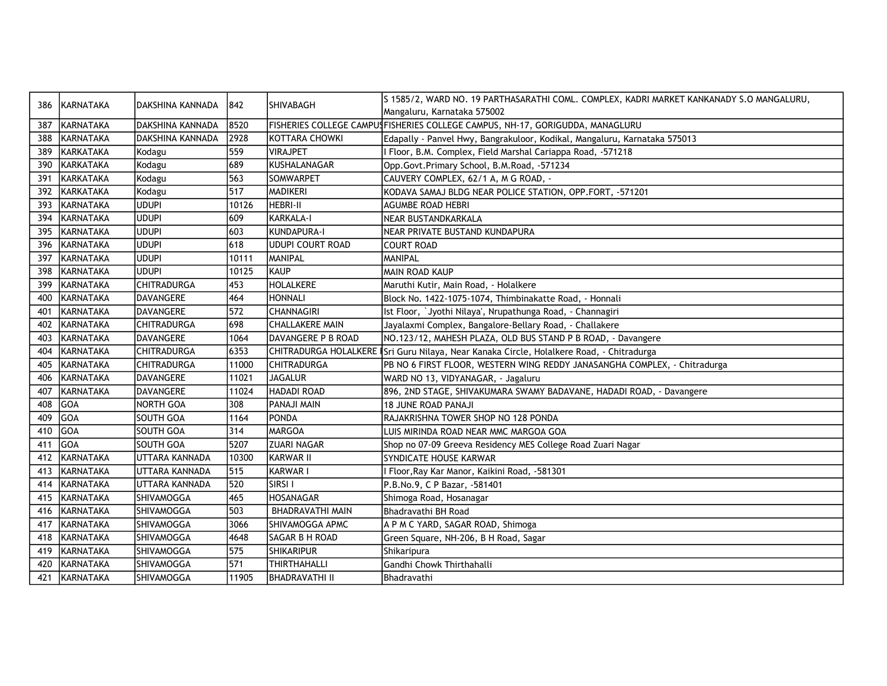| 386 | KARNATAKA | DAKSHINA KANNADA | 842 | SHIVABAGH | S 1585/2, WARD NO. 19 PARTHASARATHI COML. COMPLEX, KADRI MARKET KANKANADY S.O MANGALURU, Mangaluru, Karnataka 575002 |
|---|---|---|---|---|---|
| 387 | KARNATAKA | DAKSHINA KANNADA | 8520 | FISHERIES COLLEGE CAMPUS | FISHERIES COLLEGE CAMPUS, NH-17, GORIGUDDA, MANAGLURU |
| 388 | KARNATAKA | DAKSHINA KANNADA | 2928 | KOTTARA CHOWKI | Edapally - Panvel Hwy, Bangrakuloor, Kodikal, Mangaluru, Karnataka 575013 |
| 389 | KARKATAKA | Kodagu | 559 | VIRAJPET | I Floor, B.M. Complex, Field Marshal Cariappa Road, -571218 |
| 390 | KARKATAKA | Kodagu | 689 | KUSHALANAGAR | Opp.Govt.Primary School, B.M.Road, -571234 |
| 391 | KARKATAKA | Kodagu | 563 | SOMWARPET | CAUVERY COMPLEX, 62/1 A, M G ROAD, - |
| 392 | KARKATAKA | Kodagu | 517 | MADIKERI | KODAVA SAMAJ BLDG NEAR POLICE STATION, OPP.FORT, -571201 |
| 393 | KARNATAKA | UDUPI | 10126 | HEBRI-II | AGUMBE ROAD HEBRI |
| 394 | KARNATAKA | UDUPI | 609 | KARKALA-I | NEAR BUSTANDKARKALA |
| 395 | KARNATAKA | UDUPI | 603 | KUNDAPURA-I | NEAR PRIVATE BUSTAND KUNDAPURA |
| 396 | KARNATAKA | UDUPI | 618 | UDUPI COURT ROAD | COURT ROAD |
| 397 | KARNATAKA | UDUPI | 10111 | MANIPAL | MANIPAL |
| 398 | KARNATAKA | UDUPI | 10125 | KAUP | MAIN ROAD KAUP |
| 399 | KARNATAKA | CHITRADURGA | 453 | HOLALKERE | Maruthi Kutir, Main Road, - Holalkere |
| 400 | KARNATAKA | DAVANGERE | 464 | HONNALI | Block No. 1422-1075-1074, Thimbinakatte Road, - Honnali |
| 401 | KARNATAKA | DAVANGERE | 572 | CHANNAGIRI | Ist Floor, `Jyothi Nilaya', Nrupathunga Road, - Channagiri |
| 402 | KARNATAKA | CHITRADURGA | 698 | CHALLAKERE MAIN | Jayalaxmi Complex, Bangalore-Bellary Road, - Challakere |
| 403 | KARNATAKA | DAVANGERE | 1064 | DAVANGERE P B ROAD | NO.123/12, MAHESH PLAZA, OLD BUS STAND P B ROAD, - Davangere |
| 404 | KARNATAKA | CHITRADURGA | 6353 | CHITRADURGA HOLALKERE | Sri Guru Nilaya, Near Kanaka Circle, Holalkere Road, - Chitradurga |
| 405 | KARNATAKA | CHITRADURGA | 11000 | CHITRADURGA | PB NO 6 FIRST FLOOR, WESTERN WING REDDY JANASANGHA COMPLEX, - Chitradurga |
| 406 | KARNATAKA | DAVANGERE | 11021 | JAGALUR | WARD NO 13, VIDYANAGAR, - Jagaluru |
| 407 | KARNATAKA | DAVANGERE | 11024 | HADADI ROAD | 896, 2ND STAGE, SHIVAKUMARA SWAMY BADAVANE, HADADI ROAD, - Davangere |
| 408 | GOA | NORTH GOA | 308 | PANAJI MAIN | 18 JUNE ROAD PANAJI |
| 409 | GOA | SOUTH GOA | 1164 | PONDA | RAJAKRISHNA TOWER SHOP NO 128 PONDA |
| 410 | GOA | SOUTH GOA | 314 | MARGOA | LUIS MIRINDA ROAD NEAR MMC MARGOA GOA |
| 411 | GOA | SOUTH GOA | 5207 | ZUARI NAGAR | Shop no 07-09 Greeva Residency MES College Road Zuari Nagar |
| 412 | KARNATAKA | UTTARA KANNADA | 10300 | KARWAR II | SYNDICATE HOUSE KARWAR |
| 413 | KARNATAKA | UTTARA KANNADA | 515 | KARWAR I | I Floor,Ray Kar Manor, Kaikini Road, -581301 |
| 414 | KARNATAKA | UTTARA KANNADA | 520 | SIRSI I | P.B.No.9, C P Bazar, -581401 |
| 415 | KARNATAKA | SHIVAMOGGA | 465 | HOSANAGAR | Shimoga Road, Hosanagar |
| 416 | KARNATAKA | SHIVAMOGGA | 503 | BHADRAVATHI MAIN | Bhadravathi BH Road |
| 417 | KARNATAKA | SHIVAMOGGA | 3066 | SHIVAMOGGA APMC | A P M C YARD, SAGAR ROAD, Shimoga |
| 418 | KARNATAKA | SHIVAMOGGA | 4648 | SAGAR B H ROAD | Green Square, NH-206, B H Road, Sagar |
| 419 | KARNATAKA | SHIVAMOGGA | 575 | SHIKARIPUR | Shikaripura |
| 420 | KARNATAKA | SHIVAMOGGA | 571 | THIRTHAHALLI | Gandhi Chowk Thirthahalli |
| 421 | KARNATAKA | SHIVAMOGGA | 11905 | BHADRAVATHI II | Bhadravathi |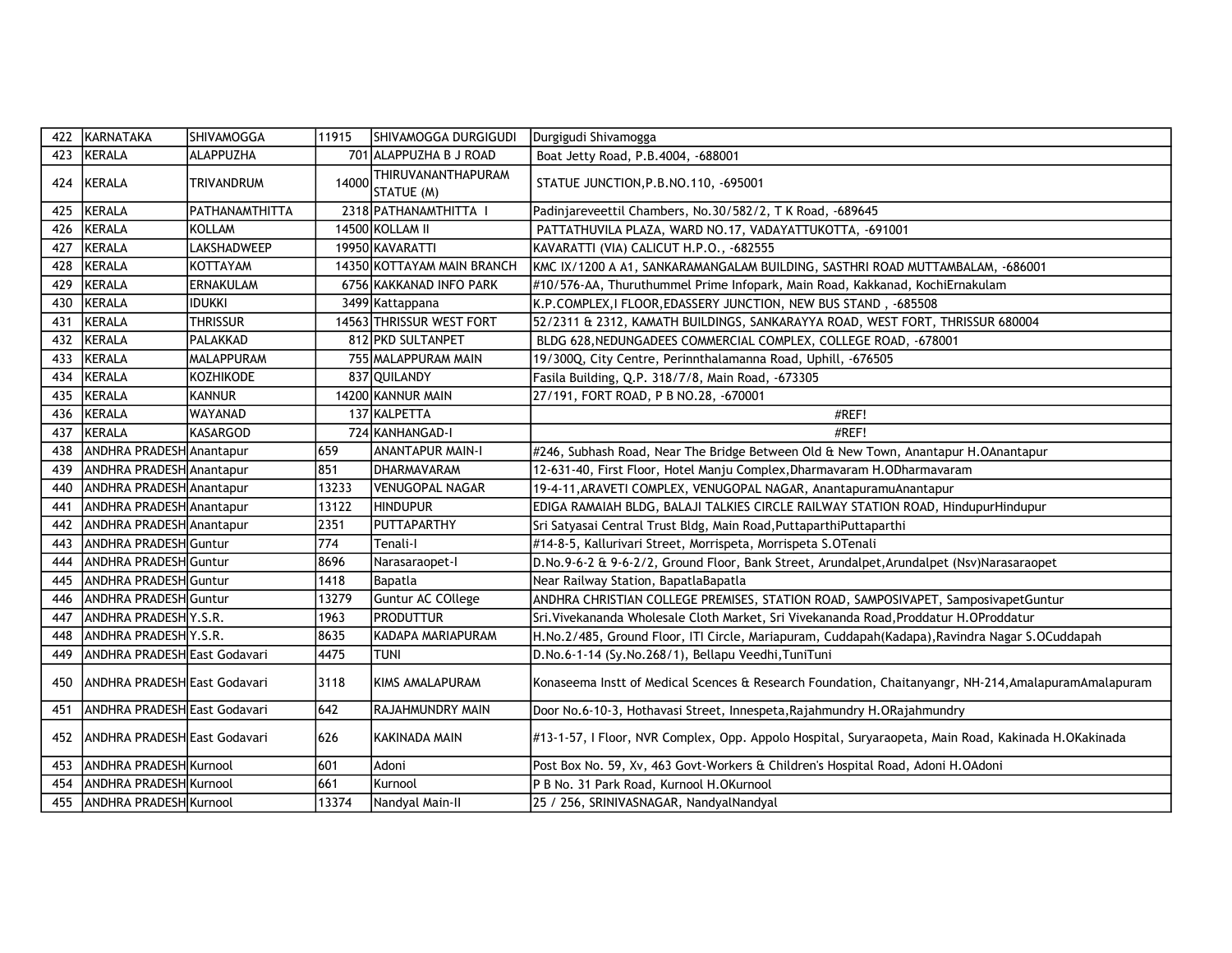| 422 | KARNATAKA | SHIVAMOGGA | 11915 | SHIVAMOGGA DURGIGUDI | Durgigudi Shivamogga |
|---|---|---|---|---|---|
| 423 | KERALA | ALAPPUZHA | 701 | ALAPPUZHA B J ROAD | Boat Jetty Road, P.B.4004, -688001 |
| 424 | KERALA | TRIVANDRUM | 14000 | THIRUVANANTHAPURAM STATUE (M) | STATUE JUNCTION,P.B.NO.110, -695001 |
| 425 | KERALA | PATHANAMTHITTA | 2318 | PATHANAMTHITTA I | Padinjareveettil Chambers, No.30/582/2, T K Road, -689645 |
| 426 | KERALA | KOLLAM | 14500 | KOLLAM II | PATTATHUVILA PLAZA, WARD NO.17, VADAYATTUKOTTA, -691001 |
| 427 | KERALA | LAKSHADWEEP | 19950 | KAVARATTI | KAVARATTI (VIA) CALICUT H.P.O., -682555 |
| 428 | KERALA | KOTTAYAM | 14350 | KOTTAYAM MAIN BRANCH | KMC IX/1200 A A1, SANKARAMANGALAM BUILDING, SASTHRI ROAD MUTTAMBALAM, -686001 |
| 429 | KERALA | ERNAKULAM | 6756 | KAKKANAD INFO PARK | #10/576-AA, Thuruthummel Prime Infopark, Main Road, Kakkanad, KochiErnakulam |
| 430 | KERALA | IDUKKI | 3499 | Kattappana | K.P.COMPLEX,I FLOOR,EDASSERY JUNCTION, NEW BUS STAND , -685508 |
| 431 | KERALA | THRISSUR | 14563 | THRISSUR WEST FORT | 52/2311 & 2312, KAMATH BUILDINGS, SANKARAYYA ROAD, WEST FORT, THRISSUR 680004 |
| 432 | KERALA | PALAKKAD | 812 | PKD SULTANPET | BLDG 628,NEDUNGADEES COMMERCIAL COMPLEX, COLLEGE ROAD, -678001 |
| 433 | KERALA | MALAPPURAM | 755 | MALAPPURAM MAIN | 19/300Q, City Centre, Perinnthalamanna Road, Uphill, -676505 |
| 434 | KERALA | KOZHIKODE | 837 | QUILANDY | Fasila Building, Q.P. 318/7/8, Main Road, -673305 |
| 435 | KERALA | KANNUR | 14200 | KANNUR MAIN | 27/191, FORT ROAD, P B NO.28, -670001 |
| 436 | KERALA | WAYANAD | 137 | KALPETTA | #REF! |
| 437 | KERALA | KASARGOD | 724 | KANHANGAD-I | #REF! |
| 438 | ANDHRA PRADESH | Anantapur | 659 | ANANTAPUR MAIN-I | #246, Subhash Road, Near The Bridge Between Old & New Town, Anantapur H.OAnantapur |
| 439 | ANDHRA PRADESH | Anantapur | 851 | DHARMAVARAM | 12-631-40, First Floor, Hotel Manju Complex,Dharmavaram H.ODharmavaram |
| 440 | ANDHRA PRADESH | Anantapur | 13233 | VENUGOPAL NAGAR | 19-4-11,ARAVETI COMPLEX, VENUGOPAL NAGAR, AnantapuramuAnantapur |
| 441 | ANDHRA PRADESH | Anantapur | 13122 | HINDUPUR | EDIGA RAMAIAH BLDG, BALAJI TALKIES CIRCLE RAILWAY STATION ROAD, HindupurHindupur |
| 442 | ANDHRA PRADESH | Anantapur | 2351 | PUTTAPARTHY | Sri Satyasai Central Trust Bldg, Main Road,PuttaparthiPuttaparthi |
| 443 | ANDHRA PRADESH | Guntur | 774 | Tenali-I | #14-8-5, Kallurivari Street, Morrispeta, Morrispeta S.OTenali |
| 444 | ANDHRA PRADESH | Guntur | 8696 | Narasaraopet-I | D.No.9-6-2 & 9-6-2/2, Ground Floor, Bank Street, Arundalpet,Arundalpet (Nsv)Narasaraopet |
| 445 | ANDHRA PRADESH | Guntur | 1418 | Bapatla | Near Railway Station, BapatlaBapatla |
| 446 | ANDHRA PRADESH | Guntur | 13279 | Guntur AC COllege | ANDHRA CHRISTIAN COLLEGE PREMISES, STATION ROAD, SAMPOSIVAPET, SamposivapetGuntur |
| 447 | ANDHRA PRADESH | Y.S.R. | 1963 | PRODUTTUR | Sri.Vivekananda Wholesale Cloth Market, Sri Vivekananda Road,Proddatur H.OProddatur |
| 448 | ANDHRA PRADESH | Y.S.R. | 8635 | KADAPA MARIAPURAM | H.No.2/485, Ground Floor, ITI Circle, Mariapuram, Cuddapah(Kadapa),Ravindra Nagar S.OCuddapah |
| 449 | ANDHRA PRADESH | East Godavari | 4475 | TUNI | D.No.6-1-14 (Sy.No.268/1), Bellapu Veedhi,TuniTuni |
| 450 | ANDHRA PRADESH | East Godavari | 3118 | KIMS AMALAPURAM | Konaseema Instt of Medical Scences & Research Foundation, Chaitanyangr, NH-214,AmalapuramAmalapuram |
| 451 | ANDHRA PRADESH | East Godavari | 642 | RAJAHMUNDRY MAIN | Door No.6-10-3, Hothavasi Street, Innespeta,Rajahmundry H.ORajahmundry |
| 452 | ANDHRA PRADESH | East Godavari | 626 | KAKINADA MAIN | #13-1-57, I Floor, NVR Complex, Opp. Appolo Hospital, Suryaraopeta, Main Road, Kakinada H.OKakinada |
| 453 | ANDHRA PRADESH | Kurnool | 601 | Adoni | Post Box No. 59, Xv, 463 Govt-Workers & Children's Hospital Road, Adoni H.OAdoni |
| 454 | ANDHRA PRADESH | Kurnool | 661 | Kurnool | P B No. 31 Park Road, Kurnool H.OKurnool |
| 455 | ANDHRA PRADESH | Kurnool | 13374 | Nandyal Main-II | 25 / 256, SRINIVASNAGAR, NandyalNandyal |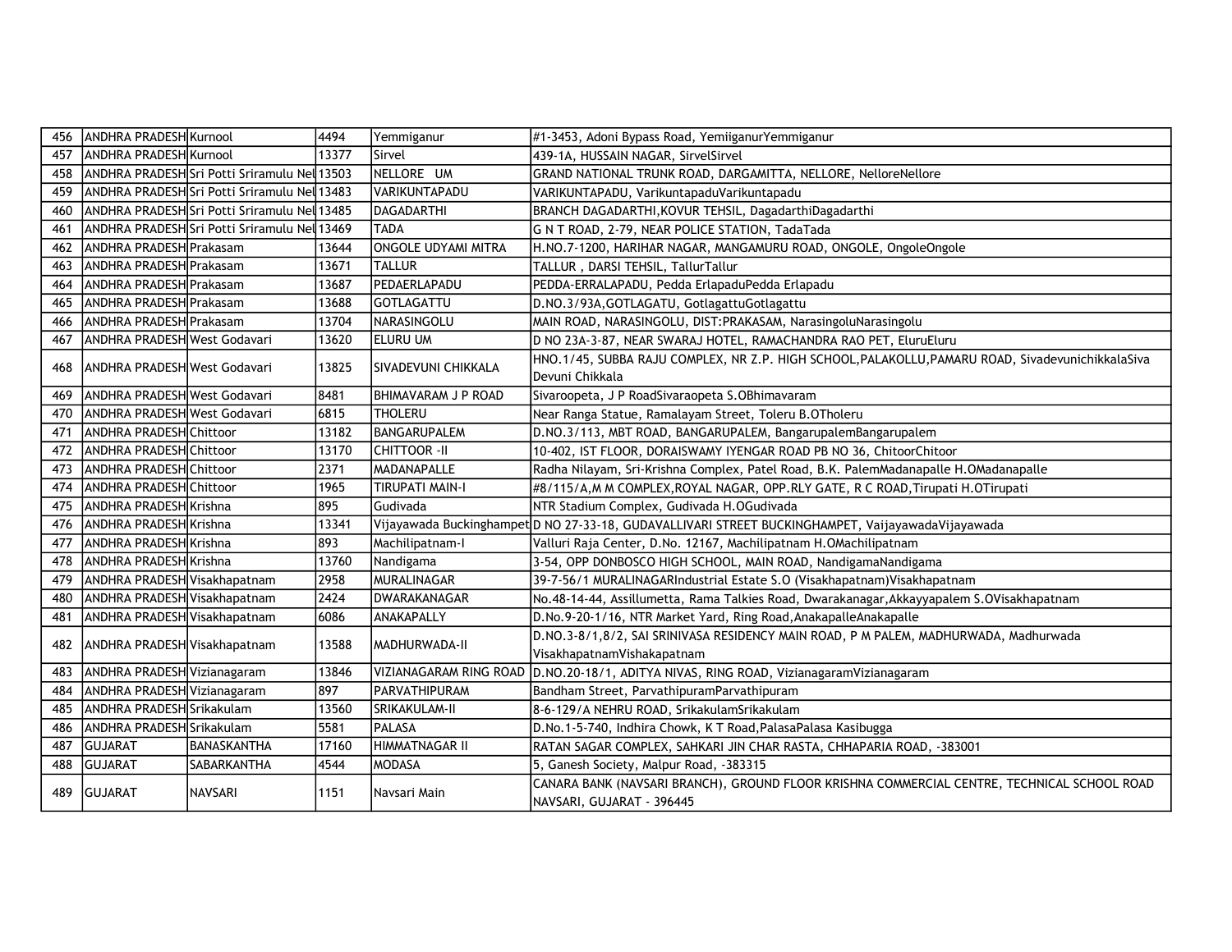| 456 | ANDHRA PRADESH | Kurnool | 4494 | Yemmiganur | #1-3453, Adoni Bypass Road, YemiiganurYemmiganur |
|---|---|---|---|---|---|
| 457 | ANDHRA PRADESH | Kurnool | 13377 | Sirvel | 439-1A, HUSSAIN NAGAR, SirvelSirvel |
| 458 | ANDHRA PRADESH | Sri Potti Sriramulu Nel | 13503 | NELLORE UM | GRAND NATIONAL TRUNK ROAD, DARGAMITTA, NELLORE, NelloreNellore |
| 459 | ANDHRA PRADESH | Sri Potti Sriramulu Nel | 13483 | VARIKUNTAPADU | VARIKUNTAPADU, VarikuntapaduVarikuntapadu |
| 460 | ANDHRA PRADESH | Sri Potti Sriramulu Nel | 13485 | DAGADARTHI | BRANCH DAGADARTHI,KOVUR TEHSIL, DagadarthiDagadarthi |
| 461 | ANDHRA PRADESH | Sri Potti Sriramulu Nel | 13469 | TADA | G N T ROAD, 2-79, NEAR POLICE STATION, TadaTada |
| 462 | ANDHRA PRADESH | Prakasam | 13644 | ONGOLE UDYAMI MITRA | H.NO.7-1200, HARIHAR NAGAR, MANGAMURU ROAD, ONGOLE, OngoleOngole |
| 463 | ANDHRA PRADESH | Prakasam | 13671 | TALLUR | TALLUR , DARSI TEHSIL, TallurTallur |
| 464 | ANDHRA PRADESH | Prakasam | 13687 | PEDAERLAPADU | PEDDA-ERRALAPADU, Pedda ErlapaduPedda Erlapadu |
| 465 | ANDHRA PRADESH | Prakasam | 13688 | GOTLAGATTU | D.NO.3/93A,GOTLAGATU, GotlagattuGotlagattu |
| 466 | ANDHRA PRADESH | Prakasam | 13704 | NARASINGOLU | MAIN ROAD, NARASINGOLU, DIST:PRAKASAM, NarasingoluNarasingolu |
| 467 | ANDHRA PRADESH | West Godavari | 13620 | ELURU UM | D NO 23A-3-87, NEAR SWARAJ HOTEL, RAMACHANDRA RAO PET, EluruEluru |
| 468 | ANDHRA PRADESH | West Godavari | 13825 | SIVADEVUNI CHIKKALA | HNO.1/45, SUBBA RAJU COMPLEX, NR Z.P. HIGH SCHOOL,PALAKOLLU,PAMARU ROAD, SivadevunichikkalaSiva Devuni Chikkala |
| 469 | ANDHRA PRADESH | West Godavari | 8481 | BHIMAVARAM J P ROAD | Sivaroopeta, J P RoadSivaraopeta S.OBhimavaram |
| 470 | ANDHRA PRADESH | West Godavari | 6815 | THOLERU | Near Ranga Statue, Ramalayam Street, Toleru B.OTholeru |
| 471 | ANDHRA PRADESH | Chittoor | 13182 | BANGARUPALEM | D.NO.3/113, MBT ROAD, BANGARUPALEM, BangarupalemBangarupalem |
| 472 | ANDHRA PRADESH | Chittoor | 13170 | CHITTOOR -II | 10-402, IST FLOOR, DORAISWAMY IYENGAR ROAD PB NO 36, ChitoorChitoor |
| 473 | ANDHRA PRADESH | Chittoor | 2371 | MADANAPALLE | Radha Nilayam, Sri-Krishna Complex, Patel Road, B.K. PalemMadanapalle H.OMadanapalle |
| 474 | ANDHRA PRADESH | Chittoor | 1965 | TIRUPATI MAIN-I | #8/115/A,M M COMPLEX,ROYAL NAGAR, OPP.RLY GATE, R C ROAD,Tirupati H.OTirupati |
| 475 | ANDHRA PRADESH | Krishna | 895 | Gudivada | NTR Stadium Complex, Gudivada H.OGudivada |
| 476 | ANDHRA PRADESH | Krishna | 13341 | Vijayawada Buckinghampet | D NO 27-33-18, GUDAVALLIVARI STREET BUCKINGHAMPET, VaijayawadaVijayawada |
| 477 | ANDHRA PRADESH | Krishna | 893 | Machilipatnam-I | Valluri Raja Center, D.No. 12167, Machilipatnam H.OMachilipatnam |
| 478 | ANDHRA PRADESH | Krishna | 13760 | Nandigama | 3-54, OPP DONBOSCO HIGH SCHOOL, MAIN ROAD, NandigamaNandigama |
| 479 | ANDHRA PRADESH | Visakhapatnam | 2958 | MURALINAGAR | 39-7-56/1 MURALINAGARIndustrial Estate S.O (Visakhapatnam)Visakhapatnam |
| 480 | ANDHRA PRADESH | Visakhapatnam | 2424 | DWARAKANAGAR | No.48-14-44, Assillumetta, Rama Talkies Road, Dwarakanagar,Akkayyapalem S.OVisakhapatnam |
| 481 | ANDHRA PRADESH | Visakhapatnam | 6086 | ANAKAPALLY | D.No.9-20-1/16, NTR Market Yard, Ring Road,AnakapalleAnakapalle |
| 482 | ANDHRA PRADESH | Visakhapatnam | 13588 | MADHURWADA-II | D.NO.3-8/1,8/2, SAI SRINIVASA RESIDENCY MAIN ROAD, P M PALEM, MADHURWADA, Madhurwada VisakhapatnamVishakapatnam |
| 483 | ANDHRA PRADESH | Vizianagaram | 13846 | VIZIANAGARAM RING ROAD | D.NO.20-18/1, ADITYA NIVAS, RING ROAD, VizianagaramVizianagaram |
| 484 | ANDHRA PRADESH | Vizianagaram | 897 | PARVATHIPURAM | Bandham Street, ParvathipuramParvathipuram |
| 485 | ANDHRA PRADESH | Srikakulam | 13560 | SRIKAKULAM-II | 8-6-129/A NEHRU ROAD, SrikakulamSrikakulam |
| 486 | ANDHRA PRADESH | Srikakulam | 5581 | PALASA | D.No.1-5-740, Indhira Chowk, K T Road,PalasaPalasa Kasibugga |
| 487 | GUJARAT | BANASKANTHA | 17160 | HIMMATNAGAR II | RATAN SAGAR COMPLEX, SAHKARI JIN CHAR RASTA, CHHAPARIA ROAD, -383001 |
| 488 | GUJARAT | SABARKANTHA | 4544 | MODASA | 5, Ganesh Society, Malpur Road, -383315 |
| 489 | GUJARAT | NAVSARI | 1151 | Navsari Main | CANARA BANK (NAVSARI BRANCH), GROUND FLOOR KRISHNA COMMERCIAL CENTRE, TECHNICAL SCHOOL ROAD NAVSARI, GUJARAT - 396445 |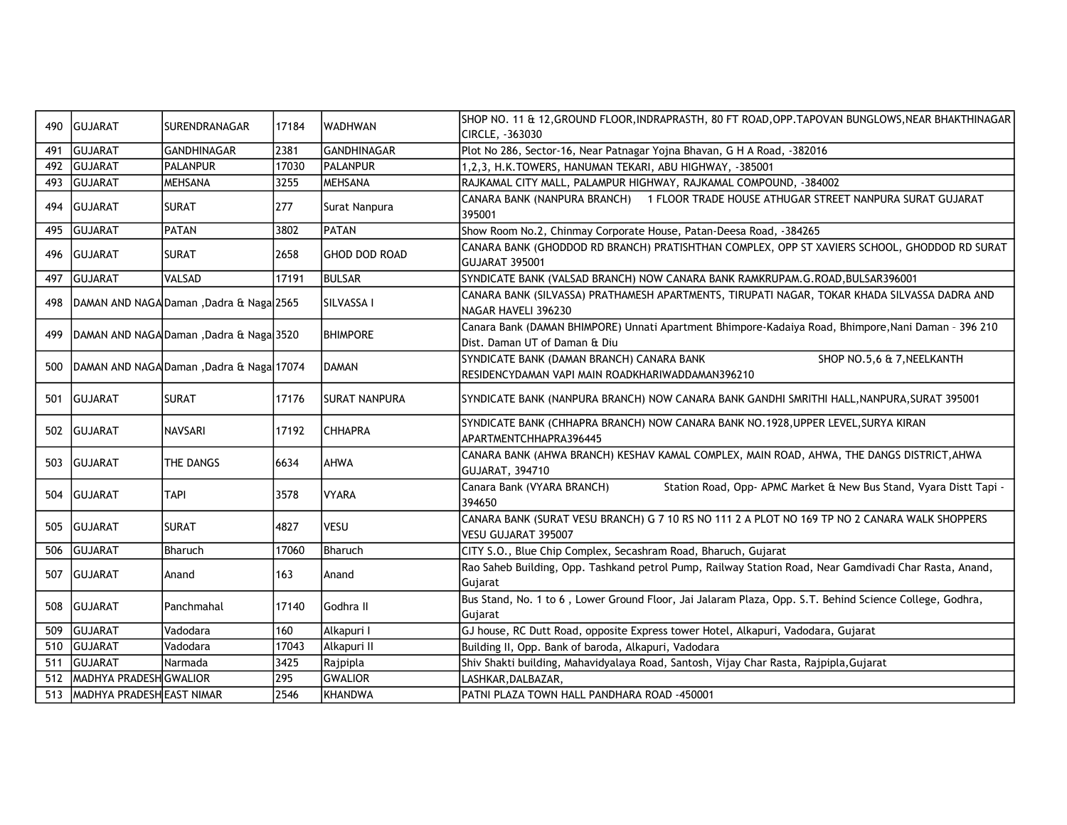| 490 | GUJARAT | SURENDRANAGAR | 17184 | WADHWAN | SHOP NO. 11 & 12,GROUND FLOOR,INDRAPRASTH, 80 FT ROAD,OPP.TAPOVAN BUNGLOWS,NEAR BHAKTHINAGAR CIRCLE, -363030 |
|---|---|---|---|---|---|
| 491 | GUJARAT | GANDHINAGAR | 2381 | GANDHINAGAR | Plot No 286, Sector-16, Near Patnagar Yojna Bhavan, G H A Road, -382016 |
| 492 | GUJARAT | PALANPUR | 17030 | PALANPUR | 1,2,3, H.K.TOWERS, HANUMAN TEKARI, ABU HIGHWAY, -385001 |
| 493 | GUJARAT | MEHSANA | 3255 | MEHSANA | RAJKAMAL CITY MALL, PALAMPUR HIGHWAY, RAJKAMAL COMPOUND, -384002 |
| 494 | GUJARAT | SURAT | 277 | Surat Nanpura | CANARA BANK (NANPURA BRANCH) 1 FLOOR TRADE HOUSE ATHUGAR STREET NANPURA SURAT GUJARAT 395001 |
| 495 | GUJARAT | PATAN | 3802 | PATAN | Show Room No.2, Chinmay Corporate House, Patan-Deesa Road, -384265 |
| 496 | GUJARAT | SURAT | 2658 | GHOD DOD ROAD | CANARA BANK (GHODDOD RD BRANCH) PRATISHTHAN COMPLEX, OPP ST XAVIERS SCHOOL, GHODDOD RD SURAT GUJARAT 395001 |
| 497 | GUJARAT | VALSAD | 17191 | BULSAR | SYNDICATE BANK (VALSAD BRANCH) NOW CANARA BANK RAMKRUPAM.G.ROAD,BULSAR396001 |
| 498 | DAMAN AND NAGA | Daman ,Dadra & Naga | 2565 | SILVASSA I | CANARA BANK (SILVASSA) PRATHAMESH APARTMENTS, TIRUPATI NAGAR, TOKAR KHADA SILVASSA DADRA AND NAGAR HAVELI 396230 |
| 499 | DAMAN AND NAGA | Daman ,Dadra & Naga | 3520 | BHIMPORE | Canara Bank (DAMAN BHIMPORE) Unnati Apartment Bhimpore-Kadaiya Road, Bhimpore,Nani Daman – 396 210 Dist. Daman UT of Daman & Diu |
| 500 | DAMAN AND NAGA | Daman ,Dadra & Naga | 17074 | DAMAN | SYNDICATE BANK (DAMAN BRANCH) CANARA BANK SHOP NO.5,6 & 7,NEELKANTH RESIDENCYDAMAN VAPI MAIN ROADKHARIWADDAMAN396210 |
| 501 | GUJARAT | SURAT | 17176 | SURAT NANPURA | SYNDICATE BANK (NANPURA BRANCH) NOW CANARA BANK GANDHI SMRITHI HALL,NANPURA,SURAT 395001 |
| 502 | GUJARAT | NAVSARI | 17192 | CHHAPRA | SYNDICATE BANK (CHHAPRA BRANCH) NOW CANARA BANK NO.1928,UPPER LEVEL,SURYA KIRAN APARTMENTCHHAPRA396445 |
| 503 | GUJARAT | THE DANGS | 6634 | AHWA | CANARA BANK (AHWA BRANCH) KESHAV KAMAL COMPLEX, MAIN ROAD, AHWA, THE DANGS DISTRICT,AHWA GUJARAT, 394710 |
| 504 | GUJARAT | TAPI | 3578 | VYARA | Canara Bank (VYARA BRANCH) Station Road, Opp- APMC Market & New Bus Stand, Vyara Distt Tapi - 394650 |
| 505 | GUJARAT | SURAT | 4827 | VESU | CANARA BANK (SURAT VESU BRANCH) G 7 10 RS NO 111 2 A PLOT NO 169 TP NO 2 CANARA WALK SHOPPERS VESU GUJARAT 395007 |
| 506 | GUJARAT | Bharuch | 17060 | Bharuch | CITY S.O., Blue Chip Complex, Secashram Road, Bharuch, Gujarat |
| 507 | GUJARAT | Anand | 163 | Anand | Rao Saheb Building, Opp. Tashkand petrol Pump, Railway Station Road, Near Gamdivadi Char Rasta, Anand, Gujarat |
| 508 | GUJARAT | Panchmahal | 17140 | Godhra II | Bus Stand, No. 1 to 6 , Lower Ground Floor, Jai Jalaram Plaza, Opp. S.T. Behind Science College, Godhra, Gujarat |
| 509 | GUJARAT | Vadodara | 160 | Alkapuri I | GJ house, RC Dutt Road, opposite Express tower Hotel, Alkapuri, Vadodara, Gujarat |
| 510 | GUJARAT | Vadodara | 17043 | Alkapuri II | Building II, Opp. Bank of baroda, Alkapuri, Vadodara |
| 511 | GUJARAT | Narmada | 3425 | Rajpipla | Shiv Shakti building, Mahavidyalaya Road, Santosh, Vijay Char Rasta, Rajpipla,Gujarat |
| 512 | MADHYA PRADESH | GWALIOR | 295 | GWALIOR | LASHKAR,DALBAZAR, |
| 513 | MADHYA PRADESH | EAST NIMAR | 2546 | KHANDWA | PATNI PLAZA TOWN HALL PANDHARA ROAD -450001 |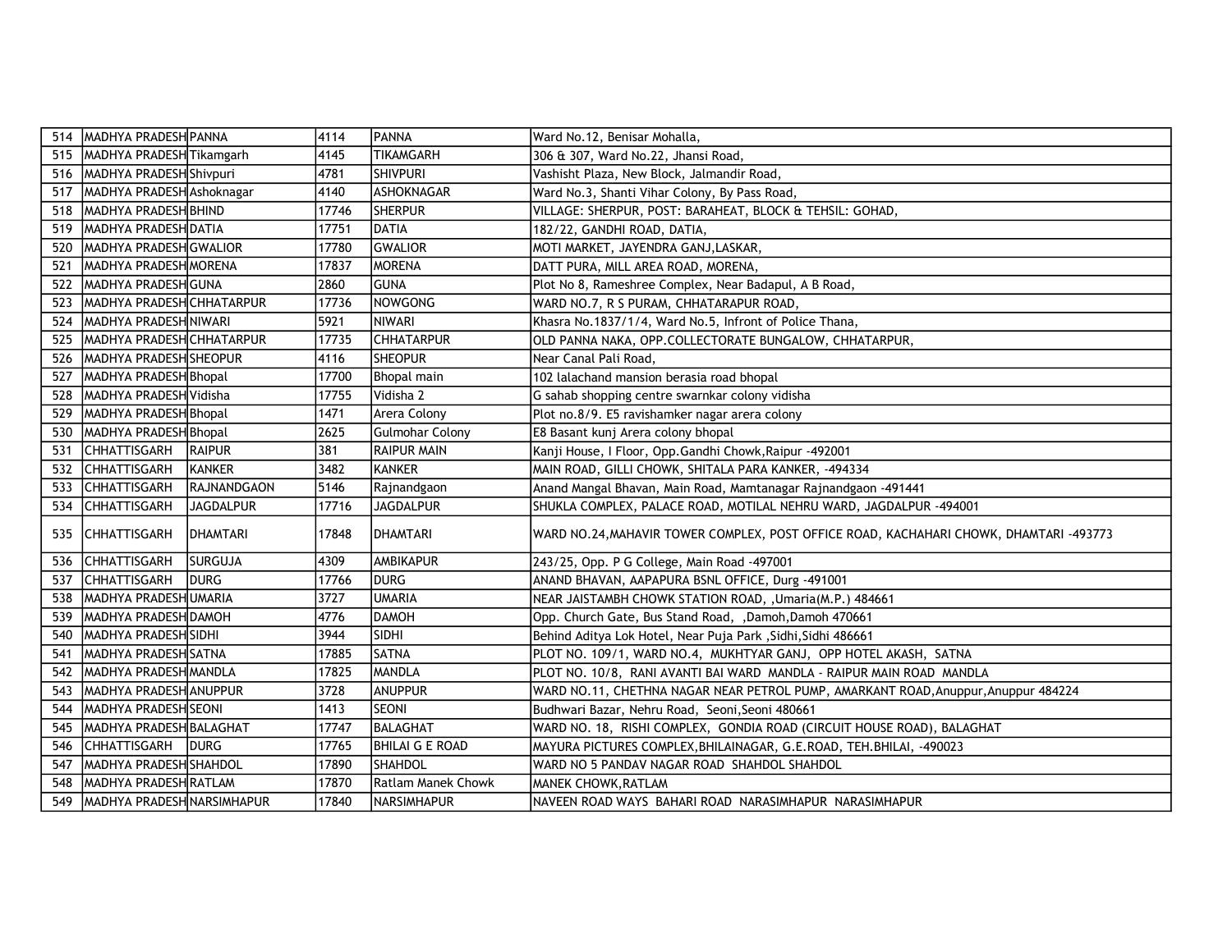| 514 | MADHYA PRADESH | PANNA | 4114 | PANNA | Ward No.12, Benisar Mohalla, |
|---|---|---|---|---|---|
| 515 | MADHYA PRADESH | Tikamgarh | 4145 | TIKAMGARH | 306 & 307, Ward No.22, Jhansi Road, |
| 516 | MADHYA PRADESH | Shivpuri | 4781 | SHIVPURI | Vashisht Plaza, New Block, Jalmandir Road, |
| 517 | MADHYA PRADESH | Ashoknagar | 4140 | ASHOKNAGAR | Ward No.3, Shanti Vihar Colony, By Pass Road, |
| 518 | MADHYA PRADESH | BHIND | 17746 | SHERPUR | VILLAGE: SHERPUR, POST: BARAHEAT, BLOCK & TEHSIL: GOHAD, |
| 519 | MADHYA PRADESH | DATIA | 17751 | DATIA | 182/22, GANDHI ROAD, DATIA, |
| 520 | MADHYA PRADESH | GWALIOR | 17780 | GWALIOR | MOTI MARKET, JAYENDRA GANJ,LASKAR, |
| 521 | MADHYA PRADESH | MORENA | 17837 | MORENA | DATT PURA, MILL AREA ROAD, MORENA, |
| 522 | MADHYA PRADESH | GUNA | 2860 | GUNA | Plot No 8, Rameshree Complex, Near Badapul, A B Road, |
| 523 | MADHYA PRADESH | CHHATARPUR | 17736 | NOWGONG | WARD NO.7, R S PURAM, CHHATARPUR ROAD, |
| 524 | MADHYA PRADESH | NIWARI | 5921 | NIWARI | Khasra No.1837/1/4, Ward No.5, Infront of Police Thana, |
| 525 | MADHYA PRADESH | CHHATARPUR | 17735 | CHHATARPUR | OLD PANNA NAKA, OPP.COLLECTORATE BUNGALOW, CHHATARPUR, |
| 526 | MADHYA PRADESH | SHEOPUR | 4116 | SHEOPUR | Near Canal Pali Road, |
| 527 | MADHYA PRADESH | Bhopal | 17700 | Bhopal main | 102 lalachand mansion berasia road bhopal |
| 528 | MADHYA PRADESH | Vidisha | 17755 | Vidisha 2 | G sahab shopping centre swarnkar colony vidisha |
| 529 | MADHYA PRADESH | Bhopal | 1471 | Arera Colony | Plot no.8/9. E5 ravishamker nagar arera colony |
| 530 | MADHYA PRADESH | Bhopal | 2625 | Gulmohar Colony | E8 Basant kunj Arera colony bhopal |
| 531 | CHHATTISGARH | RAIPUR | 381 | RAIPUR MAIN | Kanji House, I Floor, Opp.Gandhi Chowk,Raipur -492001 |
| 532 | CHHATTISGARH | KANKER | 3482 | KANKER | MAIN ROAD, GILLI CHOWK, SHITALA PARA KANKER, -494334 |
| 533 | CHHATTISGARH | RAJNANDGAON | 5146 | Rajnandgaon | Anand Mangal Bhavan, Main Road, Mamtanagar Rajnandgaon -491441 |
| 534 | CHHATTISGARH | JAGDALPUR | 17716 | JAGDALPUR | SHUKLA COMPLEX, PALACE ROAD, MOTILAL NEHRU WARD, JAGDALPUR -494001 |
| 535 | CHHATTISGARH | DHAMTARI | 17848 | DHAMTARI | WARD NO.24,MAHAVIR TOWER COMPLEX, POST OFFICE ROAD, KACHAHARI CHOWK, DHAMTARI -493773 |
| 536 | CHHATTISGARH | SURGUJA | 4309 | AMBIKAPUR | 243/25, Opp. P G College, Main Road -497001 |
| 537 | CHHATTISGARH | DURG | 17766 | DURG | ANAND BHAVAN, AAPAPURA BSNL OFFICE, Durg -491001 |
| 538 | MADHYA PRADESH | UMARIA | 3727 | UMARIA | NEAR JAISTAMBH CHOWK STATION ROAD, ,Umaria(M.P.) 484661 |
| 539 | MADHYA PRADESH | DAMOH | 4776 | DAMOH | Opp. Church Gate, Bus Stand Road, ,Damoh,Damoh 470661 |
| 540 | MADHYA PRADESH | SIDHI | 3944 | SIDHI | Behind Aditya Lok Hotel, Near Puja Park ,Sidhi,Sidhi 486661 |
| 541 | MADHYA PRADESH | SATNA | 17885 | SATNA | PLOT NO. 109/1, WARD NO.4, MUKHTYAR GANJ, OPP HOTEL AKASH, SATNA |
| 542 | MADHYA PRADESH | MANDLA | 17825 | MANDLA | PLOT NO. 10/8, RANI AVANTI BAI WARD MANDLA - RAIPUR MAIN ROAD MANDLA |
| 543 | MADHYA PRADESH | ANUPPUR | 3728 | ANUPPUR | WARD NO.11, CHETHNA NAGAR NEAR PETROL PUMP, AMARKANT ROAD,Anuppur,Anuppur 484224 |
| 544 | MADHYA PRADESH | SEONI | 1413 | SEONI | Budhwari Bazar, Nehru Road, Seoni,Seoni 480661 |
| 545 | MADHYA PRADESH | BALAGHAT | 17747 | BALAGHAT | WARD NO. 18, RISHI COMPLEX, GONDIA ROAD (CIRCUIT HOUSE ROAD), BALAGHAT |
| 546 | CHHATTISGARH | DURG | 17765 | BHILAI G E ROAD | MAYURA PICTURES COMPLEX,BHILAINAGAR, G.E.ROAD, TEH.BHILAI, -490023 |
| 547 | MADHYA PRADESH | SHAHDOL | 17890 | SHAHDOL | WARD NO 5 PANDAV NAGAR ROAD SHAHDOL SHAHDOL |
| 548 | MADHYA PRADESH | RATLAM | 17870 | Ratlam Manek Chowk | MANEK CHOWK,RATLAM |
| 549 | MADHYA PRADESH | NARSIMHAPUR | 17840 | NARSIMHAPUR | NAVEEN ROAD WAYS BAHARI ROAD NARASIMHAPUR NARASIMHAPUR |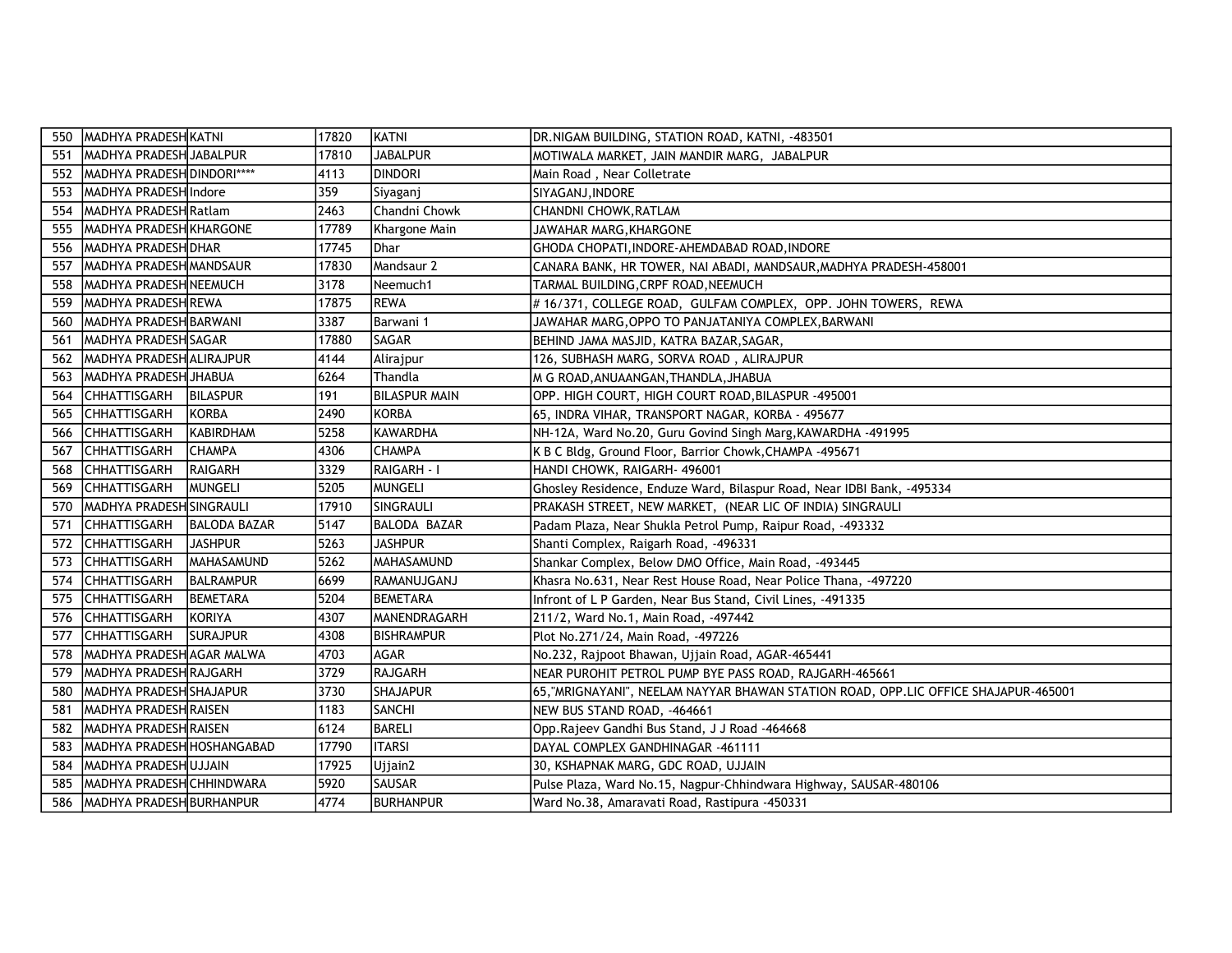| | | | | | |
|---|---|---|---|---|---|
| 550 | MADHYA PRADESH | KATNI | 17820 | KATNI | DR.NIGAM BUILDING, STATION ROAD, KATNI, -483501 |
| 551 | MADHYA PRADESH | JABALPUR | 17810 | JABALPUR | MOTIWALA MARKET, JAIN MANDIR MARG, JABALPUR |
| 552 | MADHYA PRADESH | DINDORI**** | 4113 | DINDORI | Main Road , Near Colletrate |
| 553 | MADHYA PRADESH | Indore | 359 | Siyaganj | SIYAGANJ,INDORE |
| 554 | MADHYA PRADESH | Ratlam | 2463 | Chandni Chowk | CHANDNI CHOWK,RATLAM |
| 555 | MADHYA PRADESH | KHARGONE | 17789 | Khargone Main | JAWAHAR MARG,KHARGONE |
| 556 | MADHYA PRADESH | DHAR | 17745 | Dhar | GHODA CHOPATI,INDORE-AHEMDABAD ROAD,INDORE |
| 557 | MADHYA PRADESH | MANDSAUR | 17830 | Mandsaur 2 | CANARA BANK, HR TOWER, NAI ABADI, MANDSAUR,MADHYA PRADESH-458001 |
| 558 | MADHYA PRADESH | NEEMUCH | 3178 | Neemuch1 | TARMAL BUILDING,CRPF ROAD,NEEMUCH |
| 559 | MADHYA PRADESH | REWA | 17875 | REWA | # 16/371, COLLEGE ROAD, GULFAM COMPLEX, OPP. JOHN TOWERS, REWA |
| 560 | MADHYA PRADESH | BARWANI | 3387 | Barwani 1 | JAWAHAR MARG,OPPO TO PANJATANIYA COMPLEX,BARWANI |
| 561 | MADHYA PRADESH | SAGAR | 17880 | SAGAR | BEHIND JAMA MASJID, KATRA BAZAR,SAGAR, |
| 562 | MADHYA PRADESH | ALIRAJPUR | 4144 | Alirajpur | 126, SUBHASH MARG, SORVA ROAD , ALIRAJPUR |
| 563 | MADHYA PRADESH | JHABUA | 6264 | Thandla | M G ROAD,ANUAANGAN,THANDLA,JHABUA |
| 564 | CHHATTISGARH | BILASPUR | 191 | BILASPUR MAIN | OPP. HIGH COURT, HIGH COURT ROAD,BILASPUR -495001 |
| 565 | CHHATTISGARH | KORBA | 2490 | KORBA | 65, INDRA VIHAR, TRANSPORT NAGAR, KORBA - 495677 |
| 566 | CHHATTISGARH | KABIRDHAM | 5258 | KAWARDHA | NH-12A, Ward No.20, Guru Govind Singh Marg,KAWARDHA -491995 |
| 567 | CHHATTISGARH | CHAMPA | 4306 | CHAMPA | K B C Bldg, Ground Floor, Barrior Chowk,CHAMPA -495671 |
| 568 | CHHATTISGARH | RAIGARH | 3329 | RAIGARH - I | HANDI CHOWK, RAIGARH- 496001 |
| 569 | CHHATTISGARH | MUNGELI | 5205 | MUNGELI | Ghosley Residence, Enduze Ward, Bilaspur Road, Near IDBI Bank, -495334 |
| 570 | MADHYA PRADESH | SINGRAULI | 17910 | SINGRAULI | PRAKASH STREET, NEW MARKET, (NEAR LIC OF INDIA) SINGRAULI |
| 571 | CHHATTISGARH | BALODA BAZAR | 5147 | BALODA BAZAR | Padam Plaza, Near Shukla Petrol Pump, Raipur Road, -493332 |
| 572 | CHHATTISGARH | JASHPUR | 5263 | JASHPUR | Shanti Complex, Raigarh Road, -496331 |
| 573 | CHHATTISGARH | MAHASAMUND | 5262 | MAHASAMUND | Shankar Complex, Below DMO Office, Main Road, -493445 |
| 574 | CHHATTISGARH | BALRAMPUR | 6699 | RAMANUJGANJ | Khasra No.631, Near Rest House Road, Near Police Thana, -497220 |
| 575 | CHHATTISGARH | BEMETARA | 5204 | BEMETARA | Infront of L P Garden, Near Bus Stand, Civil Lines, -491335 |
| 576 | CHHATTISGARH | KORIYA | 4307 | MANENDRAGARH | 211/2, Ward No.1, Main Road, -497442 |
| 577 | CHHATTISGARH | SURAJPUR | 4308 | BISHRAMPUR | Plot No.271/24, Main Road, -497226 |
| 578 | MADHYA PRADESH | AGAR MALWA | 4703 | AGAR | No.232, Rajpoot Bhawan, Ujjain Road, AGAR-465441 |
| 579 | MADHYA PRADESH | RAJGARH | 3729 | RAJGARH | NEAR PUROHIT PETROL PUMP BYE PASS ROAD, RAJGARH-465661 |
| 580 | MADHYA PRADESH | SHAJAPUR | 3730 | SHAJAPUR | 65,"MRIGNAYANI", NEELAM NAYYAR BHAWAN STATION ROAD, OPP.LIC OFFICE SHAJAPUR-465001 |
| 581 | MADHYA PRADESH | RAISEN | 1183 | SANCHI | NEW BUS STAND ROAD, -464661 |
| 582 | MADHYA PRADESH | RAISEN | 6124 | BARELI | Opp.Rajeev Gandhi Bus Stand, J J Road -464668 |
| 583 | MADHYA PRADESH | HOSHANGABAD | 17790 | ITARSI | DAYAL COMPLEX GANDHINAGAR -461111 |
| 584 | MADHYA PRADESH | UJJAIN | 17925 | Ujjain2 | 30, KSHAPNAK MARG, GDC ROAD, UJJAIN |
| 585 | MADHYA PRADESH | CHHINDWARA | 5920 | SAUSAR | Pulse Plaza, Ward No.15, Nagpur-Chhindwara Highway, SAUSAR-480106 |
| 586 | MADHYA PRADESH | BURHANPUR | 4774 | BURHANPUR | Ward No.38, Amaravati Road, Rastipura -450331 |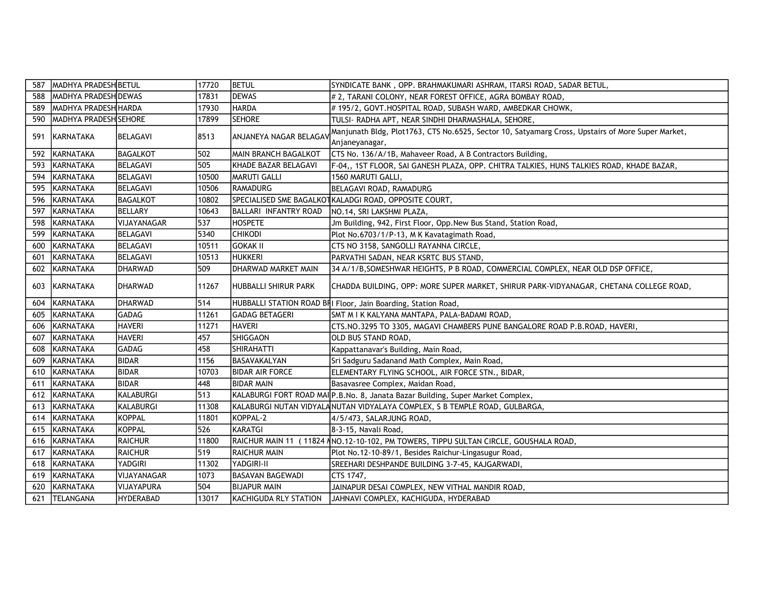| 587 | MADHYA PRADESH | BETUL | 17720 | BETUL | SYNDICATE BANK , OPP. BRAHMAKUMARI ASHRAM, ITARSI ROAD, SADAR BETUL, |
|---|---|---|---|---|---|
| 588 | MADHYA PRADESH | DEWAS | 17831 | DEWAS | # 2, TARANI COLONY, NEAR FOREST OFFICE, AGRA BOMBAY ROAD, |
| 589 | MADHYA PRADESH | HARDA | 17930 | HARDA | # 195/2, GOVT.HOSPITAL ROAD, SUBASH WARD, AMBEDKAR CHOWK, |
| 590 | MADHYA PRADESH | SEHORE | 17899 | SEHORE | TULSI- RADHA APT, NEAR SINDHI DHARMASHALA, SEHORE, |
| 591 | KARNATAKA | BELAGAVI | 8513 | ANJANEYA NAGAR BELAGAV | Manjunath Bldg, Plot1763, CTS No.6525, Sector 10, Satyamarg Cross, Upstairs of More Super Market, Anjaneyanagar, |
| 592 | KARNATAKA | BAGALKOT | 502 | MAIN BRANCH BAGALKOT | CTS No. 136/A/1B, Mahaveer Road, A B Contractors Building, |
| 593 | KARNATAKA | BELAGAVI | 505 | KHADE BAZAR BELAGAVI | F-04,, 1ST FLOOR, SAI GANESH PLAZA, OPP. CHITRA TALKIES, HUNS TALKIES ROAD, KHADE BAZAR, |
| 594 | KARNATAKA | BELAGAVI | 10500 | MARUTI GALLI | 1560 MARUTI GALLI, |
| 595 | KARNATAKA | BELAGAVI | 10506 | RAMADURG | BELAGAVI ROAD, RAMADURG |
| 596 | KARNATAKA | BAGALKOT | 10802 | SPECIALISED SME BAGALKOT | KALADGI ROAD, OPPOSITE COURT, |
| 597 | KARNATAKA | BELLARY | 10643 | BALLARI INFANTRY ROAD | NO.14, SRI LAKSHMI PLAZA, |
| 598 | KARNATAKA | VIJAYANAGAR | 537 | HOSPETE | Jm Building, 942, First Floor, Opp.New Bus Stand, Station Road, |
| 599 | KARNATAKA | BELAGAVI | 5340 | CHIKODI | Plot No.6703/1/P-13, M K Kavatagimath Road, |
| 600 | KARNATAKA | BELAGAVI | 10511 | GOKAK II | CTS NO 3158, SANGOLLI RAYANNA CIRCLE, |
| 601 | KARNATAKA | BELAGAVI | 10513 | HUKKERI | PARVATHI SADAN, NEAR KSRTC BUS STAND, |
| 602 | KARNATAKA | DHARWAD | 509 | DHARWAD MARKET MAIN | 34 A/1/B,SOMESHWAR HEIGHTS, P B ROAD, COMMERCIAL COMPLEX, NEAR OLD DSP OFFICE, |
| 603 | KARNATAKA | DHARWAD | 11267 | HUBBALLI SHIRUR PARK | CHADDA BUILDING, OPP: MORE SUPER MARKET, SHIRUR PARK-VIDYANAGAR, CHETANA COLLEGE ROAD, |
| 604 | KARNATAKA | DHARWAD | 514 | HUBBALLI STATION ROAD BR | I Floor, Jain Boarding, Station Road, |
| 605 | KARNATAKA | GADAG | 11261 | GADAG BETAGERI | SMT M I K KALYANA MANTAPA, PALA-BADAMI ROAD, |
| 606 | KARNATAKA | HAVERI | 11271 | HAVERI | CTS.NO.3295 TO 3305, MAGAVI CHAMBERS PUNE BANGALORE ROAD P.B.ROAD, HAVERI, |
| 607 | KARNATAKA | HAVERI | 457 | SHIGGAON | OLD BUS STAND ROAD, |
| 608 | KARNATAKA | GADAG | 458 | SHIRAHATTI | Kappattanavar's Building, Main Road, |
| 609 | KARNATAKA | BIDAR | 1156 | BASAVAKALYAN | Sri Sadguru Sadanand Math Complex, Main Road, |
| 610 | KARNATAKA | BIDAR | 10703 | BIDAR AIR FORCE | ELEMENTARY FLYING SCHOOL, AIR FORCE STN., BIDAR, |
| 611 | KARNATAKA | BIDAR | 448 | BIDAR MAIN | Basavasree Complex, Maidan Road, |
| 612 | KARNATAKA | KALABURGI | 513 | KALABURGI FORT ROAD MAI | P.B.No. 8, Janata Bazar Building, Super Market Complex, |
| 613 | KARNATAKA | KALABURGI | 11308 | KALABURGI NUTAN VIDYALA | NUTAN VIDYALAYA COMPLEX, S B TEMPLE ROAD, GULBARGA, |
| 614 | KARNATAKA | KOPPAL | 11801 | KOPPAL-2 | 4/5/473, SALARJUNG ROAD, |
| 615 | KARNATAKA | KOPPAL | 526 | KARATGI | 8-3-15, Navali Road, |
| 616 | KARNATAKA | RAICHUR | 11800 | RAICHUR MAIN 11 ( 11824 M | NO.12-10-102, PM TOWERS, TIPPU SULTAN CIRCLE, GOUSHALA ROAD, |
| 617 | KARNATAKA | RAICHUR | 519 | RAICHUR MAIN | Plot No.12-10-89/1, Besides Raichur-Lingasugur Road, |
| 618 | KARNATAKA | YADGIRI | 11302 | YADGIRI-II | SREEHARI DESHPANDE BUILDING 3-7-45, KAJGARWADI, |
| 619 | KARNATAKA | VIJAYANAGAR | 1073 | BASAVAN BAGEWADI | CTS 1747, |
| 620 | KARNATAKA | VIJAYAPURA | 504 | BIJAPUR MAIN | JAINAPUR DESAI COMPLEX, NEW VITHAL MANDIR ROAD, |
| 621 | TELANGANA | HYDERABAD | 13017 | KACHIGUDA RLY STATION | JAHNAVI COMPLEX, KACHIGUDA, HYDERABAD |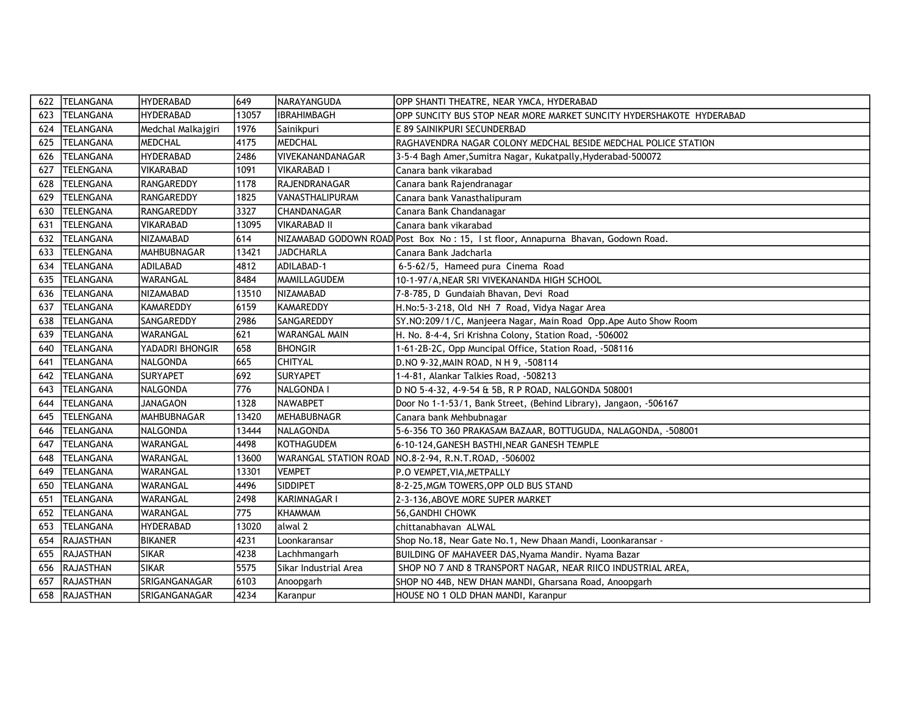| 622 | TELANGANA | HYDERABAD | 649 | NARAYANGUDA | OPP SHANTI THEATRE, NEAR YMCA, HYDERABAD |
|---|---|---|---|---|---|
| 623 | TELANGANA | HYDERABAD | 13057 | IBRAHIMBAGH | OPP SUNCITY BUS STOP NEAR MORE MARKET SUNCITY HYDERSHAKOTE HYDERABAD |
| 624 | TELANGANA | Medchal Malkajgiri | 1976 | Sainikpuri | E 89 SAINIKPURI SECUNDERBAD |
| 625 | TELANGANA | MEDCHAL | 4175 | MEDCHAL | RAGHAVENDRA NAGAR COLONY MEDCHAL BESIDE MEDCHAL POLICE STATION |
| 626 | TELANGANA | HYDERABAD | 2486 | VIVEKANANDANAGAR | 3-5-4 Bagh Amer,Sumitra Nagar, Kukatpally,Hyderabad-500072 |
| 627 | TELENGANA | VIKARABAD | 1091 | VIKARABAD I | Canara bank vikarabad |
| 628 | TELENGANA | RANGAREDDY | 1178 | RAJENDRANAGAR | Canara bank Rajendranagar |
| 629 | TELENGANA | RANGAREDDY | 1825 | VANASTHALIPURAM | Canara bank Vanasthalipuram |
| 630 | TELENGANA | RANGAREDDY | 3327 | CHANDANAGAR | Canara Bank Chandanagar |
| 631 | TELENGANA | VIKARABAD | 13095 | VIKARABAD II | Canara bank vikarabad |
| 632 | TELANGANA | NIZAMABAD | 614 | NIZAMABAD GODOWN ROAD | Post Box No : 15, I st floor, Annapurna Bhavan, Godown Road. |
| 633 | TELENGANA | MAHBUBNAGAR | 13421 | JADCHARLA | Canara Bank Jadcharla |
| 634 | TELANGANA | ADILABAD | 4812 | ADILABAD-1 | 6-5-62/5, Hameed pura Cinema Road |
| 635 | TELANGANA | WARANGAL | 8484 | MAMILLAGUDEM | 10-1-97/A,NEAR SRI VIVEKANANDA HIGH SCHOOL |
| 636 | TELANGANA | NIZAMABAD | 13510 | NIZAMABAD | 7-8-785, D Gundaiah Bhavan, Devi Road |
| 637 | TELANGANA | KAMAREDDY | 6159 | KAMAREDDY | H.No:5-3-218, Old NH 7 Road, Vidya Nagar Area |
| 638 | TELANGANA | SANGAREDDY | 2986 | SANGAREDDY | SY.NO:209/1/C, Manjeera Nagar, Main Road Opp.Ape Auto Show Room |
| 639 | TELANGANA | WARANGAL | 621 | WARANGAL MAIN | H. No. 8-4-4, Sri Krishna Colony, Station Road, -506002 |
| 640 | TELANGANA | YADADRI BHONGIR | 658 | BHONGIR | 1-61-2B-2C, Opp Muncipal Office, Station Road, -508116 |
| 641 | TELANGANA | NALGONDA | 665 | CHITYAL | D.NO 9-32,MAIN ROAD, N H 9, -508114 |
| 642 | TELANGANA | SURYAPET | 692 | SURYAPET | 1-4-81, Alankar Talkies Road, -508213 |
| 643 | TELANGANA | NALGONDA | 776 | NALGONDA I | D NO 5-4-32, 4-9-54 & 5B, R P ROAD, NALGONDA 508001 |
| 644 | TELANGANA | JANAGAON | 1328 | NAWABPET | Door No 1-1-53/1, Bank Street, (Behind Library), Jangaon, -506167 |
| 645 | TELENGANA | MAHBUBNAGAR | 13420 | MEHABUBNAGR | Canara bank Mehbubnagar |
| 646 | TELANGANA | NALGONDA | 13444 | NALAGONDA | 5-6-356 TO 360 PRAKASAM BAZAAR, BOTTUGUDA, NALAGONDA, -508001 |
| 647 | TELANGANA | WARANGAL | 4498 | KOTHAGUDEM | 6-10-124,GANESH BASTHI,NEAR GANESH TEMPLE |
| 648 | TELANGANA | WARANGAL | 13600 | WARANGAL STATION ROAD | NO.8-2-94, R.N.T.ROAD, -506002 |
| 649 | TELANGANA | WARANGAL | 13301 | VEMPET | P.O VEMPET,VIA,METPALLY |
| 650 | TELANGANA | WARANGAL | 4496 | SIDDIPET | 8-2-25,MGM TOWERS,OPP OLD BUS STAND |
| 651 | TELANGANA | WARANGAL | 2498 | KARIMNAGAR I | 2-3-136,ABOVE MORE SUPER MARKET |
| 652 | TELANGANA | WARANGAL | 775 | KHAMMAM | 56,GANDHI CHOWK |
| 653 | TELANGANA | HYDERABAD | 13020 | alwal 2 | chittanabhavan ALWAL |
| 654 | RAJASTHAN | BIKANER | 4231 | Loonkaransar | Shop No.18, Near Gate No.1, New Dhaan Mandi, Loonkaransar - |
| 655 | RAJASTHAN | SIKAR | 4238 | Lachhmangarh | BUILDING OF MAHAVEER DAS,Nyama Mandir. Nyama Bazar |
| 656 | RAJASTHAN | SIKAR | 5575 | Sikar Industrial Area | SHOP NO 7 AND 8 TRANSPORT NAGAR, NEAR RIICO INDUSTRIAL AREA, |
| 657 | RAJASTHAN | SRIGANGANAGAR | 6103 | Anoopgarh | SHOP NO 44B, NEW DHAN MANDI, Gharsana Road, Anoopgarh |
| 658 | RAJASTHAN | SRIGANGANAGAR | 4234 | Karanpur | HOUSE NO 1 OLD DHAN MANDI, Karanpur |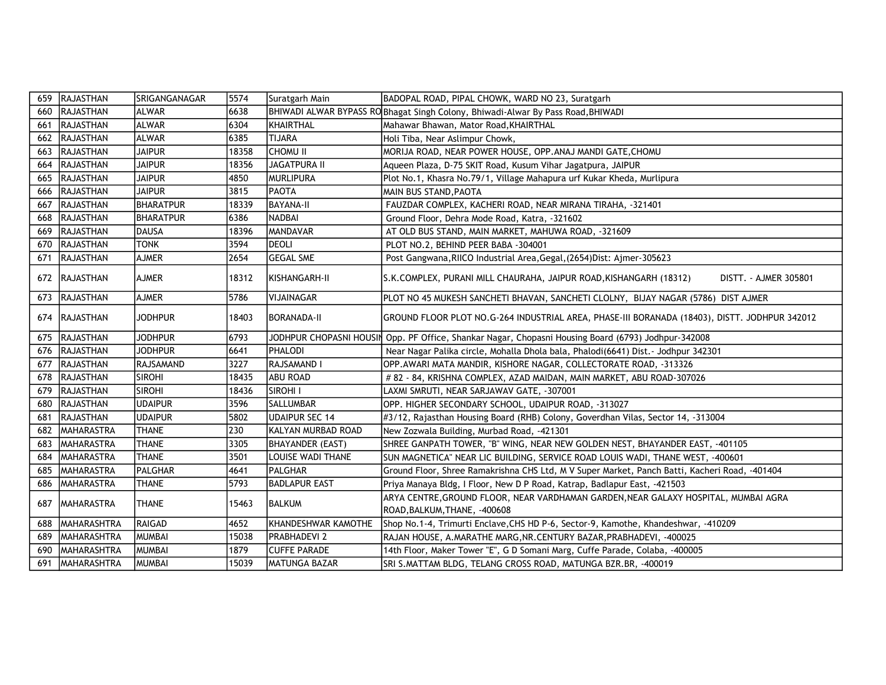| 659 | RAJASTHAN | SRIGANGANAGAR | 5574 | Suratgarh Main | BADOPAL ROAD, PIPAL CHOWK, WARD NO 23, Suratgarh |
|---|---|---|---|---|---|
| 660 | RAJASTHAN | ALWAR | 6638 | BHIWADI ALWAR BYPASS RO | Bhagat Singh Colony, Bhiwadi-Alwar By Pass Road,BHIWADI |
| 661 | RAJASTHAN | ALWAR | 6304 | KHAIRTHAL | Mahawar Bhawan, Mator Road,KHAIRTHAL |
| 662 | RAJASTHAN | ALWAR | 6385 | TIJARA | Holi Tiba, Near Aslimpur Chowk, |
| 663 | RAJASTHAN | JAIPUR | 18358 | CHOMU II | MORIJA ROAD, NEAR POWER HOUSE, OPP.ANAJ MANDI GATE,CHOMU |
| 664 | RAJASTHAN | JAIPUR | 18356 | JAGATPURA II | Aqueen Plaza, D-75 SKIT Road, Kusum Vihar Jagatpura, JAIPUR |
| 665 | RAJASTHAN | JAIPUR | 4850 | MURLIPURA | Plot No.1, Khasra No.79/1, Village Mahapura urf Kukar Kheda, Murlipura |
| 666 | RAJASTHAN | JAIPUR | 3815 | PAOTA | MAIN BUS STAND,PAOTA |
| 667 | RAJASTHAN | BHARATPUR | 18339 | BAYANA-II | FAUZDAR COMPLEX, KACHERI ROAD, NEAR MIRANA TIRAHA, -321401 |
| 668 | RAJASTHAN | BHARATPUR | 6386 | NADBAI | Ground Floor, Dehra Mode Road, Katra, -321602 |
| 669 | RAJASTHAN | DAUSA | 18396 | MANDAVAR | AT OLD BUS STAND, MAIN MARKET, MAHUWA ROAD, -321609 |
| 670 | RAJASTHAN | TONK | 3594 | DEOLI | PLOT NO.2, BEHIND PEER BABA -304001 |
| 671 | RAJASTHAN | AJMER | 2654 | GEGAL SME | Post Gangwana,RIICO Industrial Area,Gegal,(2654)Dist: Ajmer-305623 |
| 672 | RAJASTHAN | AJMER | 18312 | KISHANGARH-II | S.K.COMPLEX, PURANI MILL CHAURAHA, JAIPUR ROAD,KISHANGARH (18312) DISTT. - AJMER 305801 |
| 673 | RAJASTHAN | AJMER | 5786 | VIJAINAGAR | PLOT NO 45 MUKESH SANCHETI BHAVAN, SANCHETI CLOLNY, BIJAY NAGAR (5786) DIST AJMER |
| 674 | RAJASTHAN | JODHPUR | 18403 | BORANADA-II | GROUND FLOOR PLOT NO.G-264 INDUSTRIAL AREA, PHASE-III BORANADA (18403), DISTT. JODHPUR 342012 |
| 675 | RAJASTHAN | JODHPUR | 6793 | JODHPUR CHOPASNI HOUSIN | Opp. PF Office, Shankar Nagar, Chopasni Housing Board (6793) Jodhpur-342008 |
| 676 | RAJASTHAN | JODHPUR | 6641 | PHALODI | Near Nagar Palika circle, Mohalla Dhola bala, Phalodi(6641) Dist.- Jodhpur 342301 |
| 677 | RAJASTHAN | RAJSAMAND | 3227 | RAJSAMAND I | OPP.AWARI MATA MANDIR, KISHORE NAGAR, COLLECTORATE ROAD, -313326 |
| 678 | RAJASTHAN | SIROHI | 18435 | ABU ROAD | # 82 - 84, KRISHNA COMPLEX, AZAD MAIDAN, MAIN MARKET, ABU ROAD-307026 |
| 679 | RAJASTHAN | SIROHI | 18436 | SIROHI I | LAXMI SMRUTI, NEAR SARJAWAV GATE, -307001 |
| 680 | RAJASTHAN | UDAIPUR | 3596 | SALLUMBAR | OPP. HIGHER SECONDARY SCHOOL, UDAIPUR ROAD, -313027 |
| 681 | RAJASTHAN | UDAIPUR | 5802 | UDAIPUR SEC 14 | #3/12, Rajasthan Housing Board (RHB) Colony, Goverdhan Vilas, Sector 14, -313004 |
| 682 | MAHARASTRA | THANE | 230 | KALYAN MURBAD ROAD | New Zozwala Building, Murbad Road, -421301 |
| 683 | MAHARASTRA | THANE | 3305 | BHAYANDER (EAST) | SHREE GANPATH TOWER, "B" WING, NEAR NEW GOLDEN NEST, BHAYANDER EAST, -401105 |
| 684 | MAHARASTRA | THANE | 3501 | LOUISE WADI THANE | SUN MAGNETICA" NEAR LIC BUILDING, SERVICE ROAD LOUIS WADI, THANE WEST, -400601 |
| 685 | MAHARASTRA | PALGHAR | 4641 | PALGHAR | Ground Floor, Shree Ramakrishna CHS Ltd, M V Super Market, Panch Batti, Kacheri Road, -401404 |
| 686 | MAHARASTRA | THANE | 5793 | BADLAPUR EAST | Priya Manaya Bldg, I Floor, New D P Road, Katrap, Badlapur East, -421503 |
| 687 | MAHARASTRA | THANE | 15463 | BALKUM | ARYA CENTRE,GROUND FLOOR, NEAR VARDHAMAN GARDEN,NEAR GALAXY HOSPITAL, MUMBAI AGRA ROAD,BALKUM,THANE, -400608 |
| 688 | MAHARASHTRA | RAIGAD | 4652 | KHANDESHWAR KAMOTHE | Shop No.1-4, Trimurti Enclave,CHS HD P-6, Sector-9, Kamothe, Khandeshwar, -410209 |
| 689 | MAHARASHTRA | MUMBAI | 15038 | PRABHADEVI 2 | RAJAN HOUSE, A.MARATHE MARG,NR.CENTURY BAZAR,PRABHADEVI, -400025 |
| 690 | MAHARASHTRA | MUMBAI | 1879 | CUFFE PARADE | 14th Floor, Maker Tower "E", G D Somani Marg, Cuffe Parade, Colaba, -400005 |
| 691 | MAHARASHTRA | MUMBAI | 15039 | MATUNGA BAZAR | SRI S.MATTAM BLDG, TELANG CROSS ROAD, MATUNGA BZR.BR, -400019 |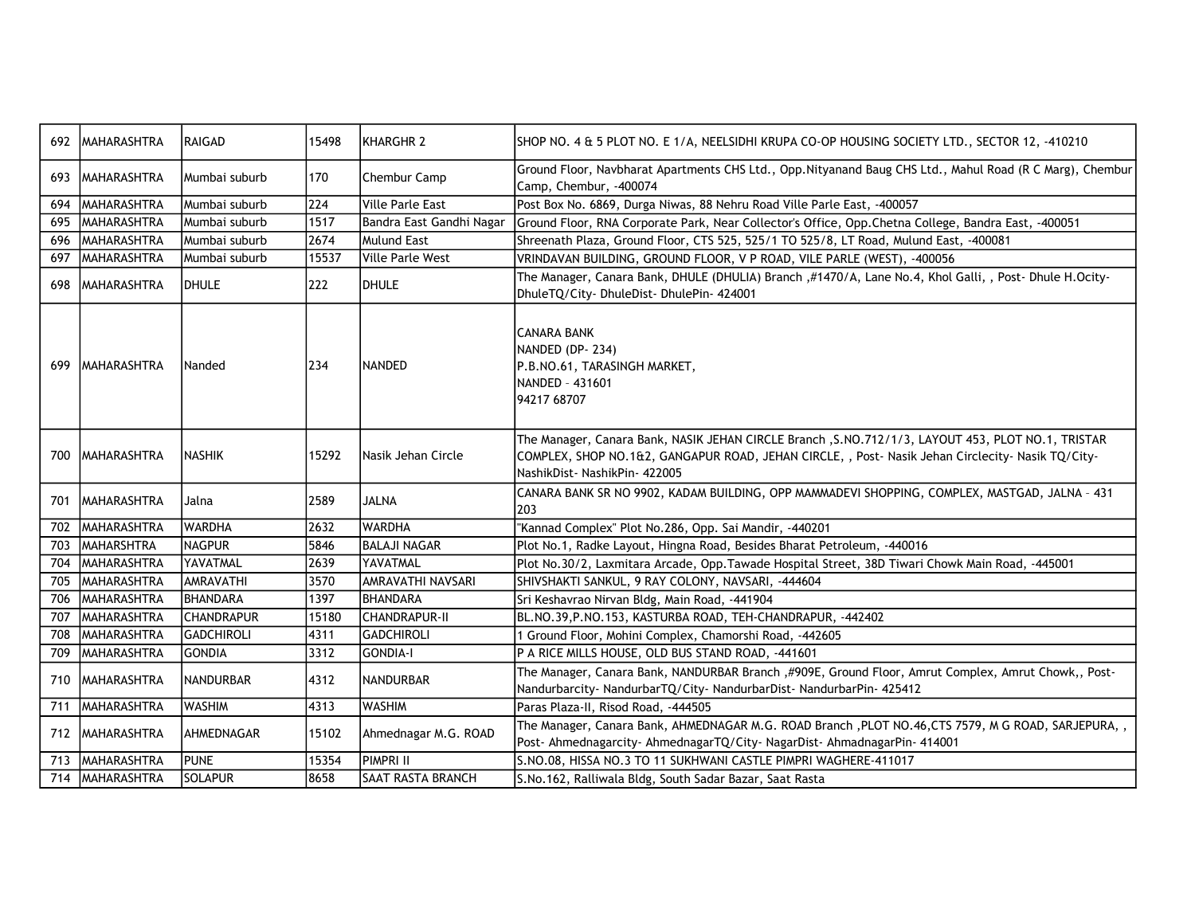| 692 | MAHARASHTRA | RAIGAD | 15498 | KHARGHR 2 | SHOP NO. 4 & 5 PLOT NO. E 1/A, NEELSIDHI KRUPA CO-OP HOUSING SOCIETY LTD., SECTOR 12, -410210 |
|---|---|---|---|---|---|
| 693 | MAHARASHTRA | Mumbai suburb | 170 | Chembur Camp | Ground Floor, Navbharat Apartments CHS Ltd., Opp.Nityanand Baug CHS Ltd., Mahul Road (R C Marg), Chembur Camp, Chembur, -400074 |
| 694 | MAHARASHTRA | Mumbai suburb | 224 | Ville Parle East | Post Box No. 6869, Durga Niwas, 88 Nehru Road Ville Parle East, -400057 |
| 695 | MAHARASHTRA | Mumbai suburb | 1517 | Bandra East Gandhi Nagar | Ground Floor, RNA Corporate Park, Near Collector's Office, Opp.Chetna College, Bandra East, -400051 |
| 696 | MAHARASHTRA | Mumbai suburb | 2674 | Mulund East | Shreenath Plaza, Ground Floor, CTS 525, 525/1 TO 525/8, LT Road, Mulund East, -400081 |
| 697 | MAHARASHTRA | Mumbai suburb | 15537 | Ville Parle West | VRINDAVAN BUILDING, GROUND FLOOR, V P ROAD, VILE PARLE (WEST), -400056 |
| 698 | MAHARASHTRA | DHULE | 222 | DHULE | The Manager, Canara Bank, DHULE (DHULIA) Branch ,#1470/A, Lane No.4, Khol Galli, , Post- Dhule H.Ocity- DhuleTQ/City- DhuleDist- DhulePin- 424001 |
| 699 | MAHARASHTRA | Nanded | 234 | NANDED | CANARA BANK<br>NANDED (DP- 234)<br>P.B.NO.61, TARASINGH MARKET,<br>NANDED – 431601<br>94217 68707 |
| 700 | MAHARASHTRA | NASHIK | 15292 | Nasik Jehan Circle | The Manager, Canara Bank, NASIK JEHAN CIRCLE Branch ,S.NO.712/1/3, LAYOUT 453, PLOT NO.1, TRISTAR COMPLEX, SHOP NO.1&2, GANGAPUR ROAD, JEHAN CIRCLE, , Post- Nasik Jehan Circlecity- Nasik TQ/City- NashikDist- NashikPin- 422005 |
| 701 | MAHARASHTRA | Jalna | 2589 | JALNA | CANARA BANK SR NO 9902, KADAM BUILDING, OPP MAMMADEVI SHOPPING, COMPLEX, MASTGAD, JALNA – 431 203 |
| 702 | MAHARASHTRA | WARDHA | 2632 | WARDHA | "Kannad Complex" Plot No.286, Opp. Sai Mandir, -440201 |
| 703 | MAHARSHTRA | NAGPUR | 5846 | BALAJI NAGAR | Plot No.1, Radke Layout, Hingna Road, Besides Bharat Petroleum, -440016 |
| 704 | MAHARASHTRA | YAVATMAL | 2639 | YAVATMAL | Plot No.30/2, Laxmitara Arcade, Opp.Tawade Hospital Street, 38D Tiwari Chowk Main Road, -445001 |
| 705 | MAHARASHTRA | AMRAVATHI | 3570 | AMRAVATHI NAVSARI | SHIVSHAKTI SANKUL, 9 RAY COLONY, NAVSARI, -444604 |
| 706 | MAHARASHTRA | BHANDARA | 1397 | BHANDARA | Sri Keshavrao Nirvan Bldg, Main Road, -441904 |
| 707 | MAHARASHTRA | CHANDRAPUR | 15180 | CHANDRAPUR-II | BL.NO.39,P.NO.153, KASTURBA ROAD, TEH-CHANDRAPUR, -442402 |
| 708 | MAHARASHTRA | GADCHIROLI | 4311 | GADCHIROLI | 1 Ground Floor, Mohini Complex, Chamorshi Road, -442605 |
| 709 | MAHARASHTRA | GONDIA | 3312 | GONDIA-I | P A RICE MILLS HOUSE, OLD BUS STAND ROAD, -441601 |
| 710 | MAHARASHTRA | NANDURBAR | 4312 | NANDURBAR | The Manager, Canara Bank, NANDURBAR Branch ,#909E, Ground Floor, Amrut Complex, Amrut Chowk,, Post- Nandurbarcity- NandurbarTQ/City- NandurbarDist- NandurbarPin- 425412 |
| 711 | MAHARASHTRA | WASHIM | 4313 | WASHIM | Paras Plaza-II, Risod Road, -444505 |
| 712 | MAHARASHTRA | AHMEDNAGAR | 15102 | Ahmednagar M.G. ROAD | The Manager, Canara Bank, AHMEDNAGAR M.G. ROAD Branch ,PLOT NO.46,CTS 7579, M G ROAD, SARJEPURA, , Post- Ahmednagarcity- AhmednagarTQ/City- NagarDist- AhmadnagarPin- 414001 |
| 713 | MAHARASHTRA | PUNE | 15354 | PIMPRI II | S.NO.08, HISSA NO.3 TO 11 SUKHWANI CASTLE PIMPRI WAGHERE-411017 |
| 714 | MAHARASHTRA | SOLAPUR | 8658 | SAAT RASTA BRANCH | S.No.162, Ralliwala Bldg, South Sadar Bazar, Saat Rasta |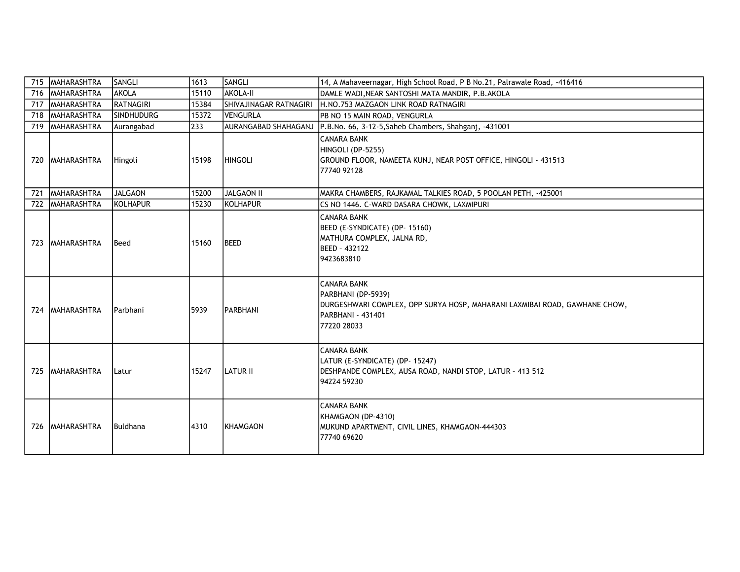| 715 | MAHARASHTRA | SANGLI | 1613 | SANGLI | 14, A Mahaveernagar, High School Road, P B No.21, Palrawale Road, -416416 |
|---|---|---|---|---|---|
| 716 | MAHARASHTRA | AKOLA | 15110 | AKOLA-II | DAMLE WADI,NEAR SANTOSHI MATA MANDIR, P.B.AKOLA |
| 717 | MAHARASHTRA | RATNAGIRI | 15384 | SHIVAJINAGAR RATNAGIRI | H.NO.753 MAZGAON LINK ROAD RATNAGIRI |
| 718 | MAHARASHTRA | SINDHUDURG | 15372 | VENGURLA | PB NO 15 MAIN ROAD, VENGURLA |
| 719 | MAHARASHTRA | Aurangabad | 233 | AURANGABAD SHAHAGANJ | P.B.No. 66, 3-12-5,Saheb Chambers, Shahganj, -431001 |
| 720 | MAHARASHTRA | Hingoli | 15198 | HINGOLI | CANARA BANK<br>HINGOLI (DP-5255)<br>GROUND FLOOR, NAMEETA KUNJ, NEAR POST OFFICE, HINGOLI - 431513<br>77740 92128 |
| 721 | MAHARASHTRA | JALGAON | 15200 | JALGAON II | MAKRA CHAMBERS, RAJKAMAL TALKIES ROAD, 5 POOLAN PETH, -425001 |
| 722 | MAHARASHTRA | KOLHAPUR | 15230 | KOLHAPUR | CS NO 1446. C-WARD DASARA CHOWK, LAXMIPURI |
| 723 | MAHARASHTRA | Beed | 15160 | BEED | CANARA BANK<br>BEED (E-SYNDICATE) (DP- 15160)<br>MATHURA COMPLEX, JALNA RD,<br>BEED – 432122<br>9423683810 |
| 724 | MAHARASHTRA | Parbhani | 5939 | PARBHANI | CANARA BANK<br>PARBHANI (DP-5939)<br>DURGESHWARI COMPLEX, OPP SURYA HOSP, MAHARANI LAXMIBAI ROAD, GAWHANE CHOW,<br>PARBHANI - 431401<br>77220 28033 |
| 725 | MAHARASHTRA | Latur | 15247 | LATUR II | CANARA BANK<br>LATUR (E-SYNDICATE) (DP- 15247)<br>DESHPANDE COMPLEX, AUSA ROAD, NANDI STOP, LATUR – 413 512<br>94224 59230 |
| 726 | MAHARASHTRA | Buldhana | 4310 | KHAMGAON | CANARA BANK<br>KHAMGAON (DP-4310)<br>MUKUND APARTMENT, CIVIL LINES, KHAMGAON-444303<br>77740 69620 |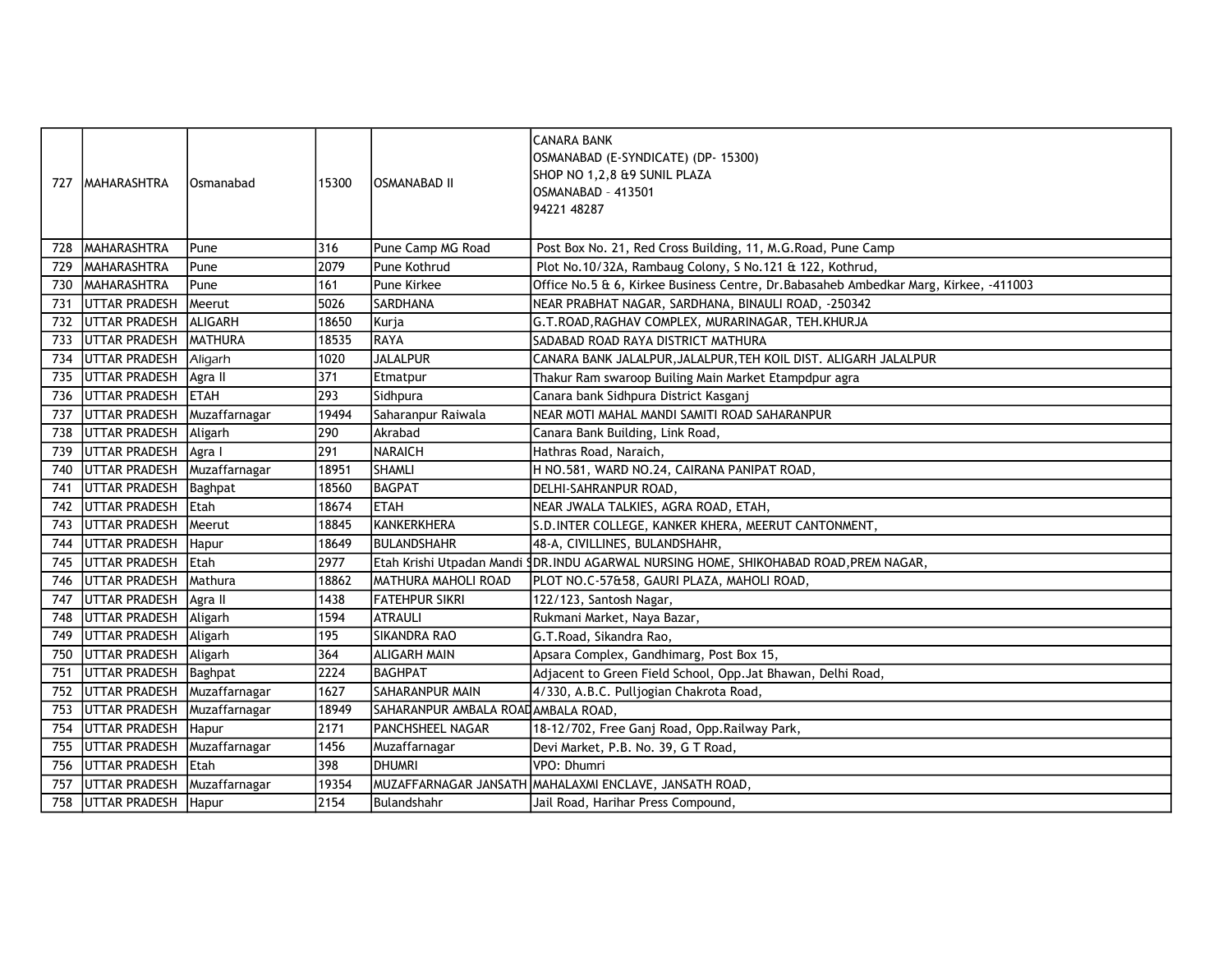| 727 | MAHARASHTRA | Osmanabad | 15300 | OSMANABAD II | CANARA BANK<br>OSMANABAD (E-SYNDICATE) (DP- 15300)<br>SHOP NO 1,2,8 &9 SUNIL PLAZA<br>OSMANABAD – 413501<br>94221 48287 |
|---|---|---|---|---|---|
| 728 | MAHARASHTRA | Pune | 316 | Pune Camp MG Road | Post Box No. 21, Red Cross Building, 11, M.G.Road, Pune Camp |
| 729 | MAHARASHTRA | Pune | 2079 | Pune Kothrud | Plot No.10/32A, Rambaug Colony, S No.121 & 122, Kothrud, |
| 730 | MAHARASHTRA | Pune | 161 | Pune Kirkee | Office No.5 & 6, Kirkee Business Centre, Dr.Babasaheb Ambedkar Marg, Kirkee, -411003 |
| 731 | UTTAR PRADESH | Meerut | 5026 | SARDHANA | NEAR PRABHAT NAGAR, SARDHANA, BINAULI ROAD, -250342 |
| 732 | UTTAR PRADESH | ALIGARH | 18650 | Kurja | G.T.ROAD,RAGHAV COMPLEX, MURARINAGAR, TEH.KHURJA |
| 733 | UTTAR PRADESH | MATHURA | 18535 | RAYA | SADABAD ROAD RAYA DISTRICT MATHURA |
| 734 | UTTAR PRADESH | Aligarh | 1020 | JALALPUR | CANARA BANK JALALPUR,JALALPUR,TEH KOIL DIST. ALIGARH JALALPUR |
| 735 | UTTAR PRADESH | Agra II | 371 | Etmatpur | Thakur Ram swaroop Builing Main Market Etampdpur agra |
| 736 | UTTAR PRADESH | ETAH | 293 | Sidhpura | Canara bank Sidhpura District Kasganj |
| 737 | UTTAR PRADESH | Muzaffarnagar | 19494 | Saharanpur Raiwala | NEAR MOTI MAHAL MANDI SAMITI ROAD SAHARANPUR |
| 738 | UTTAR PRADESH | Aligarh | 290 | Akrabad | Canara Bank Building, Link Road, |
| 739 | UTTAR PRADESH | Agra I | 291 | NARAICH | Hathras Road, Naraich, |
| 740 | UTTAR PRADESH | Muzaffarnagar | 18951 | SHAMLI | H NO.581, WARD NO.24, CAIRANA PANIPAT ROAD, |
| 741 | UTTAR PRADESH | Baghpat | 18560 | BAGPAT | DELHI-SAHRANPUR ROAD, |
| 742 | UTTAR PRADESH | Etah | 18674 | ETAH | NEAR JWALA TALKIES, AGRA ROAD, ETAH, |
| 743 | UTTAR PRADESH | Meerut | 18845 | KANKERKHERA | S.D.INTER COLLEGE, KANKER KHERA, MEERUT CANTONMENT, |
| 744 | UTTAR PRADESH | Hapur | 18649 | BULANDSHAHR | 48-A, CIVILLINES, BULANDSHAHR, |
| 745 | UTTAR PRADESH | Etah | 2977 | Etah Krishi Utpadan Mandi S | DR.INDU AGARWAL NURSING HOME, SHIKOHABAD ROAD,PREM NAGAR, |
| 746 | UTTAR PRADESH | Mathura | 18862 | MATHURA MAHOLI ROAD | PLOT NO.C-57&58, GAURI PLAZA, MAHOLI ROAD, |
| 747 | UTTAR PRADESH | Agra II | 1438 | FATEHPUR SIKRI | 122/123, Santosh Nagar, |
| 748 | UTTAR PRADESH | Aligarh | 1594 | ATRAULI | Rukmani Market, Naya Bazar, |
| 749 | UTTAR PRADESH | Aligarh | 195 | SIKANDRA RAO | G.T.Road, Sikandra Rao, |
| 750 | UTTAR PRADESH | Aligarh | 364 | ALIGARH MAIN | Apsara Complex, Gandhimarg, Post Box 15, |
| 751 | UTTAR PRADESH | Baghpat | 2224 | BAGHPAT | Adjacent to Green Field School, Opp.Jat Bhawan, Delhi Road, |
| 752 | UTTAR PRADESH | Muzaffarnagar | 1627 | SAHARANPUR MAIN | 4/330, A.B.C. Pulljogian Chakrota Road, |
| 753 | UTTAR PRADESH | Muzaffarnagar | 18949 | SAHARANPUR AMBALA ROAD | AMBALA ROAD, |
| 754 | UTTAR PRADESH | Hapur | 2171 | PANCHSHEEL NAGAR | 18-12/702, Free Ganj Road, Opp.Railway Park, |
| 755 | UTTAR PRADESH | Muzaffarnagar | 1456 | Muzaffarnagar | Devi Market, P.B. No. 39, G T Road, |
| 756 | UTTAR PRADESH | Etah | 398 | DHUMRI | VPO: Dhumri |
| 757 | UTTAR PRADESH | Muzaffarnagar | 19354 | MUZAFFARNAGAR JANSATH | MAHALAXMI ENCLAVE, JANSATH ROAD, |
| 758 | UTTAR PRADESH | Hapur | 2154 | Bulandshahr | Jail Road, Harihar Press Compound, |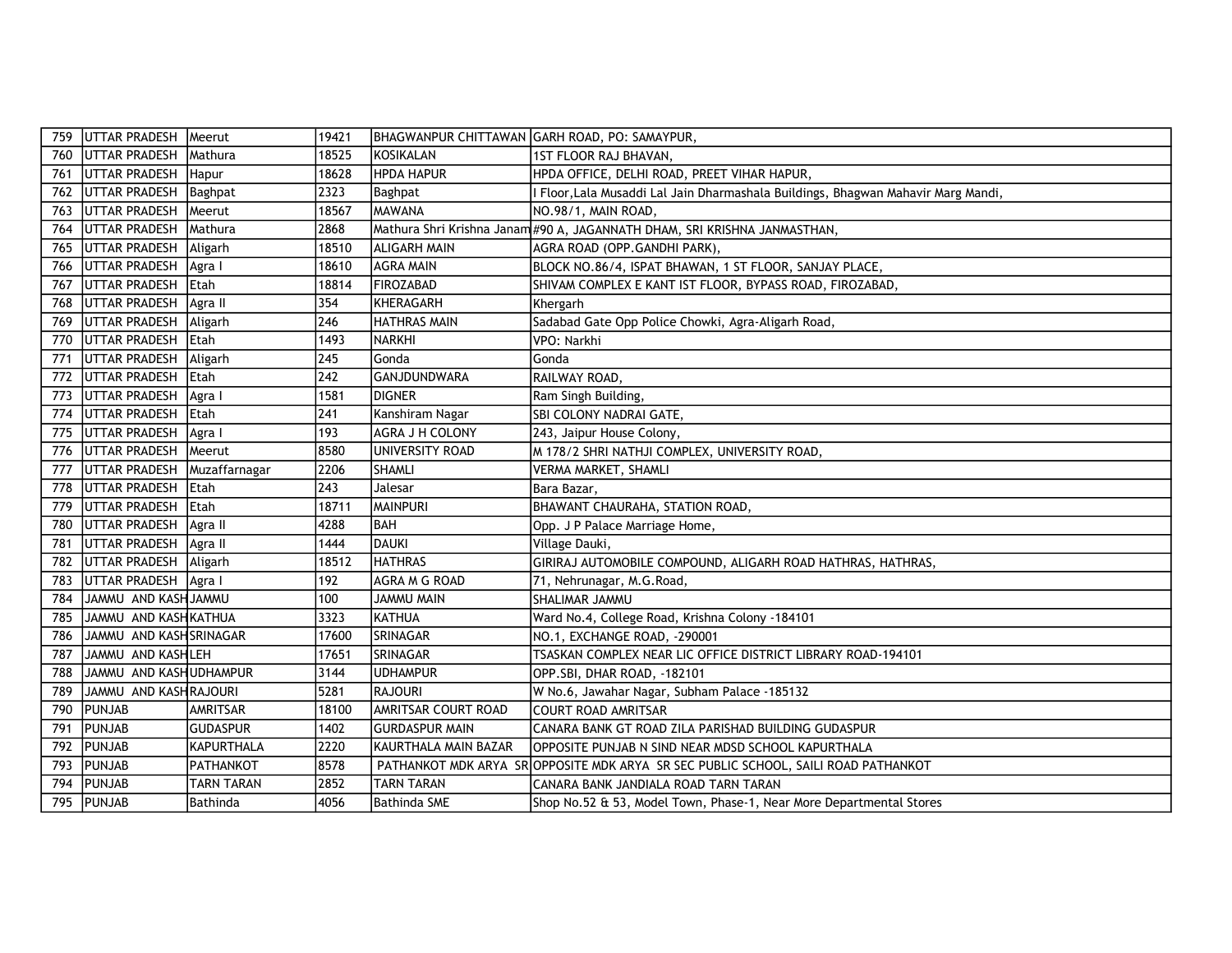| 759 | UTTAR PRADESH | Meerut | 19421 | BHAGWANPUR CHITTAWAN | GARH ROAD, PO: SAMAYPUR, |
|---|---|---|---|---|---|
| 760 | UTTAR PRADESH | Mathura | 18525 | KOSIKALAN | 1ST FLOOR RAJ BHAVAN, |
| 761 | UTTAR PRADESH | Hapur | 18628 | HPDA HAPUR | HPDA OFFICE, DELHI ROAD, PREET VIHAR HAPUR, |
| 762 | UTTAR PRADESH | Baghpat | 2323 | Baghpat | I Floor,Lala Musaddi Lal Jain Dharmashala Buildings, Bhagwan Mahavir Marg Mandi, |
| 763 | UTTAR PRADESH | Meerut | 18567 | MAWANA | NO.98/1, MAIN ROAD, |
| 764 | UTTAR PRADESH | Mathura | 2868 | Mathura Shri Krishna Janam | #90 A, JAGANNATH DHAM, SRI KRISHNA JANMASTHAN, |
| 765 | UTTAR PRADESH | Aligarh | 18510 | ALIGARH MAIN | AGRA ROAD (OPP.GANDHI PARK), |
| 766 | UTTAR PRADESH | Agra I | 18610 | AGRA MAIN | BLOCK NO.86/4, ISPAT BHAWAN, 1 ST FLOOR, SANJAY PLACE, |
| 767 | UTTAR PRADESH | Etah | 18814 | FIROZABAD | SHIVAM COMPLEX E KANT IST FLOOR, BYPASS ROAD, FIROZABAD, |
| 768 | UTTAR PRADESH | Agra II | 354 | KHERAGARH | Khergarh |
| 769 | UTTAR PRADESH | Aligarh | 246 | HATHRAS MAIN | Sadabad Gate Opp Police Chowki, Agra-Aligarh Road, |
| 770 | UTTAR PRADESH | Etah | 1493 | NARKHI | VPO: Narkhi |
| 771 | UTTAR PRADESH | Aligarh | 245 | Gonda | Gonda |
| 772 | UTTAR PRADESH | Etah | 242 | GANJDUNDWARA | RAILWAY ROAD, |
| 773 | UTTAR PRADESH | Agra I | 1581 | DIGNER | Ram Singh Building, |
| 774 | UTTAR PRADESH | Etah | 241 | Kanshiram Nagar | SBI COLONY NADRAI GATE, |
| 775 | UTTAR PRADESH | Agra I | 193 | AGRA J H COLONY | 243, Jaipur House Colony, |
| 776 | UTTAR PRADESH | Meerut | 8580 | UNIVERSITY ROAD | M 178/2 SHRI NATHJI COMPLEX, UNIVERSITY ROAD, |
| 777 | UTTAR PRADESH | Muzaffarnagar | 2206 | SHAMLI | VERMA MARKET, SHAMLI |
| 778 | UTTAR PRADESH | Etah | 243 | Jalesar | Bara Bazar, |
| 779 | UTTAR PRADESH | Etah | 18711 | MAINPURI | BHAWANT CHAURAHA, STATION ROAD, |
| 780 | UTTAR PRADESH | Agra II | 4288 | BAH | Opp. J P Palace Marriage Home, |
| 781 | UTTAR PRADESH | Agra II | 1444 | DAUKI | Village Dauki, |
| 782 | UTTAR PRADESH | Aligarh | 18512 | HATHRAS | GIRIRAJ AUTOMOBILE COMPOUND, ALIGARH ROAD HATHRAS, HATHRAS, |
| 783 | UTTAR PRADESH | Agra I | 192 | AGRA M G ROAD | 71, Nehrunagar, M.G.Road, |
| 784 | JAMMU AND KASH | JAMMU | 100 | JAMMU MAIN | SHALIMAR JAMMU |
| 785 | JAMMU AND KASH | KATHUA | 3323 | KATHUA | Ward No.4, College Road, Krishna Colony -184101 |
| 786 | JAMMU AND KASH | SRINAGAR | 17600 | SRINAGAR | NO.1, EXCHANGE ROAD, -290001 |
| 787 | JAMMU AND KASH | LEH | 17651 | SRINAGAR | TSASKAN COMPLEX NEAR LIC OFFICE DISTRICT LIBRARY ROAD-194101 |
| 788 | JAMMU AND KASH | UDHAMPUR | 3144 | UDHAMPUR | OPP.SBI, DHAR ROAD, -182101 |
| 789 | JAMMU AND KASH | RAJOURI | 5281 | RAJOURI | W No.6, Jawahar Nagar, Subham Palace -185132 |
| 790 | PUNJAB | AMRITSAR | 18100 | AMRITSAR COURT ROAD | COURT ROAD AMRITSAR |
| 791 | PUNJAB | GUDASPUR | 1402 | GURDASPUR MAIN | CANARA BANK GT ROAD ZILA PARISHAD BUILDING GUDASPUR |
| 792 | PUNJAB | KAPURTHALA | 2220 | KAURTHALA MAIN BAZAR | OPPOSITE PUNJAB N SIND NEAR MDSD SCHOOL KAPURTHALA |
| 793 | PUNJAB | PATHANKOT | 8578 | PATHANKOT MDK ARYA SR | OPPOSITE MDK ARYA SR SEC PUBLIC SCHOOL, SAILI ROAD PATHANKOT |
| 794 | PUNJAB | TARN TARAN | 2852 | TARN TARAN | CANARA BANK JANDIALA ROAD TARN TARAN |
| 795 | PUNJAB | Bathinda | 4056 | Bathinda SME | Shop No.52 & 53, Model Town, Phase-1, Near More Departmental Stores |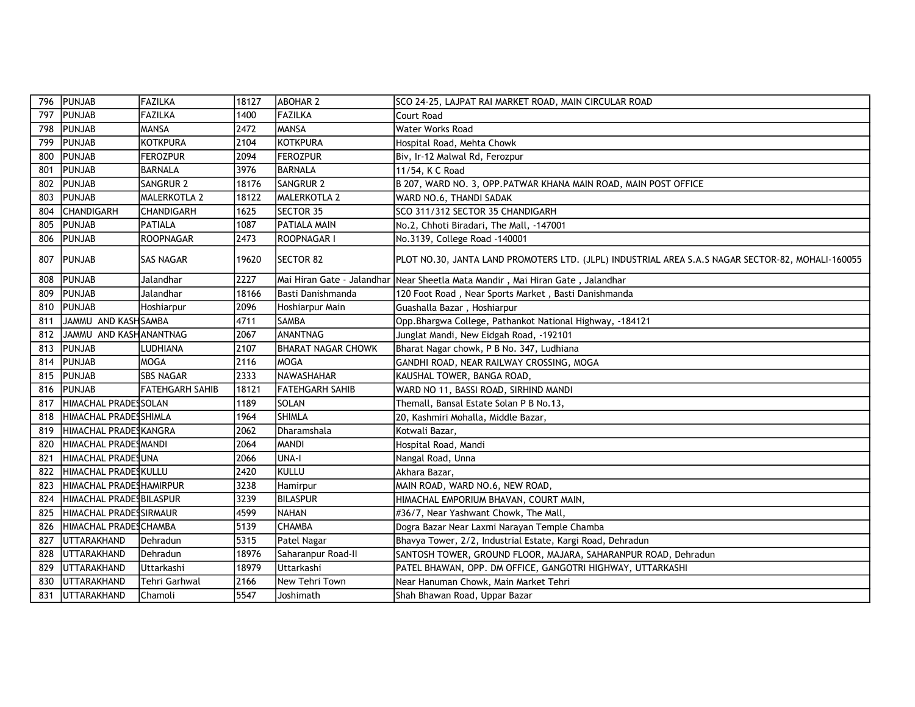| 796 | PUNJAB | FAZILKA | 18127 | ABOHAR 2 | SCO 24-25, LAJPAT RAI MARKET ROAD, MAIN CIRCULAR ROAD |
|---|---|---|---|---|---|
| 797 | PUNJAB | FAZILKA | 1400 | FAZILKA | Court Road |
| 798 | PUNJAB | MANSA | 2472 | MANSA | Water Works Road |
| 799 | PUNJAB | KOTKPURA | 2104 | KOTKPURA | Hospital Road, Mehta Chowk |
| 800 | PUNJAB | FEROZPUR | 2094 | FEROZPUR | Biv, Ir-12 Malwal Rd, Ferozpur |
| 801 | PUNJAB | BARNALA | 3976 | BARNALA | 11/54, K C Road |
| 802 | PUNJAB | SANGRUR 2 | 18176 | SANGRUR 2 | B 207, WARD NO. 3, OPP.PATWAR KHANA MAIN ROAD, MAIN POST OFFICE |
| 803 | PUNJAB | MALERKOTLA 2 | 18122 | MALERKOTLA 2 | WARD NO.6, THANDI SADAK |
| 804 | CHANDIGARH | CHANDIGARH | 1625 | SECTOR 35 | SCO 311/312 SECTOR 35 CHANDIGARH |
| 805 | PUNJAB | PATIALA | 1087 | PATIALA MAIN | No.2, Chhoti Biradari, The Mall, -147001 |
| 806 | PUNJAB | ROOPNAGAR | 2473 | ROOPNAGAR I | No.3139, College Road -140001 |
| 807 | PUNJAB | SAS NAGAR | 19620 | SECTOR 82 | PLOT NO.30, JANTA LAND PROMOTERS LTD. (JLPL) INDUSTRIAL AREA S.A.S NAGAR SECTOR-82, MOHALI-160055 |
| 808 | PUNJAB | Jalandhar | 2227 | Mai Hiran Gate - Jalandhar | Near Sheetla Mata Mandir , Mai Hiran Gate , Jalandhar |
| 809 | PUNJAB | Jalandhar | 18166 | Basti Danishmanda | 120 Foot Road , Near Sports Market , Basti Danishmanda |
| 810 | PUNJAB | Hoshiarpur | 2096 | Hoshiarpur Main | Guashalla Bazar , Hoshiarpur |
| 811 | JAMMU AND KASH | SAMBA | 4711 | SAMBA | Opp.Bhargwa College, Pathankot National Highway, -184121 |
| 812 | JAMMU AND KASH | ANANTNAG | 2067 | ANANTNAG | Junglat Mandi, New Eidgah Road, -192101 |
| 813 | PUNJAB | LUDHIANA | 2107 | BHARAT NAGAR CHOWK | Bharat Nagar chowk, P B No. 347, Ludhiana |
| 814 | PUNJAB | MOGA | 2116 | MOGA | GANDHI ROAD, NEAR RAILWAY CROSSING, MOGA |
| 815 | PUNJAB | SBS NAGAR | 2333 | NAWASHAHAR | KAUSHAL TOWER, BANGA ROAD, |
| 816 | PUNJAB | FATEHGARH SAHIB | 18121 | FATEHGARH SAHIB | WARD NO 11, BASSI ROAD, SIRHIND MANDI |
| 817 | HIMACHAL PRADES | SOLAN | 1189 | SOLAN | Themall, Bansal Estate Solan P B No.13, |
| 818 | HIMACHAL PRADES | SHIMLA | 1964 | SHIMLA | 20, Kashmiri Mohalla, Middle Bazar, |
| 819 | HIMACHAL PRADES | KANGRA | 2062 | Dharamshala | Kotwali Bazar, |
| 820 | HIMACHAL PRADES | MANDI | 2064 | MANDI | Hospital Road, Mandi |
| 821 | HIMACHAL PRADES | UNA | 2066 | UNA-I | Nangal Road, Unna |
| 822 | HIMACHAL PRADES | KULLU | 2420 | KULLU | Akhara Bazar, |
| 823 | HIMACHAL PRADES | HAMIRPUR | 3238 | Hamirpur | MAIN ROAD, WARD NO.6, NEW ROAD, |
| 824 | HIMACHAL PRADES | BILASPUR | 3239 | BILASPUR | HIMACHAL EMPORIUM BHAVAN, COURT MAIN, |
| 825 | HIMACHAL PRADES | SIRMAUR | 4599 | NAHAN | #36/7, Near Yashwant Chowk, The Mall, |
| 826 | HIMACHAL PRADES | CHAMBA | 5139 | CHAMBA | Dogra Bazar Near Laxmi Narayan Temple Chamba |
| 827 | UTTARAKHAND | Dehradun | 5315 | Patel Nagar | Bhavya Tower, 2/2, Industrial Estate, Kargi Road, Dehradun |
| 828 | UTTARAKHAND | Dehradun | 18976 | Saharanpur Road-II | SANTOSH TOWER, GROUND FLOOR, MAJARA, SAHARANPUR ROAD, Dehradun |
| 829 | UTTARAKHAND | Uttarkashi | 18979 | Uttarkashi | PATEL BHAWAN, OPP. DM OFFICE, GANGOTRI HIGHWAY, UTTARKASHI |
| 830 | UTTARAKHAND | Tehri Garhwal | 2166 | New Tehri Town | Near Hanuman Chowk, Main Market Tehri |
| 831 | UTTARAKHAND | Chamoli | 5547 | Joshimath | Shah Bhawan Road, Uppar Bazar |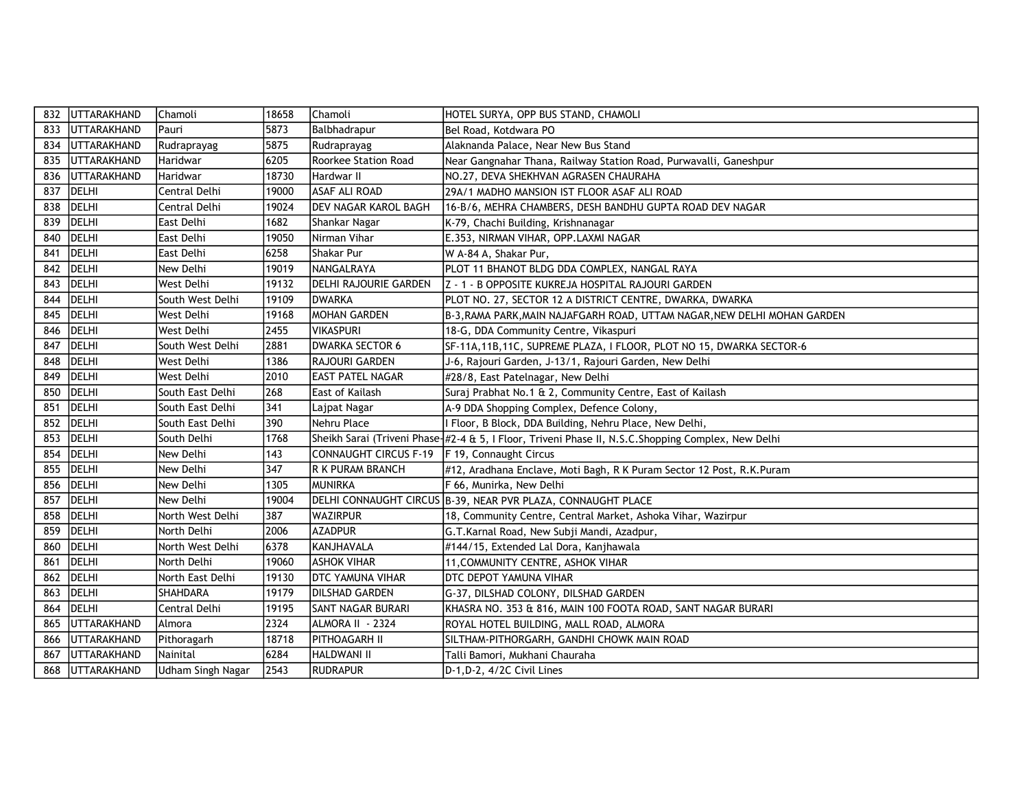| 832 | UTTARAKHAND | Chamoli | 18658 | Chamoli | HOTEL SURYA, OPP BUS STAND, CHAMOLI |
|---|---|---|---|---|---|
| 833 | UTTARAKHAND | Pauri | 5873 | Balbhadrapur | Bel Road, Kotdwara PO |
| 834 | UTTARAKHAND | Rudraprayag | 5875 | Rudraprayag | Alaknanda Palace, Near New Bus Stand |
| 835 | UTTARAKHAND | Haridwar | 6205 | Roorkee Station Road | Near Gangnahar Thana, Railway Station Road, Purwavalli, Ganeshpur |
| 836 | UTTARAKHAND | Haridwar | 18730 | Hardwar II | NO.27, DEVA SHEKHVAN AGRASEN CHAURAHA |
| 837 | DELHI | Central Delhi | 19000 | ASAF ALI ROAD | 29A/1 MADHO MANSION IST FLOOR ASAF ALI ROAD |
| 838 | DELHI | Central Delhi | 19024 | DEV NAGAR KAROL BAGH | 16-B/6, MEHRA CHAMBERS, DESH BANDHU GUPTA ROAD DEV NAGAR |
| 839 | DELHI | East Delhi | 1682 | Shankar Nagar | K-79, Chachi Building, Krishnanagar |
| 840 | DELHI | East Delhi | 19050 | Nirman Vihar | E.353, NIRMAN VIHAR, OPP.LAXMI NAGAR |
| 841 | DELHI | East Delhi | 6258 | Shakar Pur | W A-84 A, Shakar Pur, |
| 842 | DELHI | New Delhi | 19019 | NANGALRAYA | PLOT 11 BHANOT BLDG DDA COMPLEX, NANGAL RAYA |
| 843 | DELHI | West Delhi | 19132 | DELHI RAJOURIE GARDEN | Z - 1 - B OPPOSITE KUKREJA HOSPITAL RAJOURI GARDEN |
| 844 | DELHI | South West Delhi | 19109 | DWARKA | PLOT NO. 27, SECTOR 12 A DISTRICT CENTRE, DWARKA, DWARKA |
| 845 | DELHI | West Delhi | 19168 | MOHAN GARDEN | B-3,RAMA PARK,MAIN NAJAFGARH ROAD, UTTAM NAGAR,NEW DELHI MOHAN GARDEN |
| 846 | DELHI | West Delhi | 2455 | VIKASPURI | 18-G, DDA Community Centre, Vikaspuri |
| 847 | DELHI | South West Delhi | 2881 | DWARKA SECTOR 6 | SF-11A,11B,11C, SUPREME PLAZA, I FLOOR, PLOT NO 15, DWARKA SECTOR-6 |
| 848 | DELHI | West Delhi | 1386 | RAJOURI GARDEN | J-6, Rajouri Garden, J-13/1, Rajouri Garden, New Delhi |
| 849 | DELHI | West Delhi | 2010 | EAST PATEL NAGAR | #28/8, East Patelnagar, New Delhi |
| 850 | DELHI | South East Delhi | 268 | East of Kailash | Suraj Prabhat No.1 & 2, Community Centre, East of Kailash |
| 851 | DELHI | South East Delhi | 341 | Lajpat Nagar | A-9 DDA Shopping Complex, Defence Colony, |
| 852 | DELHI | South East Delhi | 390 | Nehru Place | I Floor, B Block, DDA Building, Nehru Place, New Delhi, |
| 853 | DELHI | South Delhi | 1768 | Sheikh Sarai (Triveni Phase- | #2-4 & 5, I Floor, Triveni Phase II, N.S.C.Shopping Complex, New Delhi |
| 854 | DELHI | New Delhi | 143 | CONNAUGHT CIRCUS F-19 | F 19, Connaught Circus |
| 855 | DELHI | New Delhi | 347 | R K PURAM BRANCH | #12, Aradhana Enclave, Moti Bagh, R K Puram Sector 12 Post, R.K.Puram |
| 856 | DELHI | New Delhi | 1305 | MUNIRKA | F 66, Munirka, New Delhi |
| 857 | DELHI | New Delhi | 19004 | DELHI CONNAUGHT CIRCUS | B-39, NEAR PVR PLAZA, CONNAUGHT PLACE |
| 858 | DELHI | North West Delhi | 387 | WAZIRPUR | 18, Community Centre, Central Market, Ashoka Vihar, Wazirpur |
| 859 | DELHI | North Delhi | 2006 | AZADPUR | G.T.Karnal Road, New Subji Mandi, Azadpur, |
| 860 | DELHI | North West Delhi | 6378 | KANJHAVALA | #144/15, Extended Lal Dora, Kanjhawala |
| 861 | DELHI | North Delhi | 19060 | ASHOK VIHAR | 11,COMMUNITY CENTRE, ASHOK VIHAR |
| 862 | DELHI | North East Delhi | 19130 | DTC YAMUNA VIHAR | DTC DEPOT YAMUNA VIHAR |
| 863 | DELHI | SHAHDARA | 19179 | DILSHAD GARDEN | G-37, DILSHAD COLONY, DILSHAD GARDEN |
| 864 | DELHI | Central Delhi | 19195 | SANT NAGAR BURARI | KHASRA NO. 353 & 816, MAIN 100 FOOTA ROAD, SANT NAGAR BURARI |
| 865 | UTTARAKHAND | Almora | 2324 | ALMORA II - 2324 | ROYAL HOTEL BUILDING, MALL ROAD, ALMORA |
| 866 | UTTARAKHAND | Pithoragarh | 18718 | PITHOAGARH II | SILTHAM-PITHORGARH, GANDHI CHOWK MAIN ROAD |
| 867 | UTTARAKHAND | Nainital | 6284 | HALDWANI II | Talli Bamori, Mukhani Chauraha |
| 868 | UTTARAKHAND | Udham Singh Nagar | 2543 | RUDRAPUR | D-1,D-2, 4/2C Civil Lines |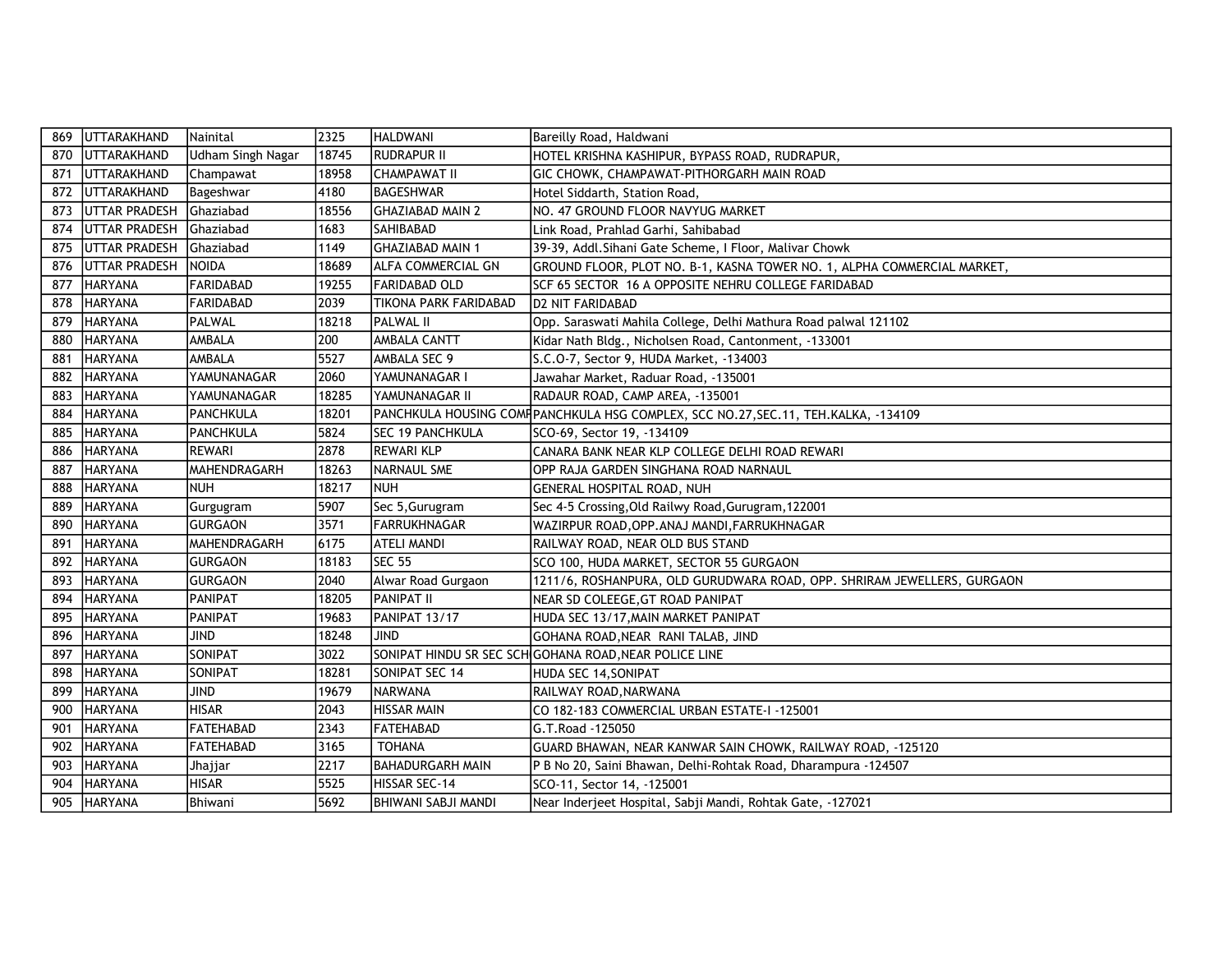| 869 | UTTARAKHAND | Nainital | 2325 | HALDWANI | Bareilly Road, Haldwani |
|---|---|---|---|---|---|
| 870 | UTTARAKHAND | Udham Singh Nagar | 18745 | RUDRAPUR II | HOTEL KRISHNA KASHIPUR, BYPASS ROAD, RUDRAPUR, |
| 871 | UTTARAKHAND | Champawat | 18958 | CHAMPAWAT II | GIC CHOWK, CHAMPAWAT-PITHORGARH MAIN ROAD |
| 872 | UTTARAKHAND | Bageshwar | 4180 | BAGESHWAR | Hotel Siddarth, Station Road, |
| 873 | UTTAR PRADESH | Ghaziabad | 18556 | GHAZIABAD MAIN 2 | NO. 47 GROUND FLOOR NAVYUG MARKET |
| 874 | UTTAR PRADESH | Ghaziabad | 1683 | SAHIBABAD | Link Road, Prahlad Garhi, Sahibabad |
| 875 | UTTAR PRADESH | Ghaziabad | 1149 | GHAZIABAD MAIN 1 | 39-39, Addl.Sihani Gate Scheme, I Floor, Malivar Chowk |
| 876 | UTTAR PRADESH | NOIDA | 18689 | ALFA COMMERCIAL GN | GROUND FLOOR, PLOT NO. B-1, KASNA TOWER NO. 1, ALPHA COMMERCIAL MARKET, |
| 877 | HARYANA | FARIDABAD | 19255 | FARIDABAD OLD | SCF 65 SECTOR 16 A OPPOSITE NEHRU COLLEGE FARIDABAD |
| 878 | HARYANA | FARIDABAD | 2039 | TIKONA PARK FARIDABAD | D2 NIT FARIDABAD |
| 879 | HARYANA | PALWAL | 18218 | PALWAL II | Opp. Saraswati Mahila College, Delhi Mathura Road palwal 121102 |
| 880 | HARYANA | AMBALA | 200 | AMBALA CANTT | Kidar Nath Bldg., Nicholsen Road, Cantonment, -133001 |
| 881 | HARYANA | AMBALA | 5527 | AMBALA SEC 9 | S.C.O-7, Sector 9, HUDA Market, -134003 |
| 882 | HARYANA | YAMUNANAGAR | 2060 | YAMUNANAGAR I | Jawahar Market, Raduar Road, -135001 |
| 883 | HARYANA | YAMUNANAGAR | 18285 | YAMUNANAGAR II | RADAUR ROAD, CAMP AREA, -135001 |
| 884 | HARYANA | PANCHKULA | 18201 | PANCHKULA HOUSING COMP | PANCHKULA HSG COMPLEX, SCC NO.27,SEC.11, TEH.KALKA, -134109 |
| 885 | HARYANA | PANCHKULA | 5824 | SEC 19 PANCHKULA | SCO-69, Sector 19, -134109 |
| 886 | HARYANA | REWARI | 2878 | REWARI KLP | CANARA BANK NEAR KLP COLLEGE DELHI ROAD REWARI |
| 887 | HARYANA | MAHENDRAGARH | 18263 | NARNAUL SME | OPP RAJA GARDEN SINGHANA ROAD NARNAUL |
| 888 | HARYANA | NUH | 18217 | NUH | GENERAL HOSPITAL ROAD, NUH |
| 889 | HARYANA | Gurugram | 5907 | Sec 5,Gurugram | Sec 4-5 Crossing,Old Railwy Road,Gurugram,122001 |
| 890 | HARYANA | GURGAON | 3571 | FARRUKHNAGAR | WAZIRPUR ROAD,OPP.ANAJ MANDI,FARRUKHNAGAR |
| 891 | HARYANA | MAHENDRAGARH | 6175 | ATELI MANDI | RAILWAY ROAD, NEAR OLD BUS STAND |
| 892 | HARYANA | GURGAON | 18183 | SEC 55 | SCO 100, HUDA MARKET, SECTOR 55 GURGAON |
| 893 | HARYANA | GURGAON | 2040 | Alwar Road Gurgaon | 1211/6, ROSHANPURA, OLD GURUDWARA ROAD, OPP. SHRIRAM JEWELLERS, GURGAON |
| 894 | HARYANA | PANIPAT | 18205 | PANIPAT II | NEAR SD COLEEGE,GT ROAD PANIPAT |
| 895 | HARYANA | PANIPAT | 19683 | PANIPAT 13/17 | HUDA SEC 13/17,MAIN MARKET PANIPAT |
| 896 | HARYANA | JIND | 18248 | JIND | GOHANA ROAD,NEAR RANI TALAB, JIND |
| 897 | HARYANA | SONIPAT | 3022 | SONIPAT HINDU SR SEC SCH | GOHANA ROAD,NEAR POLICE LINE |
| 898 | HARYANA | SONIPAT | 18281 | SONIPAT SEC 14 | HUDA SEC 14,SONIPAT |
| 899 | HARYANA | JIND | 19679 | NARWANA | RAILWAY ROAD,NARWANA |
| 900 | HARYANA | HISAR | 2043 | HISSAR MAIN | CO 182-183 COMMERCIAL URBAN ESTATE-I -125001 |
| 901 | HARYANA | FATEHABAD | 2343 | FATEHABAD | G.T.Road -125050 |
| 902 | HARYANA | FATEHABAD | 3165 | TOHANA | GUARD BHAWAN, NEAR KANWAR SAIN CHOWK, RAILWAY ROAD, -125120 |
| 903 | HARYANA | Jhajjar | 2217 | BAHADURGARH MAIN | P B No 20, Saini Bhawan, Delhi-Rohtak Road, Dharampura -124507 |
| 904 | HARYANA | HISAR | 5525 | HISSAR SEC-14 | SCO-11, Sector 14, -125001 |
| 905 | HARYANA | Bhiwani | 5692 | BHIWANI SABJI MANDI | Near Inderjeet Hospital, Sabji Mandi, Rohtak Gate, -127021 |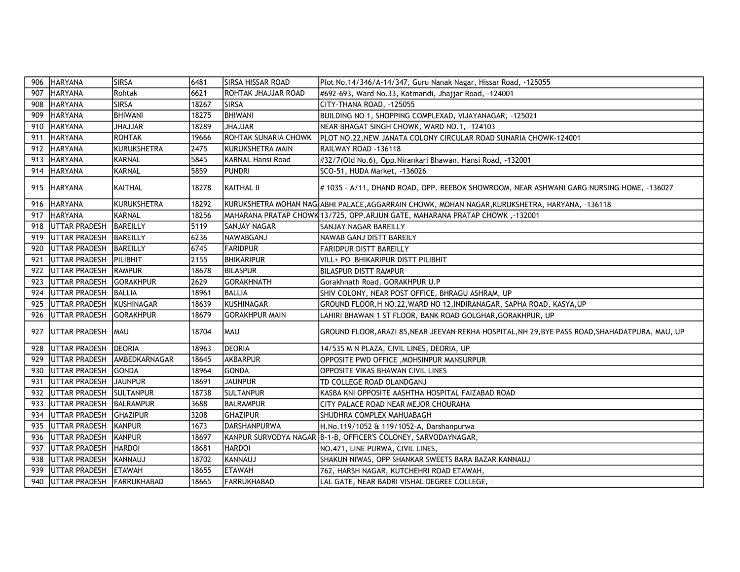| 906 | HARYANA | SIRSA | 6481 | SIRSA HISSAR ROAD | Plot No.14/346/A-14/347, Guru Nanak Nagar, Hissar Road, -125055 |
|---|---|---|---|---|---|
| 907 | HARYANA | Rohtak | 6621 | ROHTAK JHAJJAR ROAD | #692-693, Ward No.33, Katmandi, Jhajjar Road, -124001 |
| 908 | HARYANA | SIRSA | 18267 | SIRSA | CITY-THANA ROAD, -125055 |
| 909 | HARYANA | BHIWANI | 18275 | BHIWANI | BUILDING NO 1, SHOPPING COMPLEXAD, VIJAYANAGAR, -125021 |
| 910 | HARYANA | JHAJJAR | 18289 | JHAJJAR | NEAR BHAGAT SINGH CHOWK, WARD NO.1, -124103 |
| 911 | HARYANA | ROHTAK | 19666 | ROHTAK SUNARIA CHOWK | PLOT NO.22,NEW JANATA COLONY CIRCULAR ROAD SUNARIA CHOWK-124001 |
| 912 | HARYANA | KURUKSHETRA | 2475 | KURUKSHETRA MAIN | RAILWAY ROAD -136118 |
| 913 | HARYANA | KARNAL | 5845 | KARNAL Hansi Road | #32/7(Old No.6), Opp.Nirankari Bhawan, Hansi Road, -132001 |
| 914 | HARYANA | KARNAL | 5859 | PUNDRI | SCO-51, HUDA Market, -136026 |
| 915 | HARYANA | KAITHAL | 18278 | KAITHAL II | # 1035 - A/11, DHAND ROAD, OPP. REEBOK SHOWROOM, NEAR ASHWANI GARG NURSING HOME, -136027 |
| 916 | HARYANA | KURUKSHETRA | 18292 | KURUKSHETRA MOHAN NAG | ABHI PALACE,AGGARRAIN CHOWK, MOHAN NAGAR,KURUKSHETRA, HARYANA, -136118 |
| 917 | HARYANA | KARNAL | 18256 | MAHARANA PRATAP CHOWK | 13/725, OPP.ARJUN GATE, MAHARANA PRATAP CHOWK ,-132001 |
| 918 | UTTAR PRADESH | BAREILLY | 5119 | SANJAY NAGAR | SANJAY NAGAR BAREILLY |
| 919 | UTTAR PRADESH | BAREILLY | 6236 | NAWABGANJ | NAWAB GANJ DISTT BAREILLY |
| 920 | UTTAR PRADESH | BAREILLY | 6745 | FARIDPUR | FARIDPUR DISTT BAREILLY |
| 921 | UTTAR PRADESH | PILIBHIT | 2155 | BHIKARIPUR | VILL+ PO BHIKARIPUR DISTT PILIBHIT |
| 922 | UTTAR PRADESH | RAMPUR | 18678 | BILASPUR | BILASPUR DISTT RAMPUR |
| 923 | UTTAR PRADESH | GORAKHPUR | 2629 | GORAKHNATH | Gorakhnath Road, GORAKHPUR U.P |
| 924 | UTTAR PRADESH | BALLIA | 18961 | BALLIA | SHIV COLONY, NEAR POST OFFICE, BHRAGU ASHRAM, UP |
| 925 | UTTAR PRADESH | KUSHINAGAR | 18639 | KUSHINAGAR | GROUND FLOOR,H NO.22,WARD NO 12,INDIRANAGAR, SAPHA ROAD, KASYA,UP |
| 926 | UTTAR PRADESH | GORAKHPUR | 18679 | GORAKHPUR MAIN | LAHIRI BHAWAN 1 ST FLOOR, BANK ROAD GOLGHAR,GORAKHPUR, UP |
| 927 | UTTAR PRADESH | MAU | 18704 | MAU | GROUND FLOOR,ARAZI 85,NEAR JEEVAN REKHA HOSPITAL,NH 29,BYE PASS ROAD,SHAHADATPURA, MAU, UP |
| 928 | UTTAR PRADESH | DEORIA | 18963 | DEORIA | 14/535 M N PLAZA, CIVIL LINES, DEORIA, UP |
| 929 | UTTAR PRADESH | AMBEDKARNAGAR | 18645 | AKBARPUR | OPPOSITE PWD OFFICE ,MOHSINPUR MANSURPUR |
| 930 | UTTAR PRADESH | GONDA | 18964 | GONDA | OPPOSITE VIKAS BHAWAN CIVIL LINES |
| 931 | UTTAR PRADESH | JAUNPUR | 18691 | JAUNPUR | TD COLLEGE ROAD OLANDGANJ |
| 932 | UTTAR PRADESH | SULTANPUR | 18738 | SULTANPUR | KASBA KNI OPPOSITE AASHTHA HOSPITAL FAIZABAD ROAD |
| 933 | UTTAR PRADESH | BALRAMPUR | 3688 | BALRAMPUR | CITY PALACE ROAD NEAR MEJOR CHOURAHA |
| 934 | UTTAR PRADESH | GHAZIPUR | 3208 | GHAZIPUR | SHUDHRA COMPLEX MAHUABAGH |
| 935 | UTTAR PRADESH | KANPUR | 1673 | DARSHANPURWA | H.No.119/1052 & 119/1052-A, Darshanpurwa |
| 936 | UTTAR PRADESH | KANPUR | 18697 | KANPUR SURVODYA NAGAR | B-1-B, OFFICER'S COLONEY, SARVODAYNAGAR, |
| 937 | UTTAR PRADESH | HARDOI | 18681 | HARDOI | NO.471, LINE PURWA, CIVIL LINES, |
| 938 | UTTAR PRADESH | KANNAUJ | 18702 | KANNAUJ | SHAKUN NIWAS, OPP SHANKAR SWEETS BARA BAZAR KANNAUJ |
| 939 | UTTAR PRADESH | ETAWAH | 18655 | ETAWAH | 762, HARSH NAGAR, KUTCHEHRI ROAD ETAWAH, |
| 940 | UTTAR PRADESH | FARRUKHABAD | 18665 | FARRUKHABAD | LAL GATE, NEAR BADRI VISHAL DEGREE COLLEGE, - |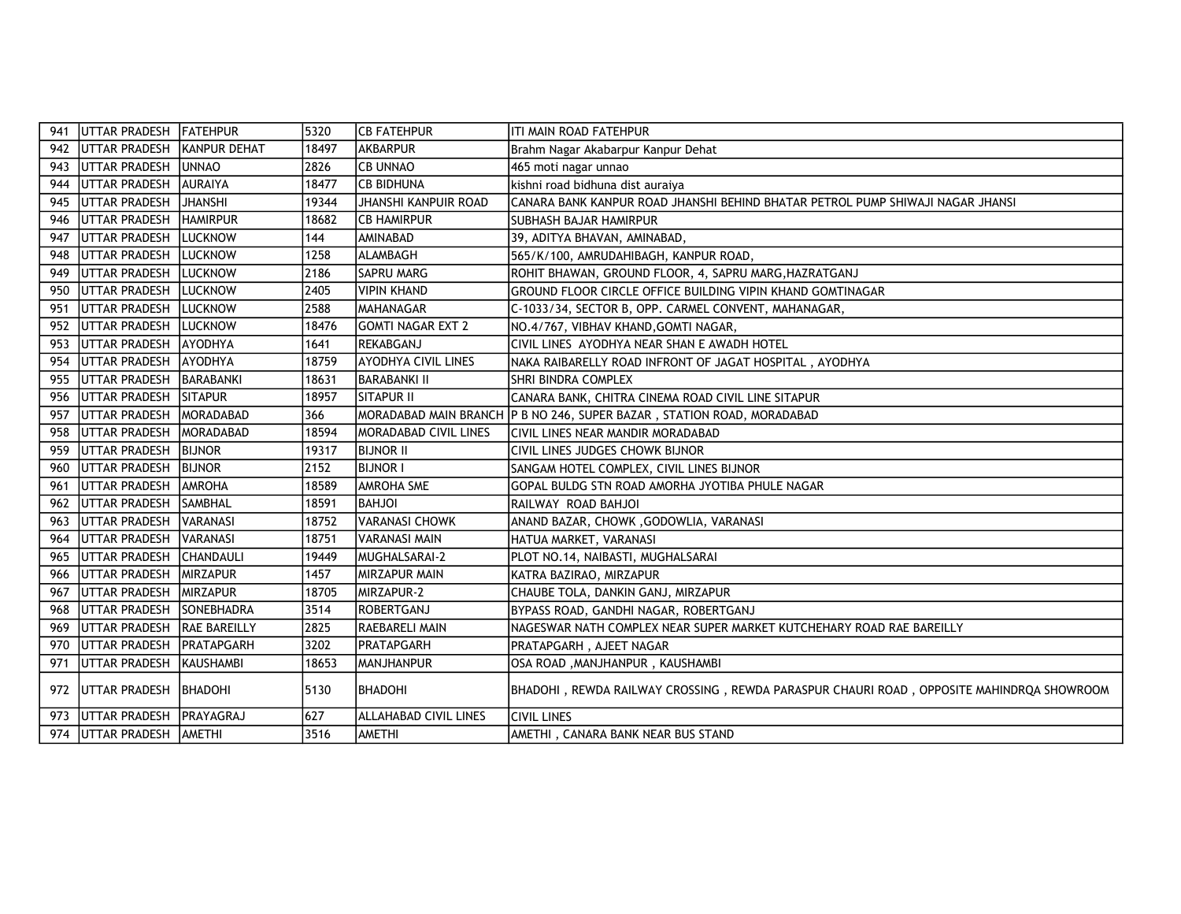| | | | | | |
|---|---|---|---|---|---|
| 941 | UTTAR PRADESH | FATEHPUR | 5320 | CB FATEHPUR | ITI MAIN ROAD FATEHPUR |
| 942 | UTTAR PRADESH | KANPUR DEHAT | 18497 | AKBARPUR | Brahm Nagar Akabarpur Kanpur Dehat |
| 943 | UTTAR PRADESH | UNNAO | 2826 | CB UNNAO | 465 moti nagar unnao |
| 944 | UTTAR PRADESH | AURAIYA | 18477 | CB BIDHUNA | kishni road bidhuna dist auraiya |
| 945 | UTTAR PRADESH | JHANSHI | 19344 | JHANSHI KANPUIR ROAD | CANARA BANK KANPUR ROAD JHANSHI BEHIND BHATAR PETROL PUMP SHIWAJI NAGAR JHANSI |
| 946 | UTTAR PRADESH | HAMIRPUR | 18682 | CB HAMIRPUR | SUBHASH BAJAR HAMIRPUR |
| 947 | UTTAR PRADESH | LUCKNOW | 144 | AMINABAD | 39, ADITYA BHAVAN, AMINABAD, |
| 948 | UTTAR PRADESH | LUCKNOW | 1258 | ALAMBAGH | 565/K/100, AMRUDAHIBAGH, KANPUR ROAD, |
| 949 | UTTAR PRADESH | LUCKNOW | 2186 | SAPRU MARG | ROHIT BHAWAN, GROUND FLOOR, 4, SAPRU MARG,HAZRATGANJ |
| 950 | UTTAR PRADESH | LUCKNOW | 2405 | VIPIN KHAND | GROUND FLOOR CIRCLE OFFICE BUILDING VIPIN KHAND GOMTINAGAR |
| 951 | UTTAR PRADESH | LUCKNOW | 2588 | MAHANAGAR | C-1033/34, SECTOR B, OPP. CARMEL CONVENT, MAHANAGAR, |
| 952 | UTTAR PRADESH | LUCKNOW | 18476 | GOMTI NAGAR EXT 2 | NO.4/767, VIBHAV KHAND,GOMTI NAGAR, |
| 953 | UTTAR PRADESH | AYODHYA | 1641 | REKABGANJ | CIVIL LINES AYODHYA NEAR SHAN E AWADH HOTEL |
| 954 | UTTAR PRADESH | AYODHYA | 18759 | AYODHYA CIVIL LINES | NAKA RAIBARELLY ROAD INFRONT OF JAGAT HOSPITAL , AYODHYA |
| 955 | UTTAR PRADESH | BARABANKI | 18631 | BARABANKI II | SHRI BINDRA COMPLEX |
| 956 | UTTAR PRADESH | SITAPUR | 18957 | SITAPUR II | CANARA BANK, CHITRA CINEMA ROAD CIVIL LINE SITAPUR |
| 957 | UTTAR PRADESH | MORADABAD | 366 | MORADABAD MAIN BRANCH | P B NO 246, SUPER BAZAR , STATION ROAD, MORADABAD |
| 958 | UTTAR PRADESH | MORADABAD | 18594 | MORADABAD CIVIL LINES | CIVIL LINES NEAR MANDIR MORADABAD |
| 959 | UTTAR PRADESH | BIJNOR | 19317 | BIJNOR II | CIVIL LINES JUDGES CHOWK BIJNOR |
| 960 | UTTAR PRADESH | BIJNOR | 2152 | BIJNOR I | SANGAM HOTEL COMPLEX, CIVIL LINES BIJNOR |
| 961 | UTTAR PRADESH | AMROHA | 18589 | AMROHA SME | GOPAL BULDG STN ROAD AMORHA JYOTIBA PHULE NAGAR |
| 962 | UTTAR PRADESH | SAMBHAL | 18591 | BAHJOI | RAILWAY ROAD BAHJOI |
| 963 | UTTAR PRADESH | VARANASI | 18752 | VARANASI CHOWK | ANAND BAZAR, CHOWK ,GODOWLIA, VARANASI |
| 964 | UTTAR PRADESH | VARANASI | 18751 | VARANASI MAIN | HATUA MARKET, VARANASI |
| 965 | UTTAR PRADESH | CHANDAULI | 19449 | MUGHALSARAI-2 | PLOT NO.14, NAIBASTI, MUGHALSARAI |
| 966 | UTTAR PRADESH | MIRZAPUR | 1457 | MIRZAPUR MAIN | KATRA BAZIRAO, MIRZAPUR |
| 967 | UTTAR PRADESH | MIRZAPUR | 18705 | MIRZAPUR-2 | CHAUBE TOLA, DANKIN GANJ, MIRZAPUR |
| 968 | UTTAR PRADESH | SONEBHADRA | 3514 | ROBERTGANJ | BYPASS ROAD, GANDHI NAGAR, ROBERTGANJ |
| 969 | UTTAR PRADESH | RAE BAREILLY | 2825 | RAEBARELI MAIN | NAGESWAR NATH COMPLEX NEAR SUPER MARKET KUTCHEHARY ROAD RAE BAREILLY |
| 970 | UTTAR PRADESH | PRATAPGARH | 3202 | PRATAPGARH | PRATAPGARH , AJEET NAGAR |
| 971 | UTTAR PRADESH | KAUSHAMBI | 18653 | MANJHANPUR | OSA ROAD ,MANJHANPUR , KAUSHAMBI |
| 972 | UTTAR PRADESH | BHADOHI | 5130 | BHADOHI | BHADOHI , REWDA RAILWAY CROSSING , REWDA PARASPUR CHAURI ROAD , OPPOSITE MAHINDRQA SHOWROOM |
| 973 | UTTAR PRADESH | PRAYAGRAJ | 627 | ALLAHABAD CIVIL LINES | CIVIL LINES |
| 974 | UTTAR PRADESH | AMETHI | 3516 | AMETHI | AMETHI , CANARA BANK NEAR BUS STAND |